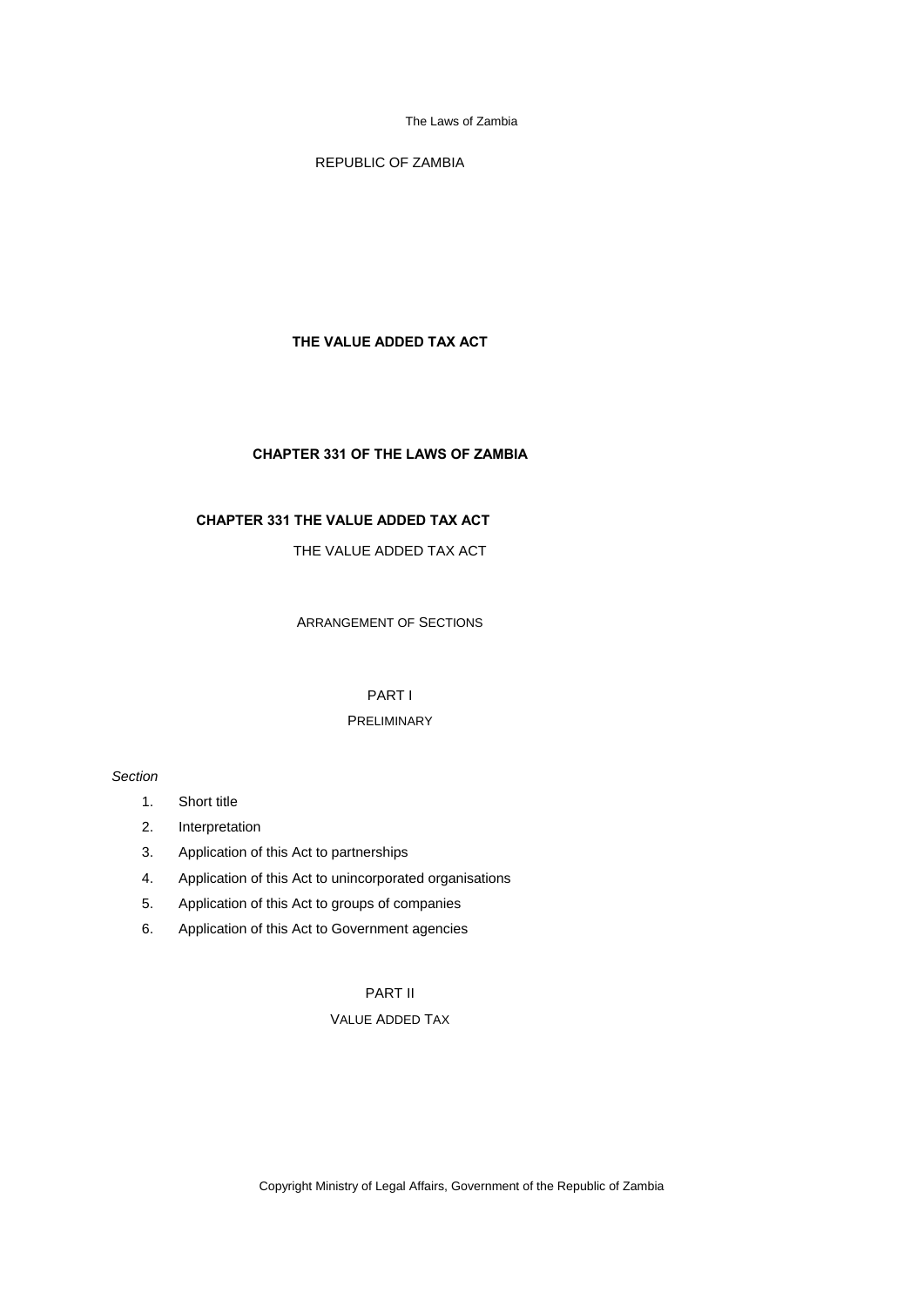REPUBLIC OF ZAMBIA

# THE VALUE ADDED TAX ACT

## CHAPTER 331 OF THE LAWS OF ZAMBIA

## CHAPTER 331 THE VALUE ADDED TAX ACT

THE VALUE ADDED TAX ACT

ARRANGEMENT OF SECTIONS

PART I

PRELIMINARY

*Section*

1. Short title
2. Interpretation
3. Application of this Act to partnerships
4. Application of this Act to unincorporated organisations
5. Application of this Act to groups of companies
6. Application of this Act to Government agencies

PART II

VALUE ADDED TAX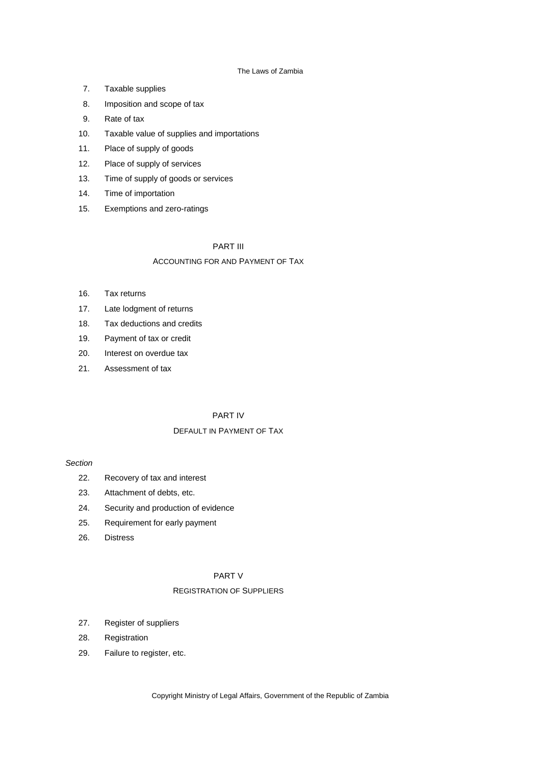7. Taxable supplies
8. Imposition and scope of tax
9. Rate of tax
10. Taxable value of supplies and importations
11. Place of supply of goods
12. Place of supply of services
13. Time of supply of goods or services
14. Time of importation
15. Exemptions and zero-ratings

## PART III

### ACCOUNTING FOR AND PAYMENT OF TAX

16. Tax returns
17. Late lodgment of returns
18. Tax deductions and credits
19. Payment of tax or credit
20. Interest on overdue tax
21. Assessment of tax

## PART IV

### DEFAULT IN PAYMENT OF TAX

*Section*

22. Recovery of tax and interest
23. Attachment of debts, etc.
24. Security and production of evidence
25. Requirement for early payment
26. Distress

## PART V

### REGISTRATION OF SUPPLIERS

27. Register of suppliers
28. Registration
29. Failure to register, etc.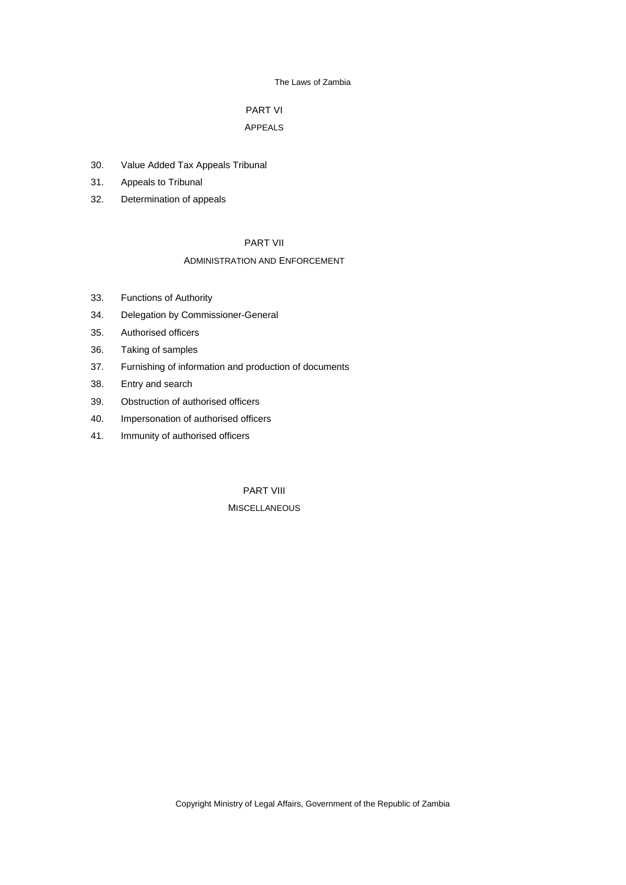PART VI

APPEALS

30. Value Added Tax Appeals Tribunal
31. Appeals to Tribunal
32. Determination of appeals

PART VII

ADMINISTRATION AND ENFORCEMENT

33. Functions of Authority
34. Delegation by Commissioner-General
35. Authorised officers
36. Taking of samples
37. Furnishing of information and production of documents
38. Entry and search
39. Obstruction of authorised officers
40. Impersonation of authorised officers
41. Immunity of authorised officers

PART VIII

MISCELLANEOUS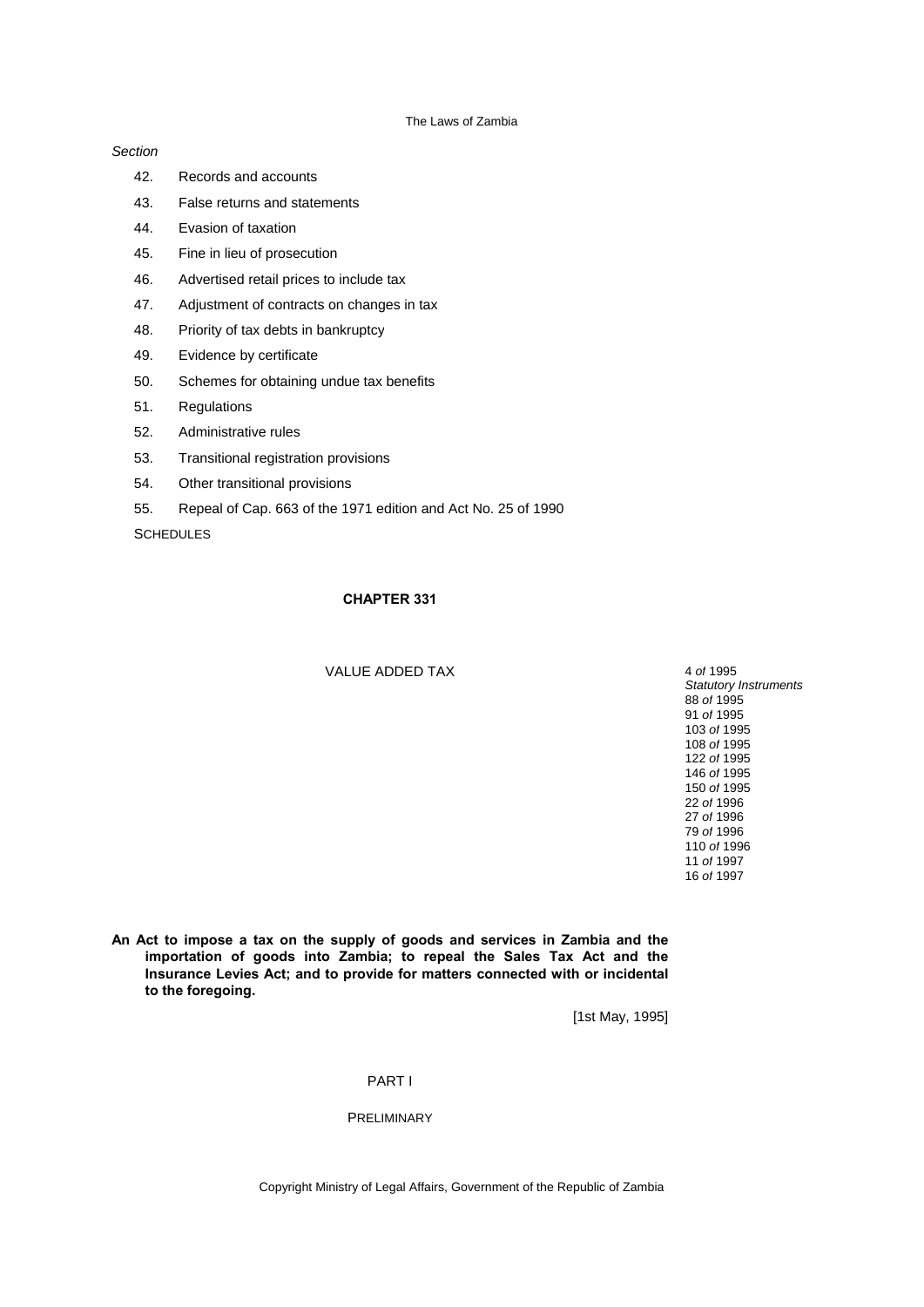*Section*

42. Records and accounts
43. False returns and statements
44. Evasion of taxation
45. Fine in lieu of prosecution
46. Advertised retail prices to include tax
47. Adjustment of contracts on changes in tax
48. Priority of tax debts in bankruptcy
49. Evidence by certificate
50. Schemes for obtaining undue tax benefits
51. Regulations
52. Administrative rules
53. Transitional registration provisions
54. Other transitional provisions
55. Repeal of Cap. 663 of the 1971 edition and Act No. 25 of 1990

SCHEDULES

## CHAPTER 331

### VALUE ADDED TAX

4 *of* 1995
*Statutory Instruments*
88 *of* 1995
91 *of* 1995
103 *of* 1995
108 *of* 1995
122 *of* 1995
146 *of* 1995
150 *of* 1995
22 *of* 1996
27 *of* 1996
79 *of* 1996
110 *of* 1996
11 *of* 1997
16 *of* 1997

**An Act to impose a tax on the supply of goods and services in Zambia and the importation of goods into Zambia; to repeal the Sales Tax Act and the Insurance Levies Act; and to provide for matters connected with or incidental to the foregoing.**

[1st May, 1995]

### PART I

### PRELIMINARY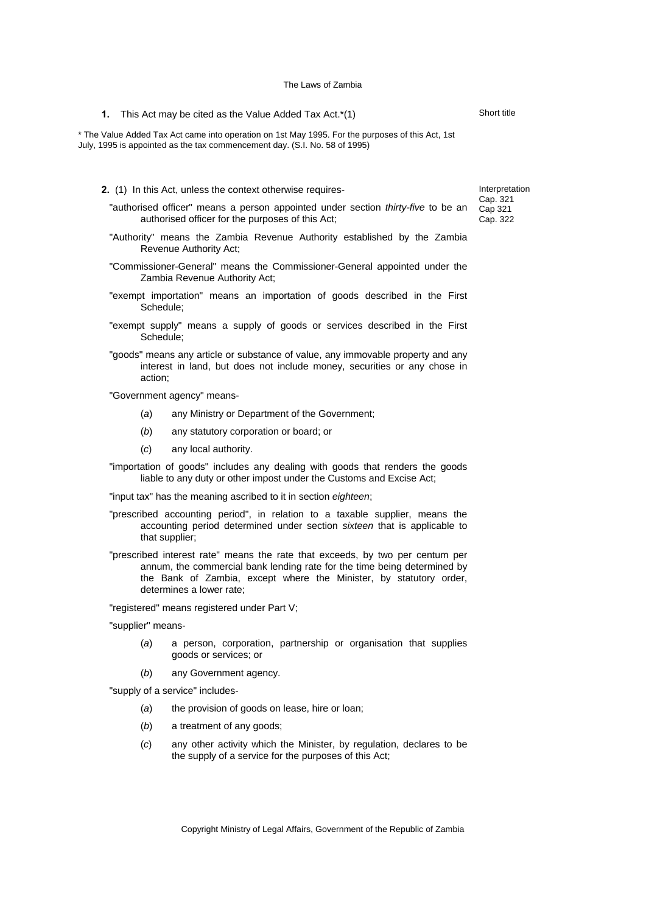**1.** This Act may be cited as the Value Added Tax Act.*(1)

Short title

* The Value Added Tax Act came into operation on 1st May 1995. For the purposes of this Act, 1st July, 1995 is appointed as the tax commencement day. (S.I. No. 58 of 1995)

**2.** (1) In this Act, unless the context otherwise requires-

Interpretation
Cap. 321
Cap 321
Cap. 322

"authorised officer" means a person appointed under section *thirty-five* to be an authorised officer for the purposes of this Act;

"Authority" means the Zambia Revenue Authority established by the Zambia Revenue Authority Act;

"Commissioner-General" means the Commissioner-General appointed under the Zambia Revenue Authority Act;

"exempt importation" means an importation of goods described in the First Schedule;

"exempt supply" means a supply of goods or services described in the First Schedule;

"goods" means any article or substance of value, any immovable property and any interest in land, but does not include money, securities or any chose in action;

"Government agency" means-

(*a*) any Ministry or Department of the Government;

(*b*) any statutory corporation or board; or

(*c*) any local authority.

"importation of goods" includes any dealing with goods that renders the goods liable to any duty or other impost under the Customs and Excise Act;

"input tax" has the meaning ascribed to it in section *eighteen*;

"prescribed accounting period", in relation to a taxable supplier, means the accounting period determined under section *sixteen* that is applicable to that supplier;

"prescribed interest rate" means the rate that exceeds, by two per centum per annum, the commercial bank lending rate for the time being determined by the Bank of Zambia, except where the Minister, by statutory order, determines a lower rate;

"registered" means registered under Part V;

"supplier" means-

(*a*) a person, corporation, partnership or organisation that supplies goods or services; or

(*b*) any Government agency.

"supply of a service" includes-

(*a*) the provision of goods on lease, hire or loan;

(*b*) a treatment of any goods;

(*c*) any other activity which the Minister, by regulation, declares to be the supply of a service for the purposes of this Act;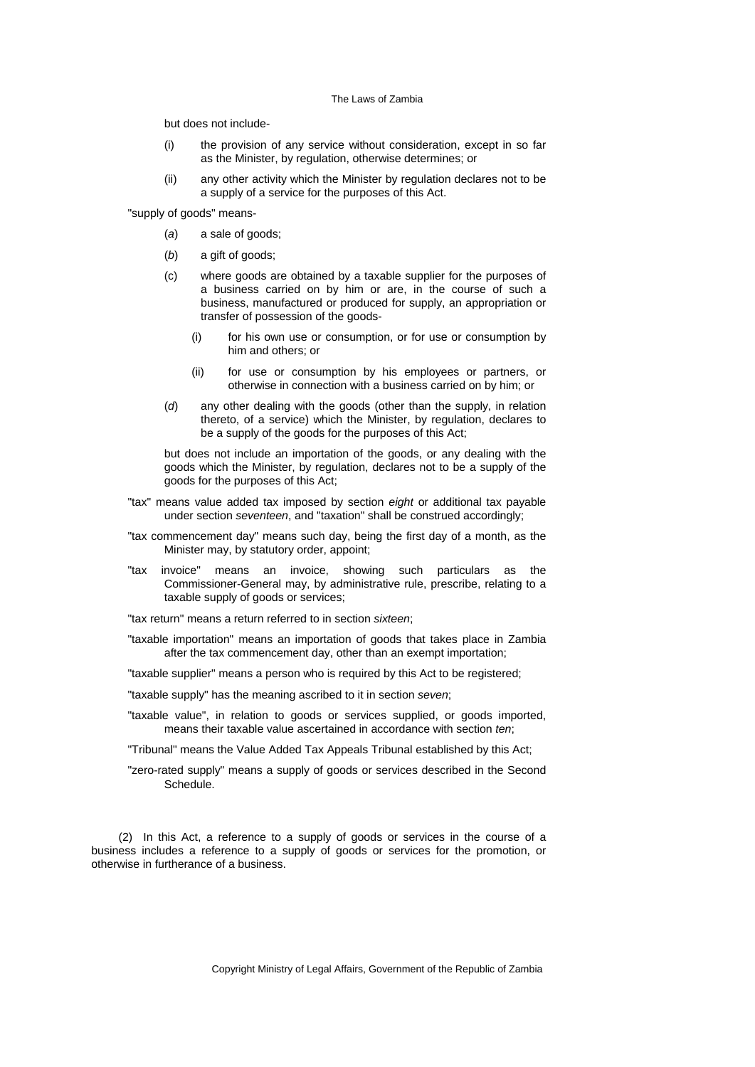but does not include-

(i) the provision of any service without consideration, except in so far as the Minister, by regulation, otherwise determines; or

(ii) any other activity which the Minister by regulation declares not to be a supply of a service for the purposes of this Act.

"supply of goods" means-

(*a*) a sale of goods;

(*b*) a gift of goods;

(c) where goods are obtained by a taxable supplier for the purposes of a business carried on by him or are, in the course of such a business, manufactured or produced for supply, an appropriation or transfer of possession of the goods-

(i) for his own use or consumption, or for use or consumption by him and others; or

(ii) for use or consumption by his employees or partners, or otherwise in connection with a business carried on by him; or

(*d*) any other dealing with the goods (other than the supply, in relation thereto, of a service) which the Minister, by regulation, declares to be a supply of the goods for the purposes of this Act;

but does not include an importation of the goods, or any dealing with the goods which the Minister, by regulation, declares not to be a supply of the goods for the purposes of this Act;

"tax" means value added tax imposed by section *eight* or additional tax payable under section *seventeen*, and "taxation" shall be construed accordingly;

"tax commencement day" means such day, being the first day of a month, as the Minister may, by statutory order, appoint;

"tax invoice" means an invoice, showing such particulars as the Commissioner-General may, by administrative rule, prescribe, relating to a taxable supply of goods or services;

"tax return" means a return referred to in section *sixteen*;

"taxable importation" means an importation of goods that takes place in Zambia after the tax commencement day, other than an exempt importation;

"taxable supplier" means a person who is required by this Act to be registered;

"taxable supply" has the meaning ascribed to it in section *seven*;

"taxable value", in relation to goods or services supplied, or goods imported, means their taxable value ascertained in accordance with section *ten*;

"Tribunal" means the Value Added Tax Appeals Tribunal established by this Act;

"zero-rated supply" means a supply of goods or services described in the Second Schedule.

(2) In this Act, a reference to a supply of goods or services in the course of a business includes a reference to a supply of goods or services for the promotion, or otherwise in furtherance of a business.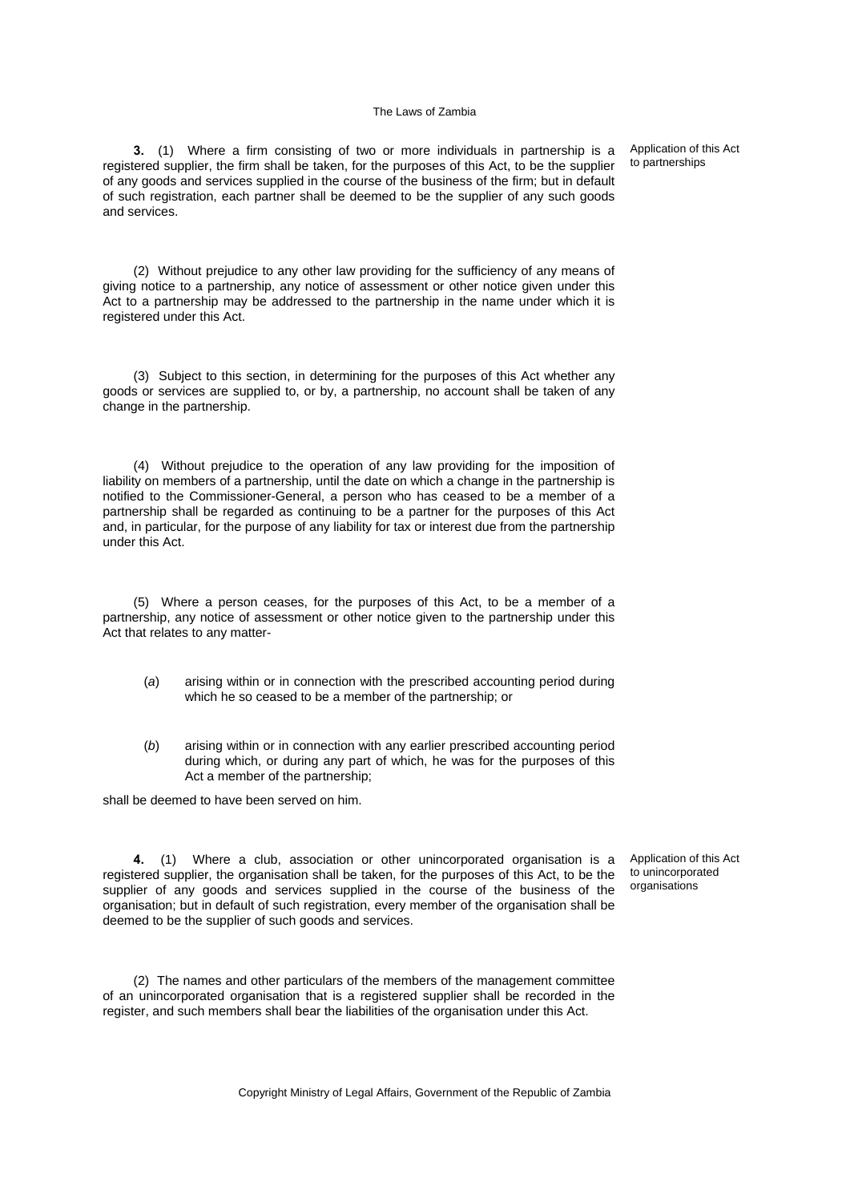**3.** (1) Where a firm consisting of two or more individuals in partnership is a registered supplier, the firm shall be taken, for the purposes of this Act, to be the supplier of any goods and services supplied in the course of the business of the firm; but in default of such registration, each partner shall be deemed to be the supplier of any such goods and services.

*Application of this Act to partnerships*

(2) Without prejudice to any other law providing for the sufficiency of any means of giving notice to a partnership, any notice of assessment or other notice given under this Act to a partnership may be addressed to the partnership in the name under which it is registered under this Act.

(3) Subject to this section, in determining for the purposes of this Act whether any goods or services are supplied to, or by, a partnership, no account shall be taken of any change in the partnership.

(4) Without prejudice to the operation of any law providing for the imposition of liability on members of a partnership, until the date on which a change in the partnership is notified to the Commissioner-General, a person who has ceased to be a member of a partnership shall be regarded as continuing to be a partner for the purposes of this Act and, in particular, for the purpose of any liability for tax or interest due from the partnership under this Act.

(5) Where a person ceases, for the purposes of this Act, to be a member of a partnership, any notice of assessment or other notice given to the partnership under this Act that relates to any matter-

(*a*) arising within or in connection with the prescribed accounting period during which he so ceased to be a member of the partnership; or

(*b*) arising within or in connection with any earlier prescribed accounting period during which, or during any part of which, he was for the purposes of this Act a member of the partnership;

shall be deemed to have been served on him.

**4.** (1) Where a club, association or other unincorporated organisation is a registered supplier, the organisation shall be taken, for the purposes of this Act, to be the supplier of any goods and services supplied in the course of the business of the organisation; but in default of such registration, every member of the organisation shall be deemed to be the supplier of such goods and services.

*Application of this Act to unincorporated organisations*

(2) The names and other particulars of the members of the management committee of an unincorporated organisation that is a registered supplier shall be recorded in the register, and such members shall bear the liabilities of the organisation under this Act.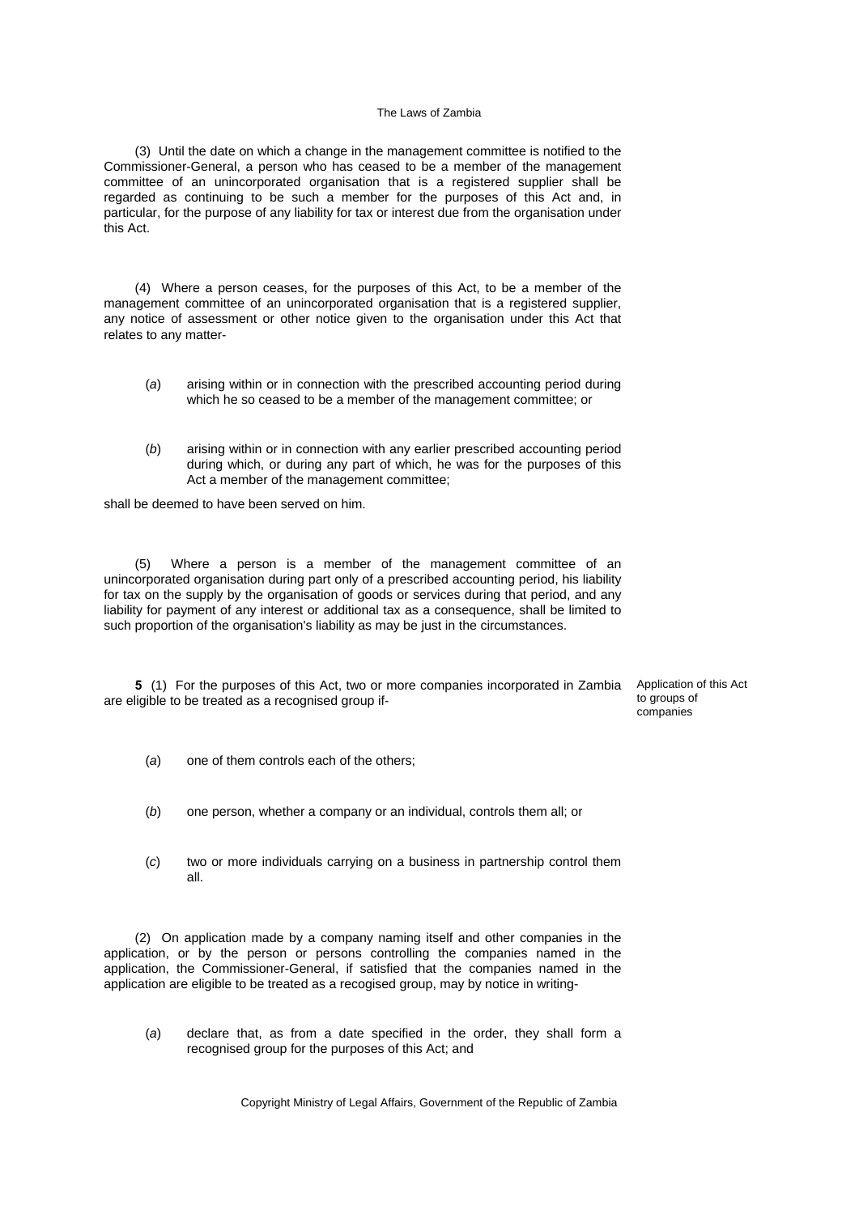(3) Until the date on which a change in the management committee is notified to the Commissioner-General, a person who has ceased to be a member of the management committee of an unincorporated organisation that is a registered supplier shall be regarded as continuing to be such a member for the purposes of this Act and, in particular, for the purpose of any liability for tax or interest due from the organisation under this Act.

(4) Where a person ceases, for the purposes of this Act, to be a member of the management committee of an unincorporated organisation that is a registered supplier, any notice of assessment or other notice given to the organisation under this Act that relates to any matter-

(*a*) arising within or in connection with the prescribed accounting period during which he so ceased to be a member of the management committee; or

(*b*) arising within or in connection with any earlier prescribed accounting period during which, or during any part of which, he was for the purposes of this Act a member of the management committee;

shall be deemed to have been served on him.

(5) Where a person is a member of the management committee of an unincorporated organisation during part only of a prescribed accounting period, his liability for tax on the supply by the organisation of goods or services during that period, and any liability for payment of any interest or additional tax as a consequence, shall be limited to such proportion of the organisation's liability as may be just in the circumstances.

*Application of this Act to groups of companies*

**5** (1) For the purposes of this Act, two or more companies incorporated in Zambia are eligible to be treated as a recognised group if-

(*a*) one of them controls each of the others;

(*b*) one person, whether a company or an individual, controls them all; or

(*c*) two or more individuals carrying on a business in partnership control them all.

(2) On application made by a company naming itself and other companies in the application, or by the person or persons controlling the companies named in the application, the Commissioner-General, if satisfied that the companies named in the application are eligible to be treated as a recogised group, may by notice in writing-

(*a*) declare that, as from a date specified in the order, they shall form a recognised group for the purposes of this Act; and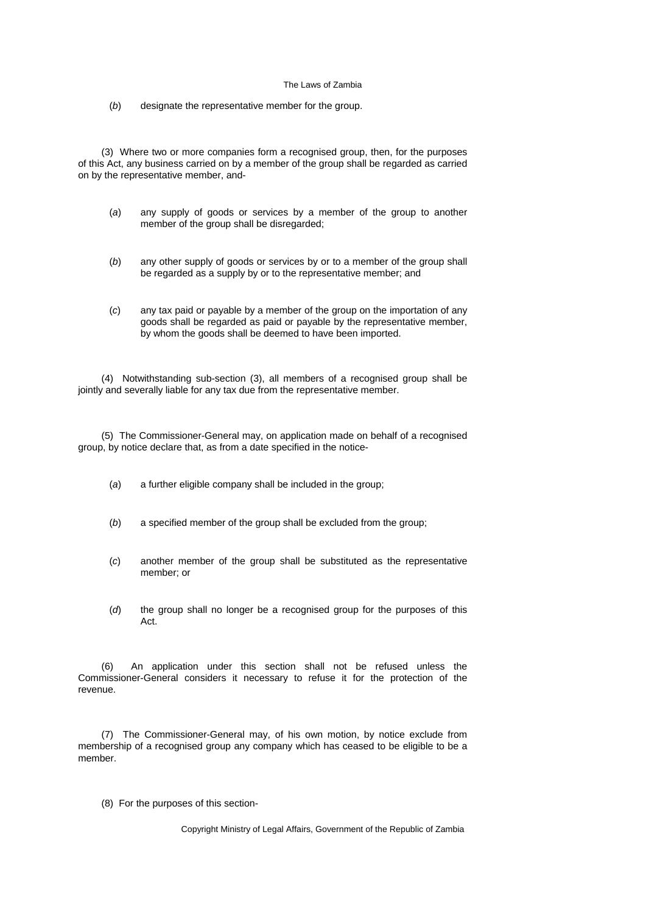(*b*) designate the representative member for the group.

(3) Where two or more companies form a recognised group, then, for the purposes of this Act, any business carried on by a member of the group shall be regarded as carried on by the representative member, and-

(*a*) any supply of goods or services by a member of the group to another member of the group shall be disregarded;

(*b*) any other supply of goods or services by or to a member of the group shall be regarded as a supply by or to the representative member; and

(*c*) any tax paid or payable by a member of the group on the importation of any goods shall be regarded as paid or payable by the representative member, by whom the goods shall be deemed to have been imported.

(4) Notwithstanding sub-section (3), all members of a recognised group shall be jointly and severally liable for any tax due from the representative member.

(5) The Commissioner-General may, on application made on behalf of a recognised group, by notice declare that, as from a date specified in the notice-

(*a*) a further eligible company shall be included in the group;

(*b*) a specified member of the group shall be excluded from the group;

(*c*) another member of the group shall be substituted as the representative member; or

(*d*) the group shall no longer be a recognised group for the purposes of this Act.

(6) An application under this section shall not be refused unless the Commissioner-General considers it necessary to refuse it for the protection of the revenue.

(7) The Commissioner-General may, of his own motion, by notice exclude from membership of a recognised group any company which has ceased to be eligible to be a member.

(8) For the purposes of this section-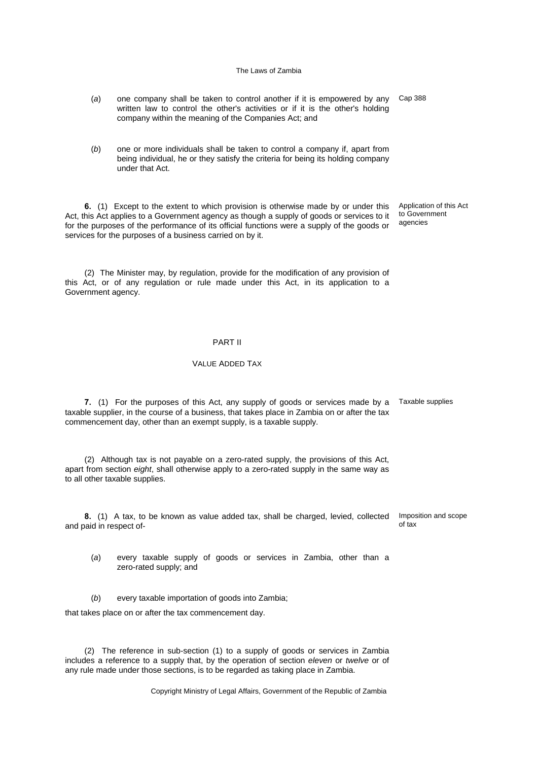(*a*) one company shall be taken to control another if it is empowered by any written law to control the other's activities or if it is the other's holding company within the meaning of the Companies Act; and

Cap 388

(*b*) one or more individuals shall be taken to control a company if, apart from being individual, he or they satisfy the criteria for being its holding company under that Act.

**6.** (1) Except to the extent to which provision is otherwise made by or under this Act, this Act applies to a Government agency as though a supply of goods or services to it for the purposes of the performance of its official functions were a supply of the goods or services for the purposes of a business carried on by it.

Application of this Act to Government agencies

(2) The Minister may, by regulation, provide for the modification of any provision of this Act, or of any regulation or rule made under this Act, in its application to a Government agency.

## PART II

### VALUE ADDED TAX

**7.** (1) For the purposes of this Act, any supply of goods or services made by a taxable supplier, in the course of a business, that takes place in Zambia on or after the tax commencement day, other than an exempt supply, is a taxable supply.

Taxable supplies

(2) Although tax is not payable on a zero-rated supply, the provisions of this Act, apart from section *eight*, shall otherwise apply to a zero-rated supply in the same way as to all other taxable supplies.

**8.** (1) A tax, to be known as value added tax, shall be charged, levied, collected and paid in respect of-

Imposition and scope of tax

(*a*) every taxable supply of goods or services in Zambia, other than a zero-rated supply; and

(*b*) every taxable importation of goods into Zambia;

that takes place on or after the tax commencement day.

(2) The reference in sub-section (1) to a supply of goods or services in Zambia includes a reference to a supply that, by the operation of section *eleven* or *twelve* or of any rule made under those sections, is to be regarded as taking place in Zambia.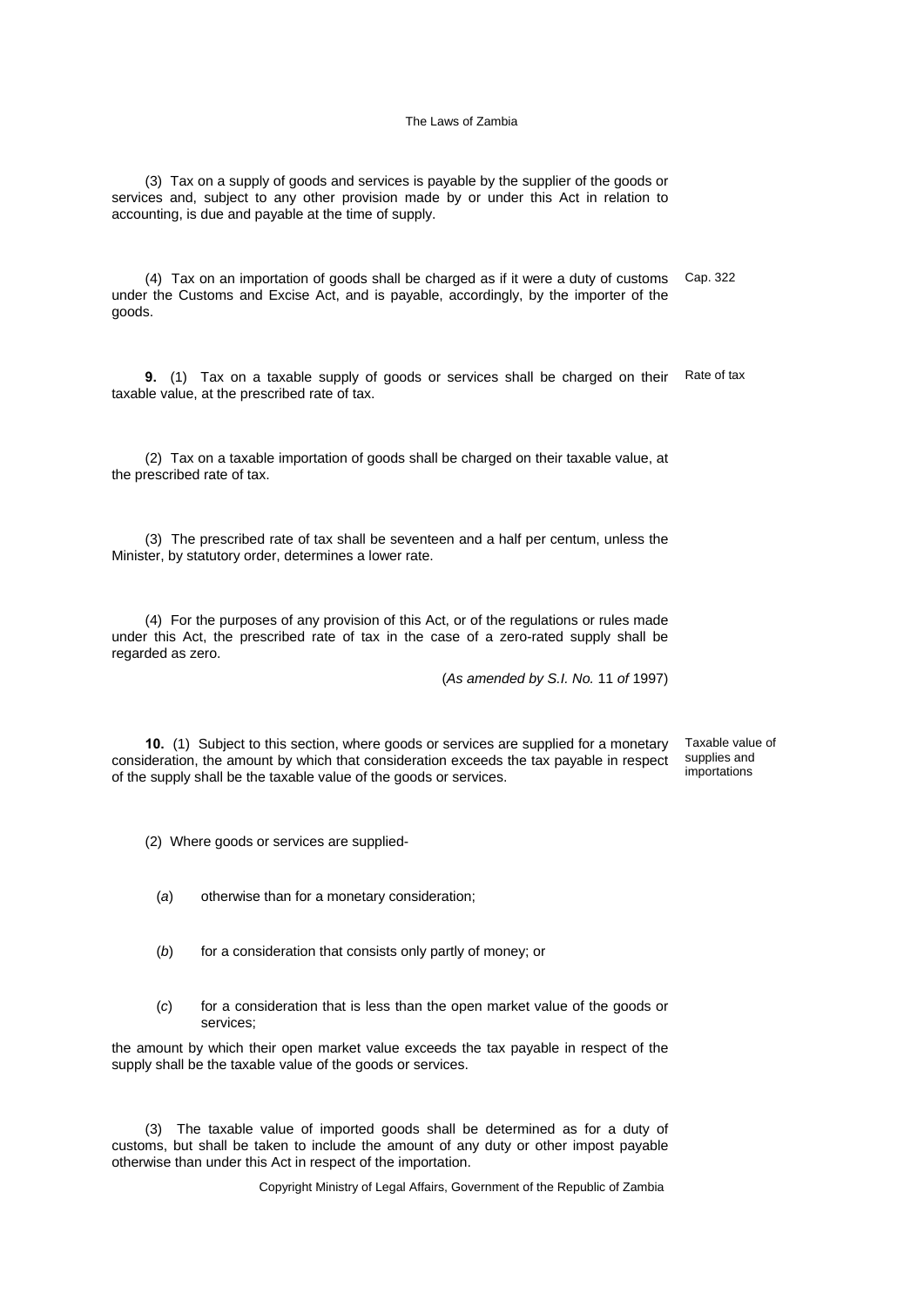(3) Tax on a supply of goods and services is payable by the supplier of the goods or services and, subject to any other provision made by or under this Act in relation to accounting, is due and payable at the time of supply.

(4) Tax on an importation of goods shall be charged as if it were a duty of customs under the Customs and Excise Act, and is payable, accordingly, by the importer of the goods.

Cap. 322

**9.** (1) Tax on a taxable supply of goods or services shall be charged on their taxable value, at the prescribed rate of tax.

Rate of tax

(2) Tax on a taxable importation of goods shall be charged on their taxable value, at the prescribed rate of tax.

(3) The prescribed rate of tax shall be seventeen and a half per centum, unless the Minister, by statutory order, determines a lower rate.

(4) For the purposes of any provision of this Act, or of the regulations or rules made under this Act, the prescribed rate of tax in the case of a zero-rated supply shall be regarded as zero.

(*As amended by S.I. No.* 11 *of* 1997)

**10.** (1) Subject to this section, where goods or services are supplied for a monetary consideration, the amount by which that consideration exceeds the tax payable in respect of the supply shall be the taxable value of the goods or services.

Taxable value of supplies and importations

(2) Where goods or services are supplied-

(*a*) otherwise than for a monetary consideration;

(*b*) for a consideration that consists only partly of money; or

(*c*) for a consideration that is less than the open market value of the goods or services;

the amount by which their open market value exceeds the tax payable in respect of the supply shall be the taxable value of the goods or services.

(3) The taxable value of imported goods shall be determined as for a duty of customs, but shall be taken to include the amount of any duty or other impost payable otherwise than under this Act in respect of the importation.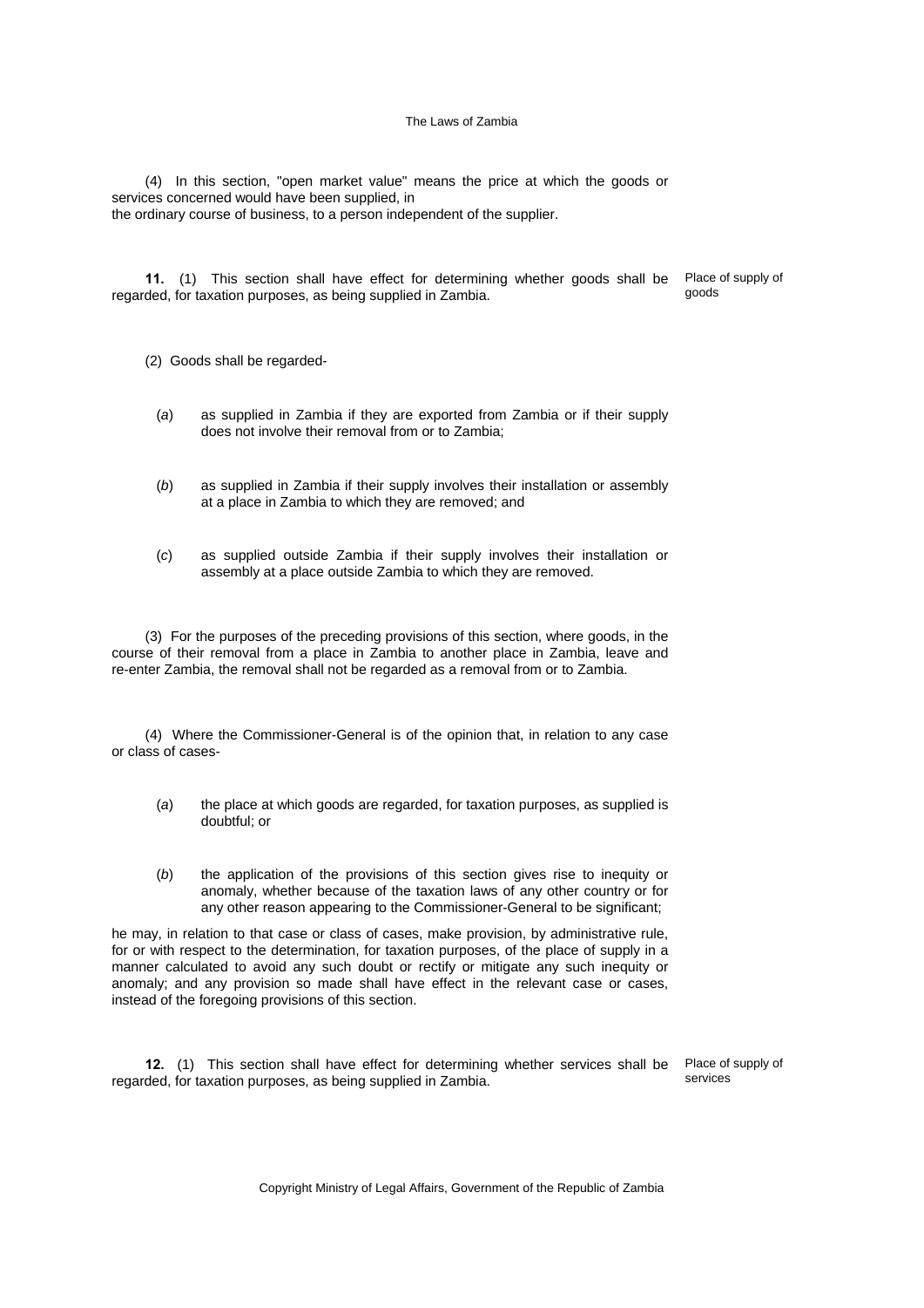(4) In this section, "open market value" means the price at which the goods or services concerned would have been supplied, in the ordinary course of business, to a person independent of the supplier.

**11.** (1) This section shall have effect for determining whether goods shall be regarded, for taxation purposes, as being supplied in Zambia.

Place of supply of goods

(2) Goods shall be regarded-

(*a*) as supplied in Zambia if they are exported from Zambia or if their supply does not involve their removal from or to Zambia;

(*b*) as supplied in Zambia if their supply involves their installation or assembly at a place in Zambia to which they are removed; and

(*c*) as supplied outside Zambia if their supply involves their installation or assembly at a place outside Zambia to which they are removed.

(3) For the purposes of the preceding provisions of this section, where goods, in the course of their removal from a place in Zambia to another place in Zambia, leave and re-enter Zambia, the removal shall not be regarded as a removal from or to Zambia.

(4) Where the Commissioner-General is of the opinion that, in relation to any case or class of cases-

(*a*) the place at which goods are regarded, for taxation purposes, as supplied is doubtful; or

(*b*) the application of the provisions of this section gives rise to inequity or anomaly, whether because of the taxation laws of any other country or for any other reason appearing to the Commissioner-General to be significant;

he may, in relation to that case or class of cases, make provision, by administrative rule, for or with respect to the determination, for taxation purposes, of the place of supply in a manner calculated to avoid any such doubt or rectify or mitigate any such inequity or anomaly; and any provision so made shall have effect in the relevant case or cases, instead of the foregoing provisions of this section.

**12.** (1) This section shall have effect for determining whether services shall be regarded, for taxation purposes, as being supplied in Zambia.

Place of supply of services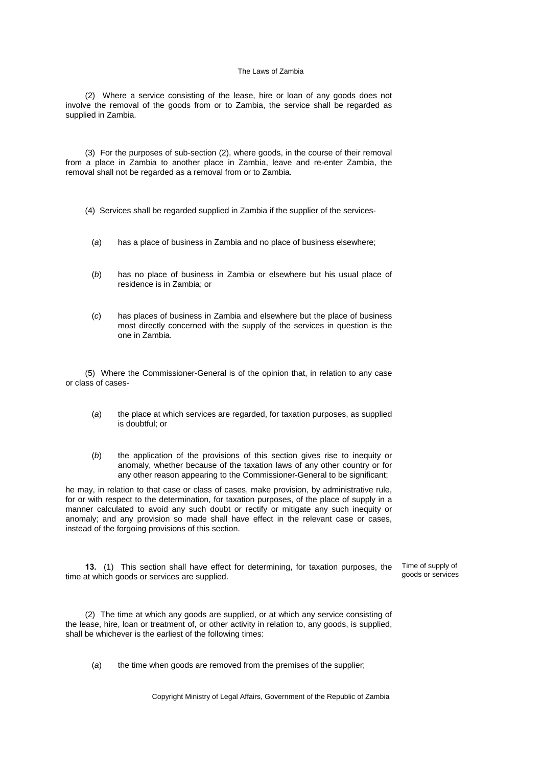(2) Where a service consisting of the lease, hire or loan of any goods does not involve the removal of the goods from or to Zambia, the service shall be regarded as supplied in Zambia.

(3) For the purposes of sub-section (2), where goods, in the course of their removal from a place in Zambia to another place in Zambia, leave and re-enter Zambia, the removal shall not be regarded as a removal from or to Zambia.

(4) Services shall be regarded supplied in Zambia if the supplier of the services-

(*a*) has a place of business in Zambia and no place of business elsewhere;

(*b*) has no place of business in Zambia or elsewhere but his usual place of residence is in Zambia; or

(*c*) has places of business in Zambia and elsewhere but the place of business most directly concerned with the supply of the services in question is the one in Zambia.

(5) Where the Commissioner-General is of the opinion that, in relation to any case or class of cases-

(*a*) the place at which services are regarded, for taxation purposes, as supplied is doubtful; or

(*b*) the application of the provisions of this section gives rise to inequity or anomaly, whether because of the taxation laws of any other country or for any other reason appearing to the Commissioner-General to be significant;

he may, in relation to that case or class of cases, make provision, by administrative rule, for or with respect to the determination, for taxation purposes, of the place of supply in a manner calculated to avoid any such doubt or rectify or mitigate any such inequity or anomaly; and any provision so made shall have effect in the relevant case or cases, instead of the forgoing provisions of this section.

**13.** (1) This section shall have effect for determining, for taxation purposes, the time at which goods or services are supplied.

Time of supply of goods or services

(2) The time at which any goods are supplied, or at which any service consisting of the lease, hire, loan or treatment of, or other activity in relation to, any goods, is supplied, shall be whichever is the earliest of the following times:

(*a*) the time when goods are removed from the premises of the supplier;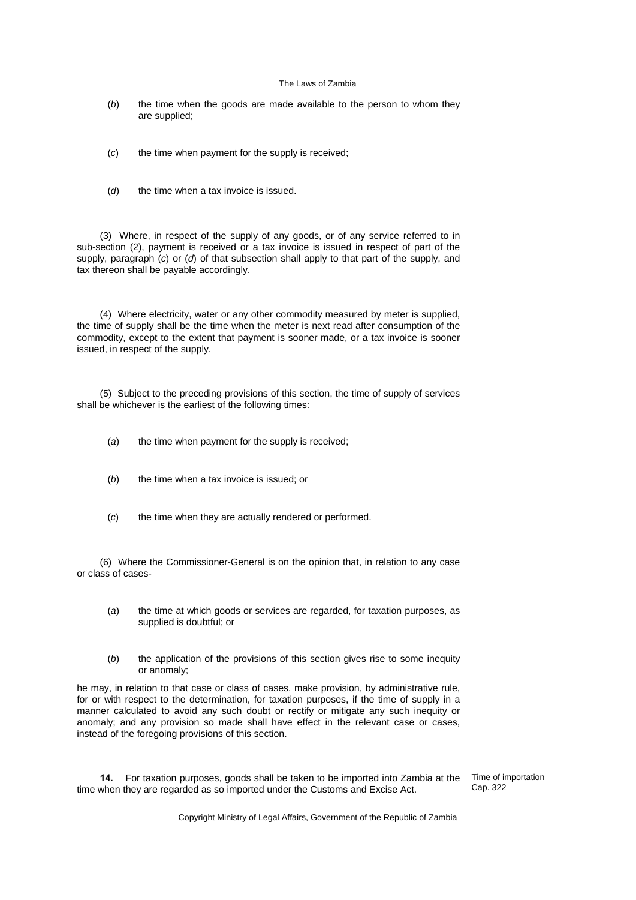(*b*) the time when the goods are made available to the person to whom they are supplied;

(*c*) the time when payment for the supply is received;

(*d*) the time when a tax invoice is issued.

(3) Where, in respect of the supply of any goods, or of any service referred to in sub-section (2), payment is received or a tax invoice is issued in respect of part of the supply, paragraph (*c*) or (*d*) of that subsection shall apply to that part of the supply, and tax thereon shall be payable accordingly.

(4) Where electricity, water or any other commodity measured by meter is supplied, the time of supply shall be the time when the meter is next read after consumption of the commodity, except to the extent that payment is sooner made, or a tax invoice is sooner issued, in respect of the supply.

(5) Subject to the preceding provisions of this section, the time of supply of services shall be whichever is the earliest of the following times:

(*a*) the time when payment for the supply is received;

(*b*) the time when a tax invoice is issued; or

(*c*) the time when they are actually rendered or performed.

(6) Where the Commissioner-General is on the opinion that, in relation to any case or class of cases-

(*a*) the time at which goods or services are regarded, for taxation purposes, as supplied is doubtful; or

(*b*) the application of the provisions of this section gives rise to some inequity or anomaly;

he may, in relation to that case or class of cases, make provision, by administrative rule, for or with respect to the determination, for taxation purposes, if the time of supply in a manner calculated to avoid any such doubt or rectify or mitigate any such inequity or anomaly; and any provision so made shall have effect in the relevant case or cases, instead of the foregoing provisions of this section.

**14.** For taxation purposes, goods shall be taken to be imported into Zambia at the time when they are regarded as so imported under the Customs and Excise Act.

Time of importation
Cap. 322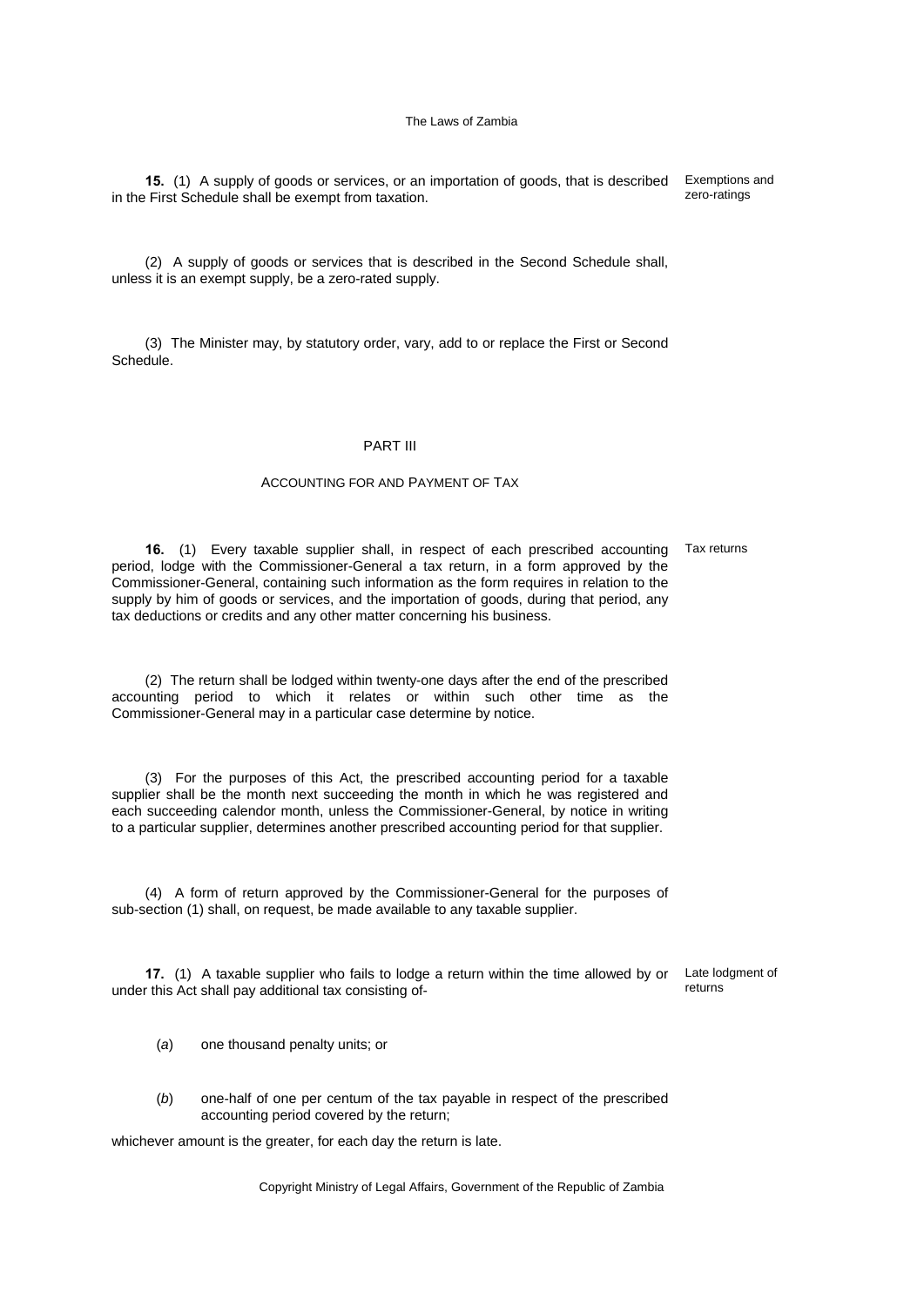**15.** (1) A supply of goods or services, or an importation of goods, that is described in the First Schedule shall be exempt from taxation.

Exemptions and zero-ratings

(2) A supply of goods or services that is described in the Second Schedule shall, unless it is an exempt supply, be a zero-rated supply.

(3) The Minister may, by statutory order, vary, add to or replace the First or Second Schedule.

## PART III

### ACCOUNTING FOR AND PAYMENT OF TAX

**16.** (1) Every taxable supplier shall, in respect of each prescribed accounting period, lodge with the Commissioner-General a tax return, in a form approved by the Commissioner-General, containing such information as the form requires in relation to the supply by him of goods or services, and the importation of goods, during that period, any tax deductions or credits and any other matter concerning his business.

Tax returns

(2) The return shall be lodged within twenty-one days after the end of the prescribed accounting period to which it relates or within such other time as the Commissioner-General may in a particular case determine by notice.

(3) For the purposes of this Act, the prescribed accounting period for a taxable supplier shall be the month next succeeding the month in which he was registered and each succeeding calendor month, unless the Commissioner-General, by notice in writing to a particular supplier, determines another prescribed accounting period for that supplier.

(4) A form of return approved by the Commissioner-General for the purposes of sub-section (1) shall, on request, be made available to any taxable supplier.

**17.** (1) A taxable supplier who fails to lodge a return within the time allowed by or under this Act shall pay additional tax consisting of-

Late lodgment of returns

(*a*) one thousand penalty units; or

(*b*) one-half of one per centum of the tax payable in respect of the prescribed accounting period covered by the return;

whichever amount is the greater, for each day the return is late.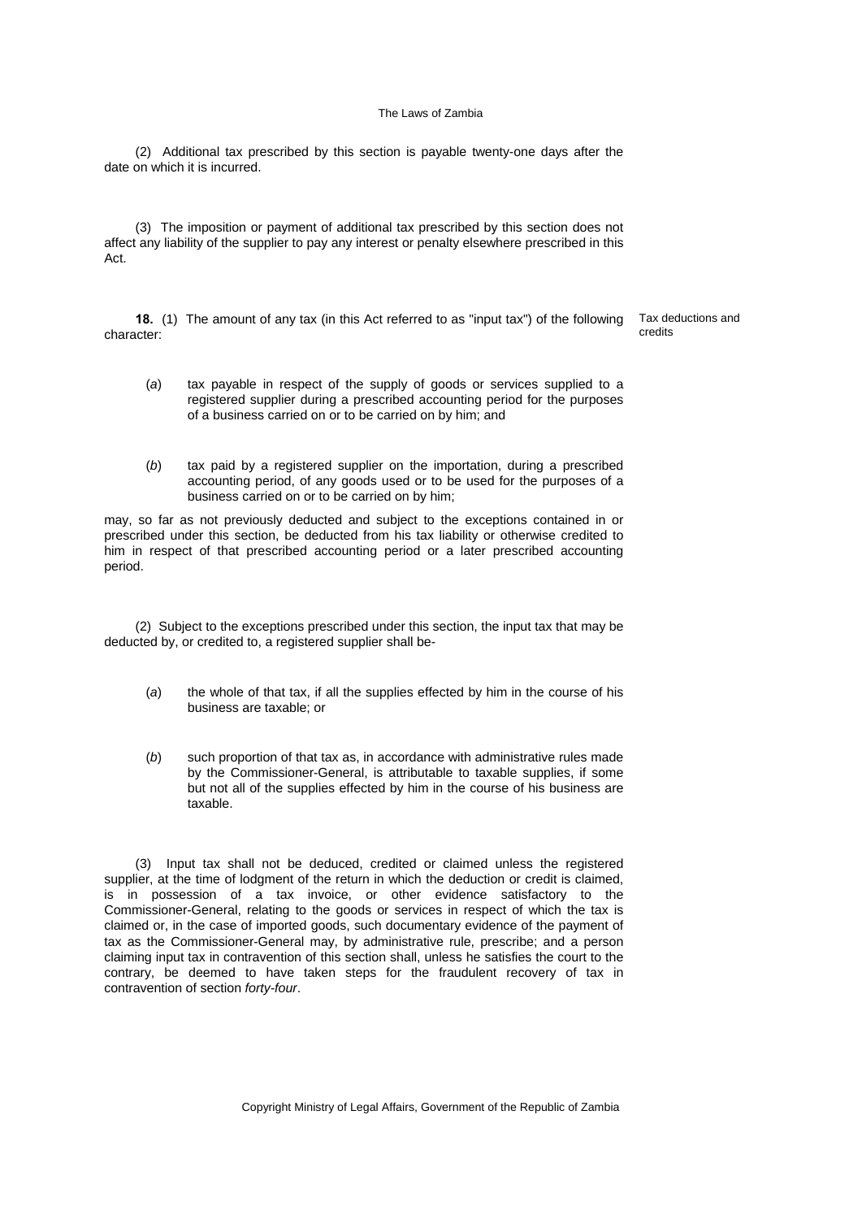(2) Additional tax prescribed by this section is payable twenty-one days after the date on which it is incurred.

(3) The imposition or payment of additional tax prescribed by this section does not affect any liability of the supplier to pay any interest or penalty elsewhere prescribed in this Act.

Tax deductions and credits

**18.** (1) The amount of any tax (in this Act referred to as "input tax") of the following character:

(*a*) tax payable in respect of the supply of goods or services supplied to a registered supplier during a prescribed accounting period for the purposes of a business carried on or to be carried on by him; and

(*b*) tax paid by a registered supplier on the importation, during a prescribed accounting period, of any goods used or to be used for the purposes of a business carried on or to be carried on by him;

may, so far as not previously deducted and subject to the exceptions contained in or prescribed under this section, be deducted from his tax liability or otherwise credited to him in respect of that prescribed accounting period or a later prescribed accounting period.

(2) Subject to the exceptions prescribed under this section, the input tax that may be deducted by, or credited to, a registered supplier shall be-

(*a*) the whole of that tax, if all the supplies effected by him in the course of his business are taxable; or

(*b*) such proportion of that tax as, in accordance with administrative rules made by the Commissioner-General, is attributable to taxable supplies, if some but not all of the supplies effected by him in the course of his business are taxable.

(3) Input tax shall not be deduced, credited or claimed unless the registered supplier, at the time of lodgment of the return in which the deduction or credit is claimed, is in possession of a tax invoice, or other evidence satisfactory to the Commissioner-General, relating to the goods or services in respect of which the tax is claimed or, in the case of imported goods, such documentary evidence of the payment of tax as the Commissioner-General may, by administrative rule, prescribe; and a person claiming input tax in contravention of this section shall, unless he satisfies the court to the contrary, be deemed to have taken steps for the fraudulent recovery of tax in contravention of section *forty-four*.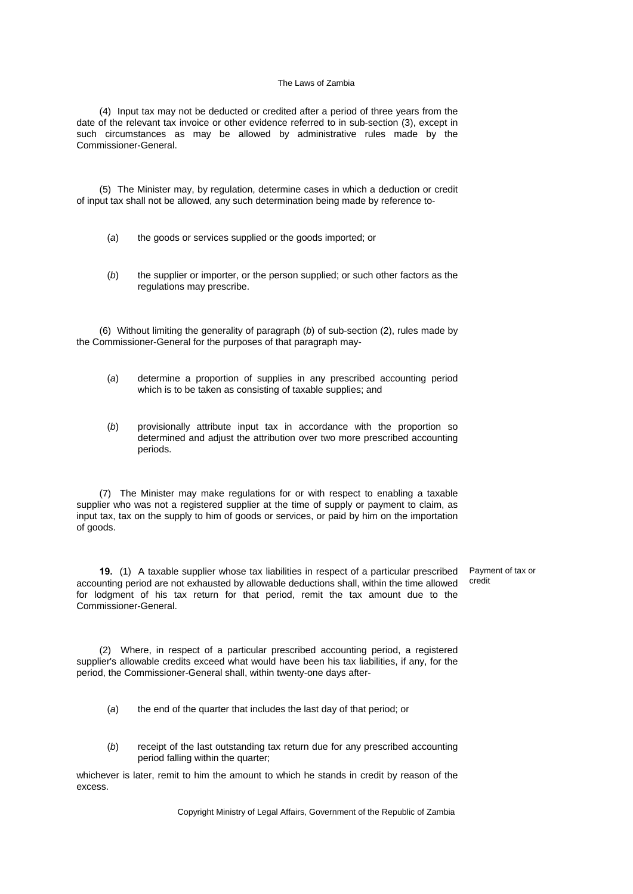(4) Input tax may not be deducted or credited after a period of three years from the date of the relevant tax invoice or other evidence referred to in sub-section (3), except in such circumstances as may be allowed by administrative rules made by the Commissioner-General.

(5) The Minister may, by regulation, determine cases in which a deduction or credit of input tax shall not be allowed, any such determination being made by reference to-

(*a*) the goods or services supplied or the goods imported; or

(*b*) the supplier or importer, or the person supplied; or such other factors as the regulations may prescribe.

(6) Without limiting the generality of paragraph (*b*) of sub-section (2), rules made by the Commissioner-General for the purposes of that paragraph may-

(*a*) determine a proportion of supplies in any prescribed accounting period which is to be taken as consisting of taxable supplies; and

(*b*) provisionally attribute input tax in accordance with the proportion so determined and adjust the attribution over two more prescribed accounting periods.

(7) The Minister may make regulations for or with respect to enabling a taxable supplier who was not a registered supplier at the time of supply or payment to claim, as input tax, tax on the supply to him of goods or services, or paid by him on the importation of goods.

*Payment of tax or credit*

**19.** (1) A taxable supplier whose tax liabilities in respect of a particular prescribed accounting period are not exhausted by allowable deductions shall, within the time allowed for lodgment of his tax return for that period, remit the tax amount due to the Commissioner-General.

(2) Where, in respect of a particular prescribed accounting period, a registered supplier's allowable credits exceed what would have been his tax liabilities, if any, for the period, the Commissioner-General shall, within twenty-one days after-

(*a*) the end of the quarter that includes the last day of that period; or

(*b*) receipt of the last outstanding tax return due for any prescribed accounting period falling within the quarter;

whichever is later, remit to him the amount to which he stands in credit by reason of the excess.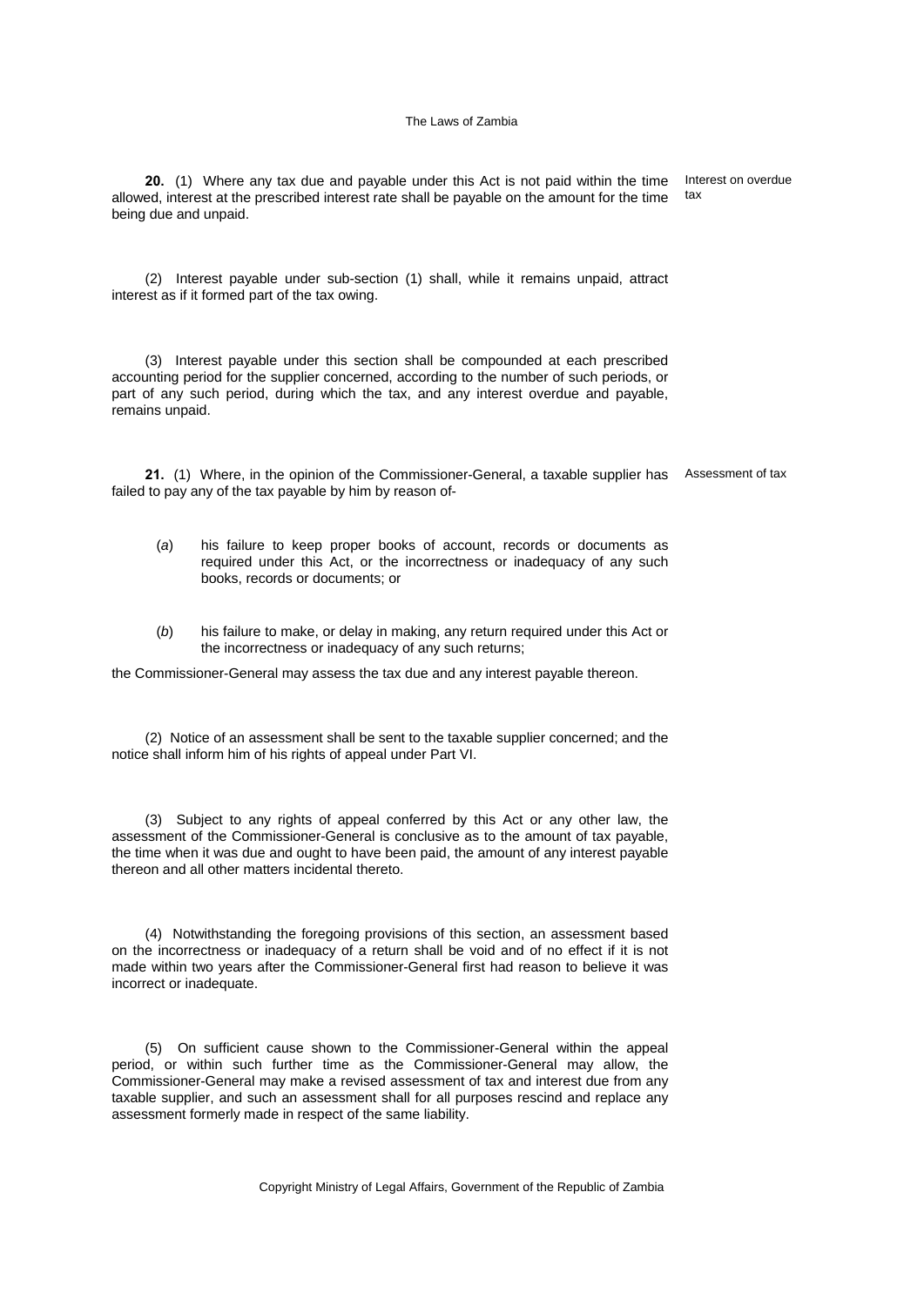**20.** (1) Where any tax due and payable under this Act is not paid within the time allowed, interest at the prescribed interest rate shall be payable on the amount for the time being due and unpaid.

Interest on overdue tax

(2) Interest payable under sub-section (1) shall, while it remains unpaid, attract interest as if it formed part of the tax owing.

(3) Interest payable under this section shall be compounded at each prescribed accounting period for the supplier concerned, according to the number of such periods, or part of any such period, during which the tax, and any interest overdue and payable, remains unpaid.

**21.** (1) Where, in the opinion of the Commissioner-General, a taxable supplier has failed to pay any of the tax payable by him by reason of-

Assessment of tax

(*a*) his failure to keep proper books of account, records or documents as required under this Act, or the incorrectness or inadequacy of any such books, records or documents; or

(*b*) his failure to make, or delay in making, any return required under this Act or the incorrectness or inadequacy of any such returns;

the Commissioner-General may assess the tax due and any interest payable thereon.

(2) Notice of an assessment shall be sent to the taxable supplier concerned; and the notice shall inform him of his rights of appeal under Part VI.

(3) Subject to any rights of appeal conferred by this Act or any other law, the assessment of the Commissioner-General is conclusive as to the amount of tax payable, the time when it was due and ought to have been paid, the amount of any interest payable thereon and all other matters incidental thereto.

(4) Notwithstanding the foregoing provisions of this section, an assessment based on the incorrectness or inadequacy of a return shall be void and of no effect if it is not made within two years after the Commissioner-General first had reason to believe it was incorrect or inadequate.

(5) On sufficient cause shown to the Commissioner-General within the appeal period, or within such further time as the Commissioner-General may allow, the Commissioner-General may make a revised assessment of tax and interest due from any taxable supplier, and such an assessment shall for all purposes rescind and replace any assessment formerly made in respect of the same liability.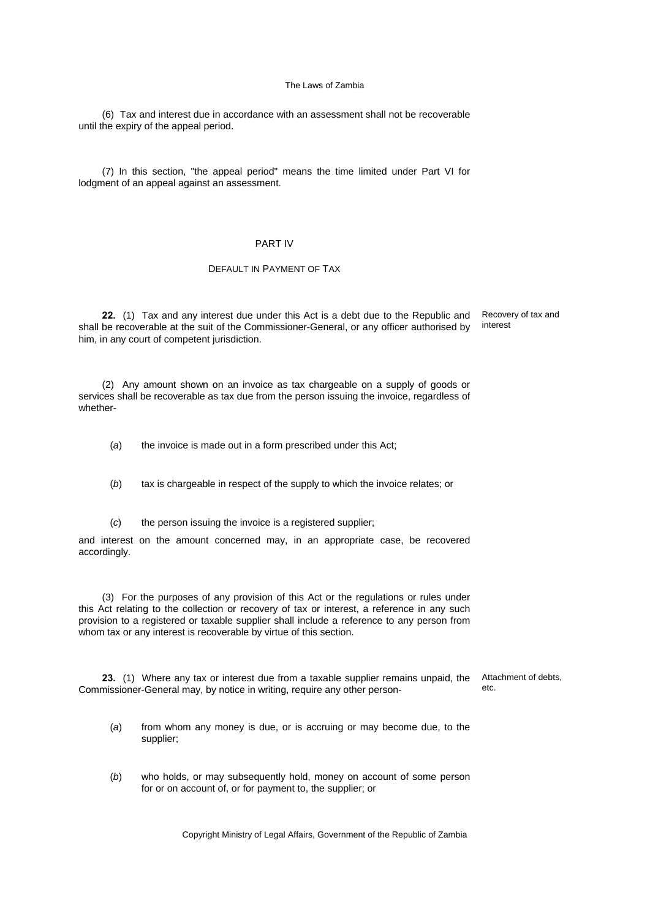(6) Tax and interest due in accordance with an assessment shall not be recoverable until the expiry of the appeal period.

(7) In this section, "the appeal period" means the time limited under Part VI for lodgment of an appeal against an assessment.

## PART IV

### DEFAULT IN PAYMENT OF TAX

Recovery of tax and interest

**22.** (1) Tax and any interest due under this Act is a debt due to the Republic and shall be recoverable at the suit of the Commissioner-General, or any officer authorised by him, in any court of competent jurisdiction.

(2) Any amount shown on an invoice as tax chargeable on a supply of goods or services shall be recoverable as tax due from the person issuing the invoice, regardless of whether-

(*a*) the invoice is made out in a form prescribed under this Act;

(*b*) tax is chargeable in respect of the supply to which the invoice relates; or

(*c*) the person issuing the invoice is a registered supplier;

and interest on the amount concerned may, in an appropriate case, be recovered accordingly.

(3) For the purposes of any provision of this Act or the regulations or rules under this Act relating to the collection or recovery of tax or interest, a reference in any such provision to a registered or taxable supplier shall include a reference to any person from whom tax or any interest is recoverable by virtue of this section.

Attachment of debts, etc.

**23.** (1) Where any tax or interest due from a taxable supplier remains unpaid, the Commissioner-General may, by notice in writing, require any other person-

(*a*) from whom any money is due, or is accruing or may become due, to the supplier;

(*b*) who holds, or may subsequently hold, money on account of some person for or on account of, or for payment to, the supplier; or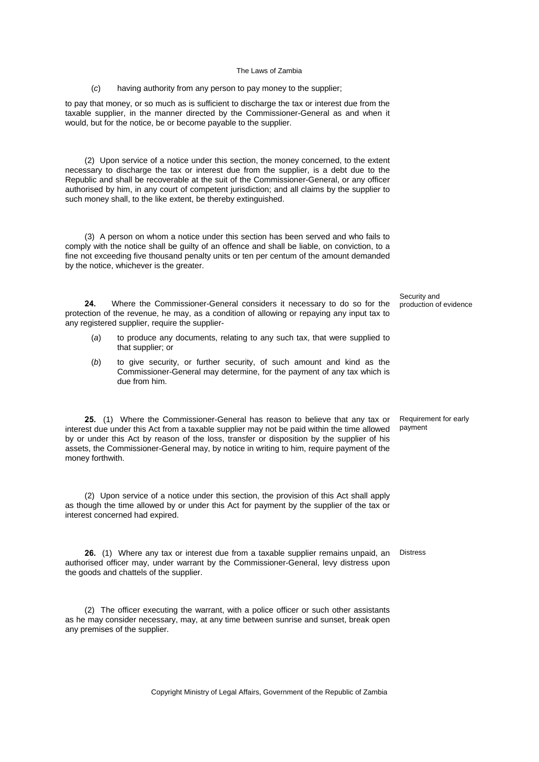(*c*) having authority from any person to pay money to the supplier;

to pay that money, or so much as is sufficient to discharge the tax or interest due from the taxable supplier, in the manner directed by the Commissioner-General as and when it would, but for the notice, be or become payable to the supplier.

(2) Upon service of a notice under this section, the money concerned, to the extent necessary to discharge the tax or interest due from the supplier, is a debt due to the Republic and shall be recoverable at the suit of the Commissioner-General, or any officer authorised by him, in any court of competent jurisdiction; and all claims by the supplier to such money shall, to the like extent, be thereby extinguished.

(3) A person on whom a notice under this section has been served and who fails to comply with the notice shall be guilty of an offence and shall be liable, on conviction, to a fine not exceeding five thousand penalty units or ten per centum of the amount demanded by the notice, whichever is the greater.

Security and production of evidence

**24.** Where the Commissioner-General considers it necessary to do so for the protection of the revenue, he may, as a condition of allowing or repaying any input tax to any registered supplier, require the supplier-

(*a*) to produce any documents, relating to any such tax, that were supplied to that supplier; or

(*b*) to give security, or further security, of such amount and kind as the Commissioner-General may determine, for the payment of any tax which is due from him.

Requirement for early payment

**25.** (1) Where the Commissioner-General has reason to believe that any tax or interest due under this Act from a taxable supplier may not be paid within the time allowed by or under this Act by reason of the loss, transfer or disposition by the supplier of his assets, the Commissioner-General may, by notice in writing to him, require payment of the money forthwith.

(2) Upon service of a notice under this section, the provision of this Act shall apply as though the time allowed by or under this Act for payment by the supplier of the tax or interest concerned had expired.

Distress

**26.** (1) Where any tax or interest due from a taxable supplier remains unpaid, an authorised officer may, under warrant by the Commissioner-General, levy distress upon the goods and chattels of the supplier.

(2) The officer executing the warrant, with a police officer or such other assistants as he may consider necessary, may, at any time between sunrise and sunset, break open any premises of the supplier.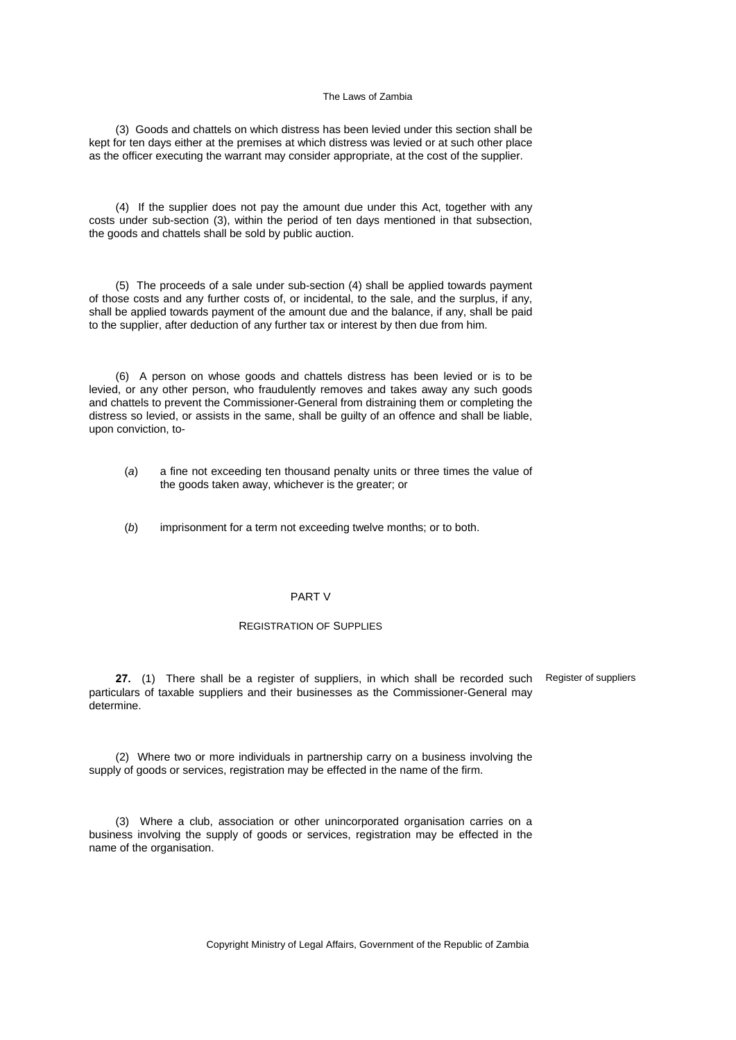(3) Goods and chattels on which distress has been levied under this section shall be kept for ten days either at the premises at which distress was levied or at such other place as the officer executing the warrant may consider appropriate, at the cost of the supplier.

(4) If the supplier does not pay the amount due under this Act, together with any costs under sub-section (3), within the period of ten days mentioned in that subsection, the goods and chattels shall be sold by public auction.

(5) The proceeds of a sale under sub-section (4) shall be applied towards payment of those costs and any further costs of, or incidental, to the sale, and the surplus, if any, shall be applied towards payment of the amount due and the balance, if any, shall be paid to the supplier, after deduction of any further tax or interest by then due from him.

(6) A person on whose goods and chattels distress has been levied or is to be levied, or any other person, who fraudulently removes and takes away any such goods and chattels to prevent the Commissioner-General from distraining them or completing the distress so levied, or assists in the same, shall be guilty of an offence and shall be liable, upon conviction, to-

(*a*) a fine not exceeding ten thousand penalty units or three times the value of the goods taken away, whichever is the greater; or

(*b*) imprisonment for a term not exceeding twelve months; or to both.

## PART V

### REGISTRATION OF SUPPLIES

*Register of suppliers*

**27.** (1) There shall be a register of suppliers, in which shall be recorded such particulars of taxable suppliers and their businesses as the Commissioner-General may determine.

(2) Where two or more individuals in partnership carry on a business involving the supply of goods or services, registration may be effected in the name of the firm.

(3) Where a club, association or other unincorporated organisation carries on a business involving the supply of goods or services, registration may be effected in the name of the organisation.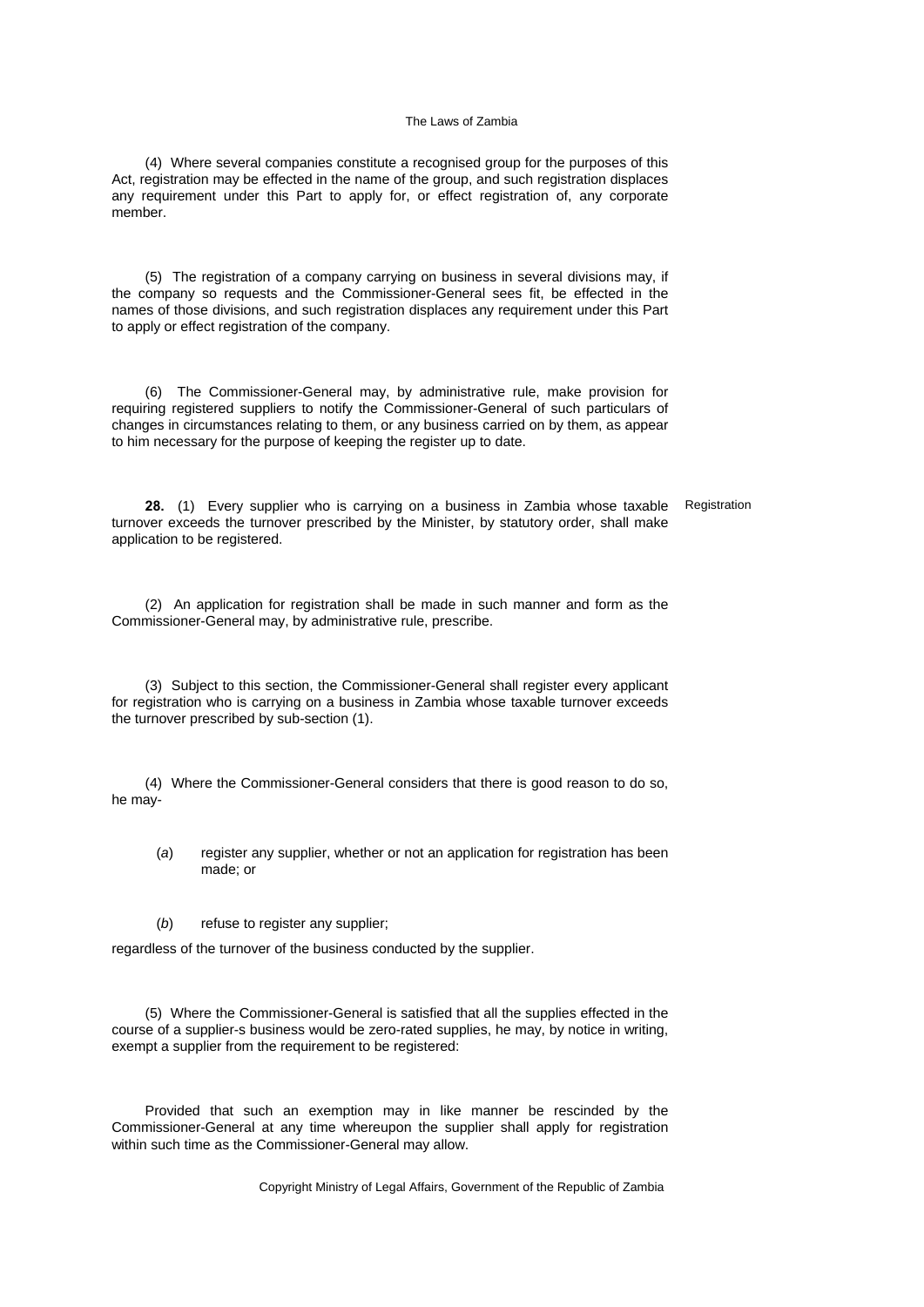(4) Where several companies constitute a recognised group for the purposes of this Act, registration may be effected in the name of the group, and such registration displaces any requirement under this Part to apply for, or effect registration of, any corporate member.

(5) The registration of a company carrying on business in several divisions may, if the company so requests and the Commissioner-General sees fit, be effected in the names of those divisions, and such registration displaces any requirement under this Part to apply or effect registration of the company.

(6) The Commissioner-General may, by administrative rule, make provision for requiring registered suppliers to notify the Commissioner-General of such particulars of changes in circumstances relating to them, or any business carried on by them, as appear to him necessary for the purpose of keeping the register up to date.

Registration

**28.** (1) Every supplier who is carrying on a business in Zambia whose taxable turnover exceeds the turnover prescribed by the Minister, by statutory order, shall make application to be registered.

(2) An application for registration shall be made in such manner and form as the Commissioner-General may, by administrative rule, prescribe.

(3) Subject to this section, the Commissioner-General shall register every applicant for registration who is carrying on a business in Zambia whose taxable turnover exceeds the turnover prescribed by sub-section (1).

(4) Where the Commissioner-General considers that there is good reason to do so, he may-

(*a*) register any supplier, whether or not an application for registration has been made; or

(*b*) refuse to register any supplier;

regardless of the turnover of the business conducted by the supplier.

(5) Where the Commissioner-General is satisfied that all the supplies effected in the course of a supplier-s business would be zero-rated supplies, he may, by notice in writing, exempt a supplier from the requirement to be registered:

Provided that such an exemption may in like manner be rescinded by the Commissioner-General at any time whereupon the supplier shall apply for registration within such time as the Commissioner-General may allow.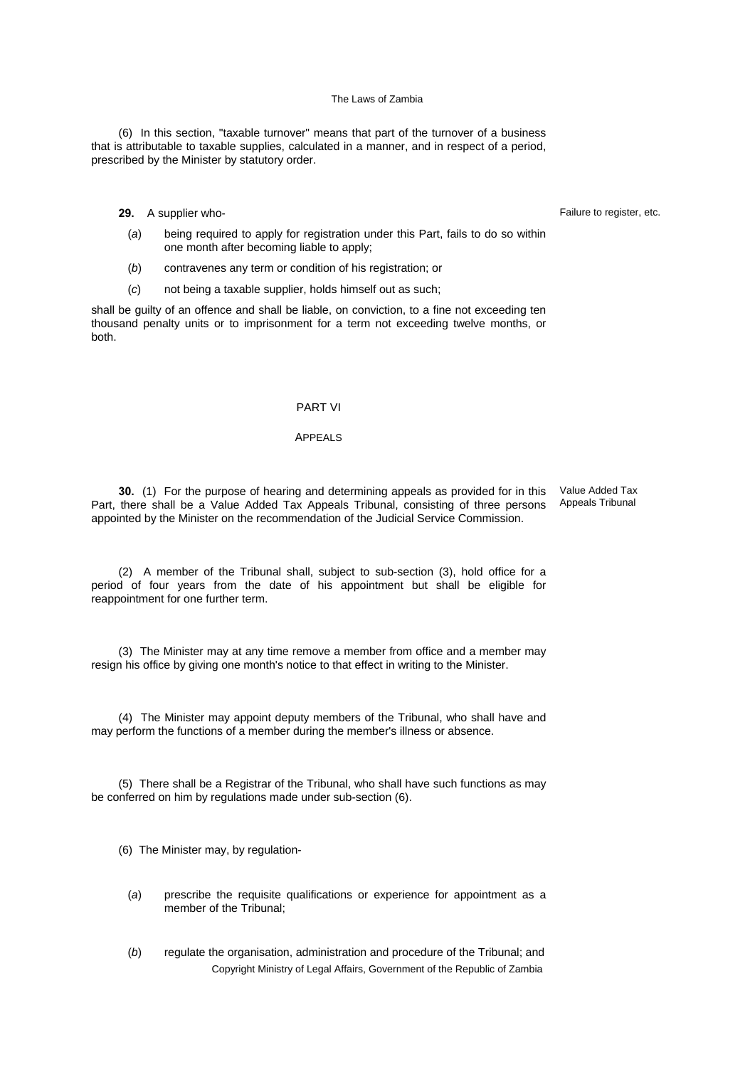(6) In this section, "taxable turnover" means that part of the turnover of a business that is attributable to taxable supplies, calculated in a manner, and in respect of a period, prescribed by the Minister by statutory order.

**29.** A supplier who-

*Failure to register, etc.*

(*a*) being required to apply for registration under this Part, fails to do so within one month after becoming liable to apply;

(*b*) contravenes any term or condition of his registration; or

(*c*) not being a taxable supplier, holds himself out as such;

shall be guilty of an offence and shall be liable, on conviction, to a fine not exceeding ten thousand penalty units or to imprisonment for a term not exceeding twelve months, or both.

## PART VI

## APPEALS

**30.** (1) For the purpose of hearing and determining appeals as provided for in this Part, there shall be a Value Added Tax Appeals Tribunal, consisting of three persons appointed by the Minister on the recommendation of the Judicial Service Commission.

*Value Added Tax Appeals Tribunal*

(2) A member of the Tribunal shall, subject to sub-section (3), hold office for a period of four years from the date of his appointment but shall be eligible for reappointment for one further term.

(3) The Minister may at any time remove a member from office and a member may resign his office by giving one month's notice to that effect in writing to the Minister.

(4) The Minister may appoint deputy members of the Tribunal, who shall have and may perform the functions of a member during the member's illness or absence.

(5) There shall be a Registrar of the Tribunal, who shall have such functions as may be conferred on him by regulations made under sub-section (6).

(6) The Minister may, by regulation-

(*a*) prescribe the requisite qualifications or experience for appointment as a member of the Tribunal;

(*b*) regulate the organisation, administration and procedure of the Tribunal; and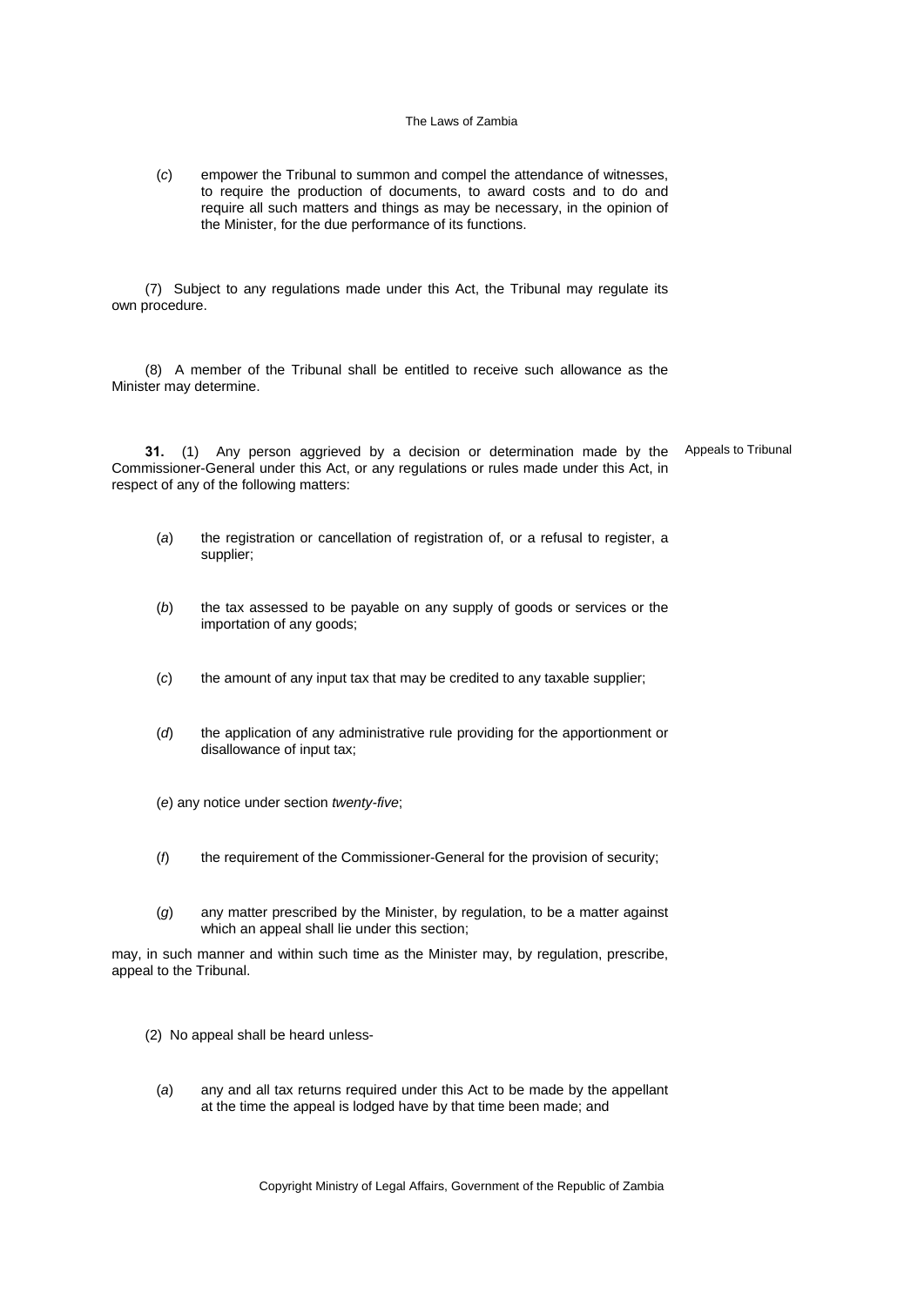(*c*) empower the Tribunal to summon and compel the attendance of witnesses, to require the production of documents, to award costs and to do and require all such matters and things as may be necessary, in the opinion of the Minister, for the due performance of its functions.

(7) Subject to any regulations made under this Act, the Tribunal may regulate its own procedure.

(8) A member of the Tribunal shall be entitled to receive such allowance as the Minister may determine.

**31.** (1) Any person aggrieved by a decision or determination made by the Commissioner-General under this Act, or any regulations or rules made under this Act, in respect of any of the following matters:

Appeals to Tribunal

(*a*) the registration or cancellation of registration of, or a refusal to register, a supplier;

(*b*) the tax assessed to be payable on any supply of goods or services or the importation of any goods;

(*c*) the amount of any input tax that may be credited to any taxable supplier;

(*d*) the application of any administrative rule providing for the apportionment or disallowance of input tax;

(*e*) any notice under section *twenty-five*;

(*f*) the requirement of the Commissioner-General for the provision of security;

(*g*) any matter prescribed by the Minister, by regulation, to be a matter against which an appeal shall lie under this section;

may, in such manner and within such time as the Minister may, by regulation, prescribe, appeal to the Tribunal.

(2) No appeal shall be heard unless-

(*a*) any and all tax returns required under this Act to be made by the appellant at the time the appeal is lodged have by that time been made; and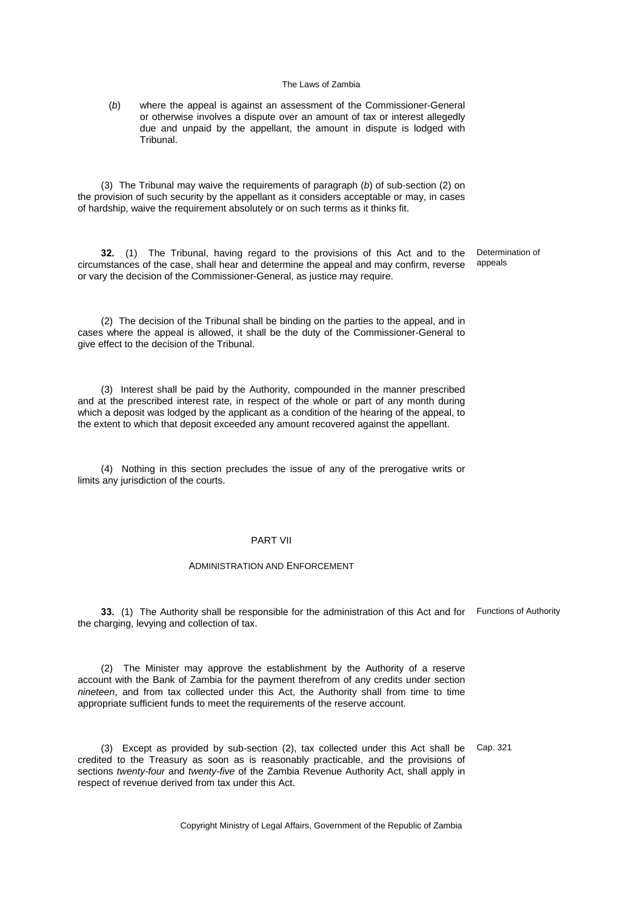(*b*) where the appeal is against an assessment of the Commissioner-General or otherwise involves a dispute over an amount of tax or interest allegedly due and unpaid by the appellant, the amount in dispute is lodged with Tribunal.

(3) The Tribunal may waive the requirements of paragraph (*b*) of sub-section (2) on the provision of such security by the appellant as it considers acceptable or may, in cases of hardship, waive the requirement absolutely or on such terms as it thinks fit.

Determination of appeals

**32.** (1) The Tribunal, having regard to the provisions of this Act and to the circumstances of the case, shall hear and determine the appeal and may confirm, reverse or vary the decision of the Commissioner-General, as justice may require.

(2) The decision of the Tribunal shall be binding on the parties to the appeal, and in cases where the appeal is allowed, it shall be the duty of the Commissioner-General to give effect to the decision of the Tribunal.

(3) Interest shall be paid by the Authority, compounded in the manner prescribed and at the prescribed interest rate, in respect of the whole or part of any month during which a deposit was lodged by the applicant as a condition of the hearing of the appeal, to the extent to which that deposit exceeded any amount recovered against the appellant.

(4) Nothing in this section precludes the issue of any of the prerogative writs or limits any jurisdiction of the courts.

## PART VII

### ADMINISTRATION AND ENFORCEMENT

Functions of Authority

**33.** (1) The Authority shall be responsible for the administration of this Act and for the charging, levying and collection of tax.

(2) The Minister may approve the establishment by the Authority of a reserve account with the Bank of Zambia for the payment therefrom of any credits under section *nineteen*, and from tax collected under this Act, the Authority shall from time to time appropriate sufficient funds to meet the requirements of the reserve account.

Cap. 321

(3) Except as provided by sub-section (2), tax collected under this Act shall be credited to the Treasury as soon as is reasonably practicable, and the provisions of sections *twenty-four* and *twenty-five* of the Zambia Revenue Authority Act, shall apply in respect of revenue derived from tax under this Act.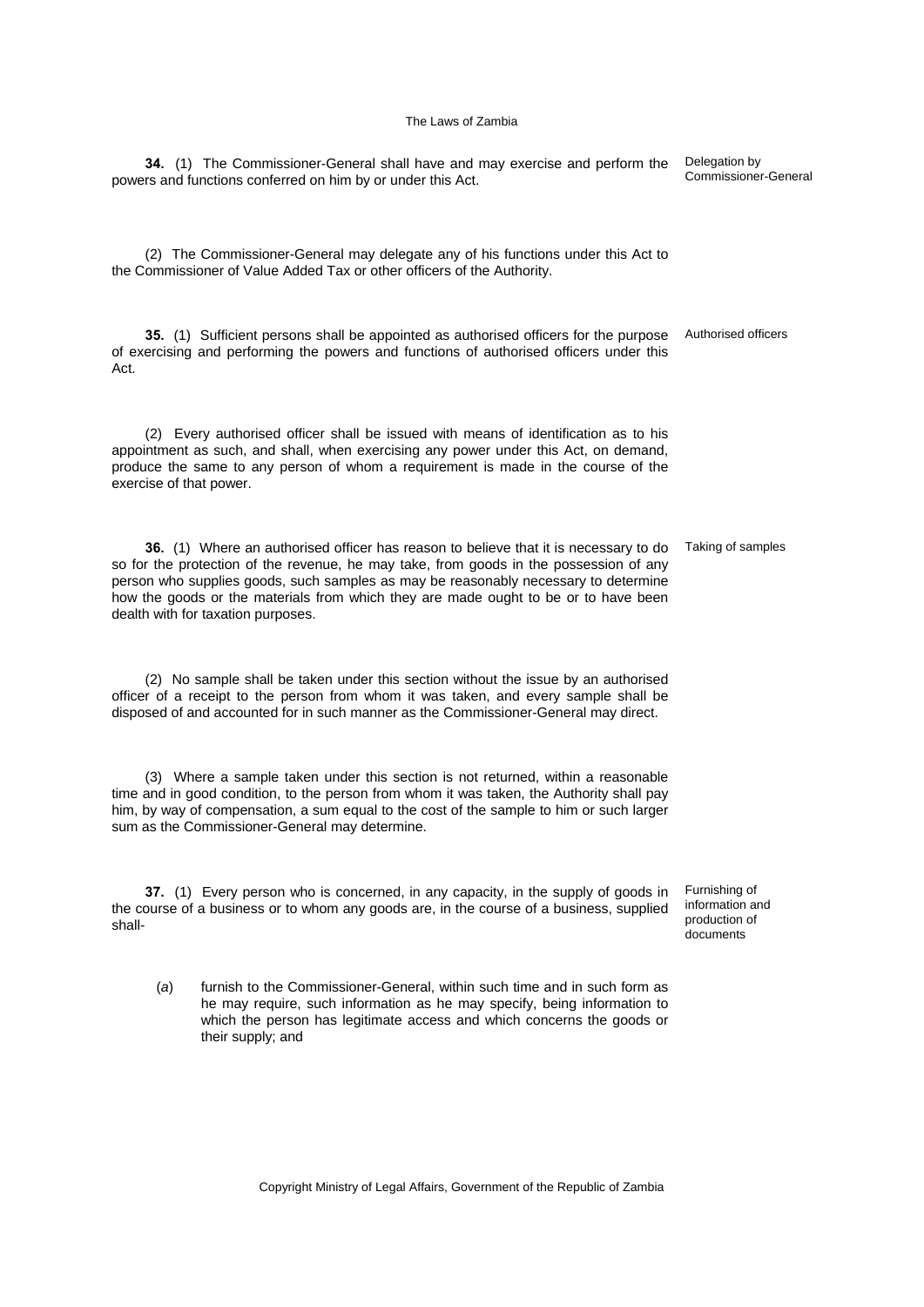**34.** (1) The Commissioner-General shall have and may exercise and perform the powers and functions conferred on him by or under this Act.

Delegation by Commissioner-General

(2) The Commissioner-General may delegate any of his functions under this Act to the Commissioner of Value Added Tax or other officers of the Authority.

**35.** (1) Sufficient persons shall be appointed as authorised officers for the purpose of exercising and performing the powers and functions of authorised officers under this Act.

Authorised officers

(2) Every authorised officer shall be issued with means of identification as to his appointment as such, and shall, when exercising any power under this Act, on demand, produce the same to any person of whom a requirement is made in the course of the exercise of that power.

**36.** (1) Where an authorised officer has reason to believe that it is necessary to do so for the protection of the revenue, he may take, from goods in the possession of any person who supplies goods, such samples as may be reasonably necessary to determine how the goods or the materials from which they are made ought to be or to have been dealth with for taxation purposes.

Taking of samples

(2) No sample shall be taken under this section without the issue by an authorised officer of a receipt to the person from whom it was taken, and every sample shall be disposed of and accounted for in such manner as the Commissioner-General may direct.

(3) Where a sample taken under this section is not returned, within a reasonable time and in good condition, to the person from whom it was taken, the Authority shall pay him, by way of compensation, a sum equal to the cost of the sample to him or such larger sum as the Commissioner-General may determine.

**37.** (1) Every person who is concerned, in any capacity, in the supply of goods in the course of a business or to whom any goods are, in the course of a business, supplied shall-

Furnishing of information and production of documents

(*a*) furnish to the Commissioner-General, within such time and in such form as he may require, such information as he may specify, being information to which the person has legitimate access and which concerns the goods or their supply; and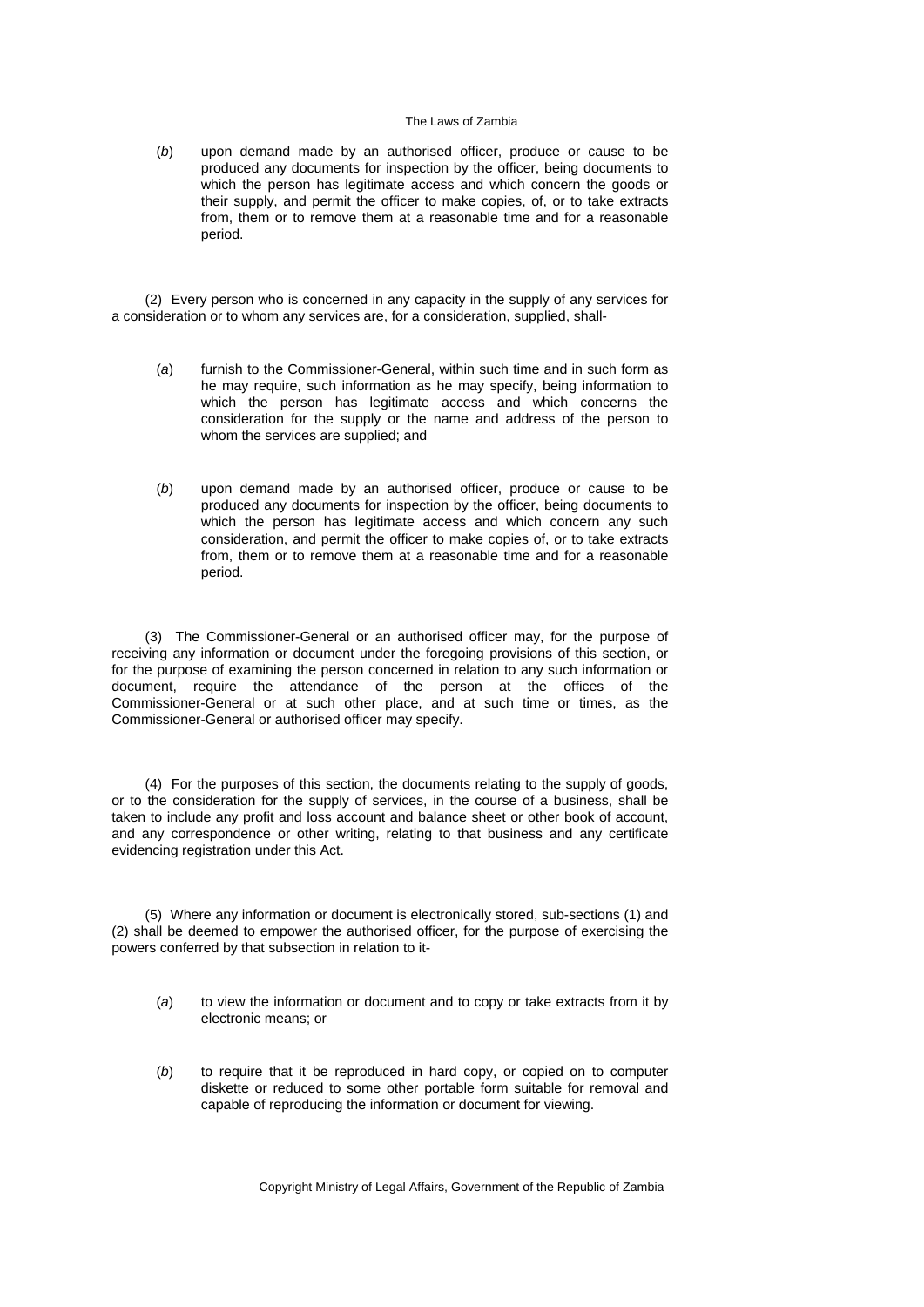(*b*) upon demand made by an authorised officer, produce or cause to be produced any documents for inspection by the officer, being documents to which the person has legitimate access and which concern the goods or their supply, and permit the officer to make copies, of, or to take extracts from, them or to remove them at a reasonable time and for a reasonable period.

(2) Every person who is concerned in any capacity in the supply of any services for a consideration or to whom any services are, for a consideration, supplied, shall-

(*a*) furnish to the Commissioner-General, within such time and in such form as he may require, such information as he may specify, being information to which the person has legitimate access and which concerns the consideration for the supply or the name and address of the person to whom the services are supplied; and

(*b*) upon demand made by an authorised officer, produce or cause to be produced any documents for inspection by the officer, being documents to which the person has legitimate access and which concern any such consideration, and permit the officer to make copies of, or to take extracts from, them or to remove them at a reasonable time and for a reasonable period.

(3) The Commissioner-General or an authorised officer may, for the purpose of receiving any information or document under the foregoing provisions of this section, or for the purpose of examining the person concerned in relation to any such information or document, require the attendance of the person at the offices of the Commissioner-General or at such other place, and at such time or times, as the Commissioner-General or authorised officer may specify.

(4) For the purposes of this section, the documents relating to the supply of goods, or to the consideration for the supply of services, in the course of a business, shall be taken to include any profit and loss account and balance sheet or other book of account, and any correspondence or other writing, relating to that business and any certificate evidencing registration under this Act.

(5) Where any information or document is electronically stored, sub-sections (1) and (2) shall be deemed to empower the authorised officer, for the purpose of exercising the powers conferred by that subsection in relation to it-

(*a*) to view the information or document and to copy or take extracts from it by electronic means; or

(*b*) to require that it be reproduced in hard copy, or copied on to computer diskette or reduced to some other portable form suitable for removal and capable of reproducing the information or document for viewing.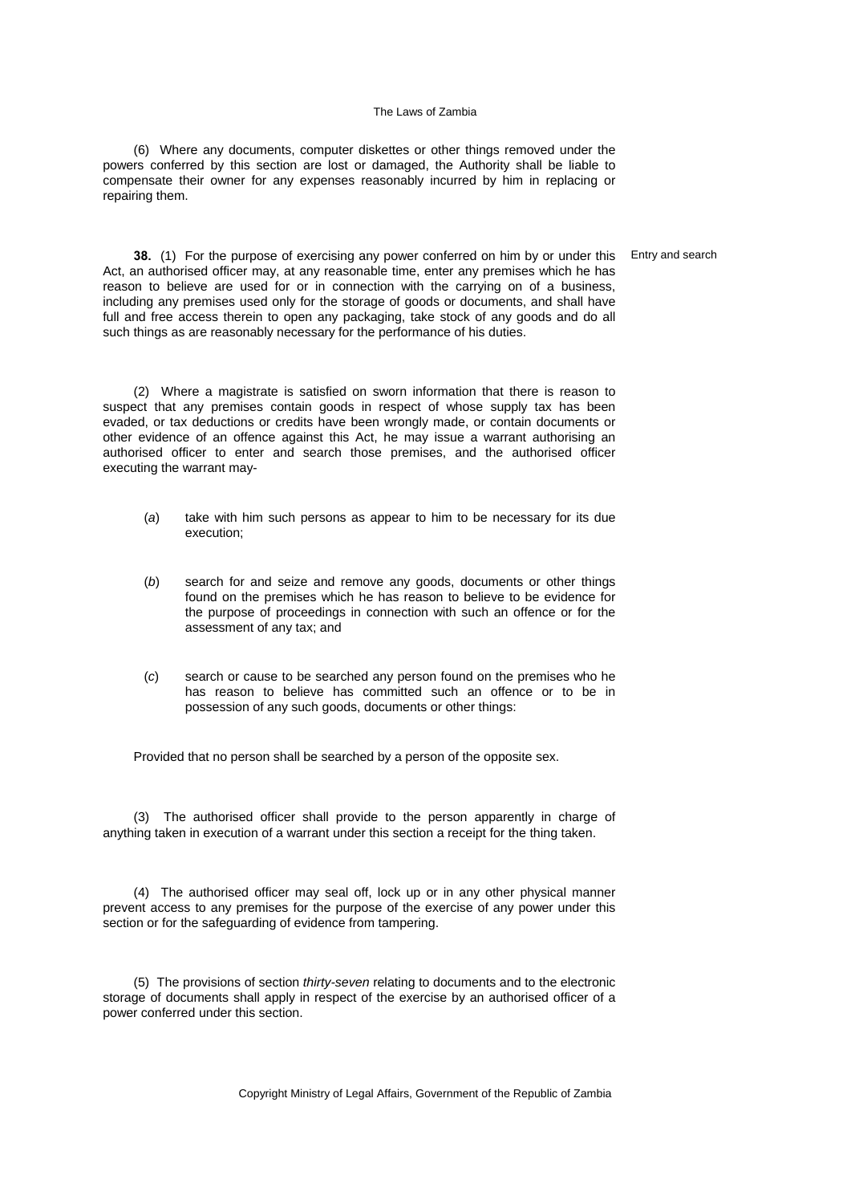(6) Where any documents, computer diskettes or other things removed under the powers conferred by this section are lost or damaged, the Authority shall be liable to compensate their owner for any expenses reasonably incurred by him in replacing or repairing them.

Entry and search

**38.** (1) For the purpose of exercising any power conferred on him by or under this Act, an authorised officer may, at any reasonable time, enter any premises which he has reason to believe are used for or in connection with the carrying on of a business, including any premises used only for the storage of goods or documents, and shall have full and free access therein to open any packaging, take stock of any goods and do all such things as are reasonably necessary for the performance of his duties.

(2) Where a magistrate is satisfied on sworn information that there is reason to suspect that any premises contain goods in respect of whose supply tax has been evaded, or tax deductions or credits have been wrongly made, or contain documents or other evidence of an offence against this Act, he may issue a warrant authorising an authorised officer to enter and search those premises, and the authorised officer executing the warrant may-

(*a*) take with him such persons as appear to him to be necessary for its due execution;

(*b*) search for and seize and remove any goods, documents or other things found on the premises which he has reason to believe to be evidence for the purpose of proceedings in connection with such an offence or for the assessment of any tax; and

(*c*) search or cause to be searched any person found on the premises who he has reason to believe has committed such an offence or to be in possession of any such goods, documents or other things:

Provided that no person shall be searched by a person of the opposite sex.

(3) The authorised officer shall provide to the person apparently in charge of anything taken in execution of a warrant under this section a receipt for the thing taken.

(4) The authorised officer may seal off, lock up or in any other physical manner prevent access to any premises for the purpose of the exercise of any power under this section or for the safeguarding of evidence from tampering.

(5) The provisions of section *thirty-seven* relating to documents and to the electronic storage of documents shall apply in respect of the exercise by an authorised officer of a power conferred under this section.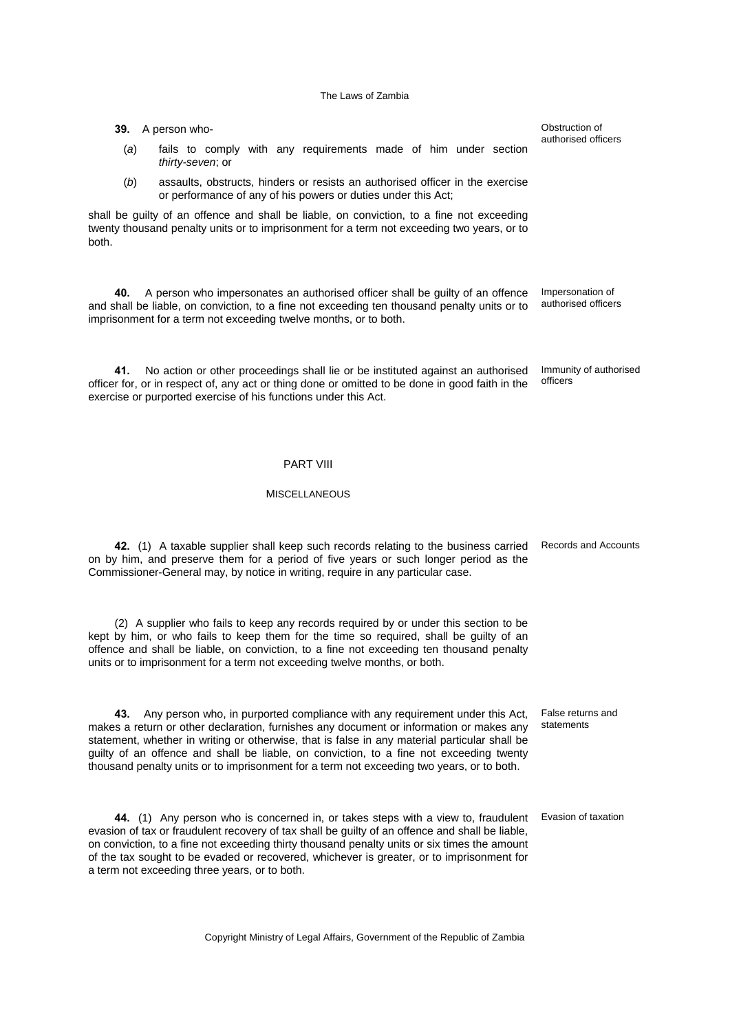**39.** A person who-

(*a*) fails to comply with any requirements made of him under section *thirty-seven*; or

(*b*) assaults, obstructs, hinders or resists an authorised officer in the exercise or performance of any of his powers or duties under this Act;

shall be guilty of an offence and shall be liable, on conviction, to a fine not exceeding twenty thousand penalty units or to imprisonment for a term not exceeding two years, or to both.

*Obstruction of authorised officers*

**40.** A person who impersonates an authorised officer shall be guilty of an offence and shall be liable, on conviction, to a fine not exceeding ten thousand penalty units or to imprisonment for a term not exceeding twelve months, or to both.

*Impersonation of authorised officers*

**41.** No action or other proceedings shall lie or be instituted against an authorised officer for, or in respect of, any act or thing done or omitted to be done in good faith in the exercise or purported exercise of his functions under this Act.

*Immunity of authorised officers*

## PART VIII

### MISCELLANEOUS

**42.** (1) A taxable supplier shall keep such records relating to the business carried on by him, and preserve them for a period of five years or such longer period as the Commissioner-General may, by notice in writing, require in any particular case.

*Records and Accounts*

(2) A supplier who fails to keep any records required by or under this section to be kept by him, or who fails to keep them for the time so required, shall be guilty of an offence and shall be liable, on conviction, to a fine not exceeding ten thousand penalty units or to imprisonment for a term not exceeding twelve months, or both.

**43.** Any person who, in purported compliance with any requirement under this Act, makes a return or other declaration, furnishes any document or information or makes any statement, whether in writing or otherwise, that is false in any material particular shall be guilty of an offence and shall be liable, on conviction, to a fine not exceeding twenty thousand penalty units or to imprisonment for a term not exceeding two years, or to both.

*False returns and statements*

**44.** (1) Any person who is concerned in, or takes steps with a view to, fraudulent evasion of tax or fraudulent recovery of tax shall be guilty of an offence and shall be liable, on conviction, to a fine not exceeding thirty thousand penalty units or six times the amount of the tax sought to be evaded or recovered, whichever is greater, or to imprisonment for a term not exceeding three years, or to both.

*Evasion of taxation*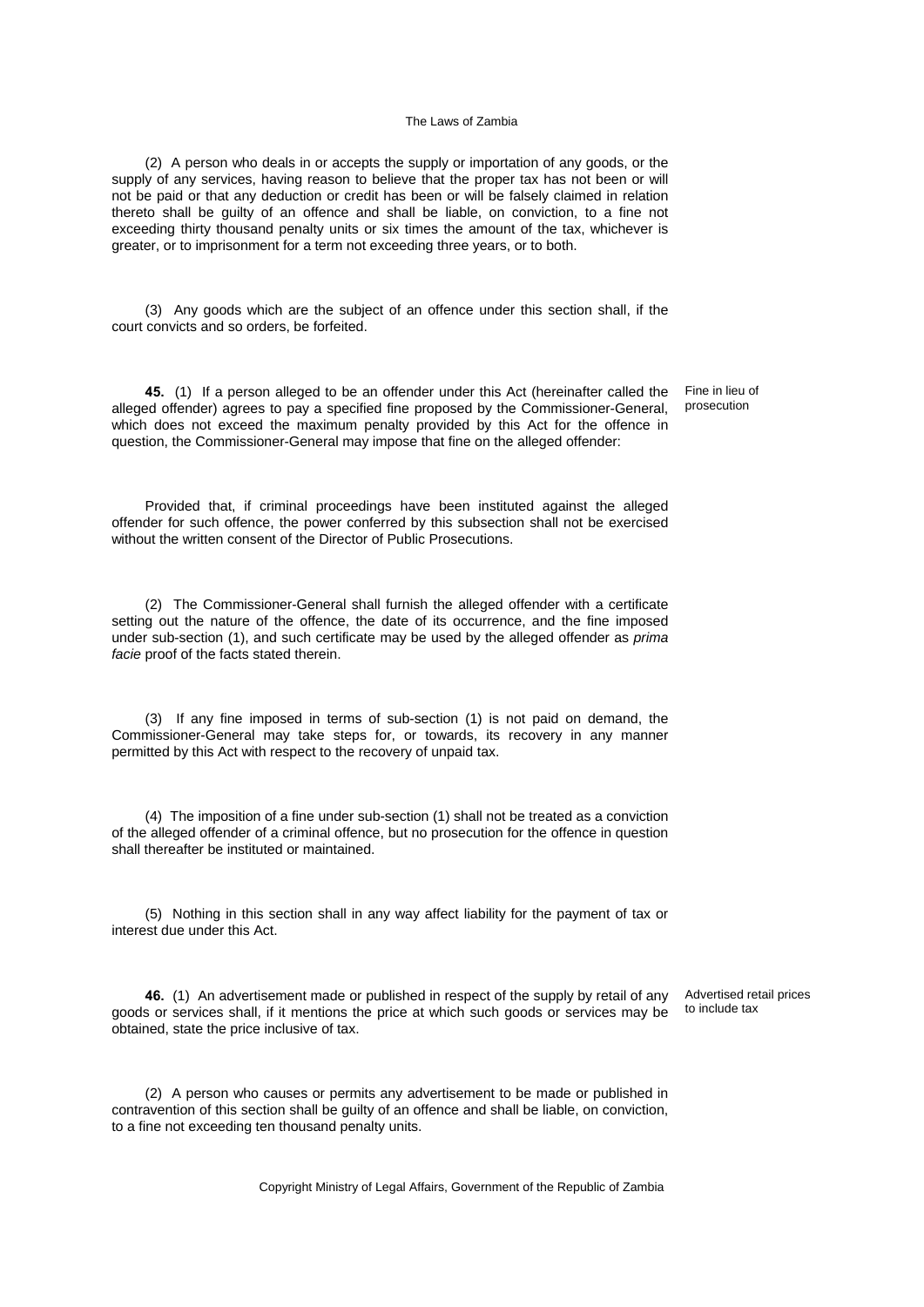(2) A person who deals in or accepts the supply or importation of any goods, or the supply of any services, having reason to believe that the proper tax has not been or will not be paid or that any deduction or credit has been or will be falsely claimed in relation thereto shall be guilty of an offence and shall be liable, on conviction, to a fine not exceeding thirty thousand penalty units or six times the amount of the tax, whichever is greater, or to imprisonment for a term not exceeding three years, or to both.

(3) Any goods which are the subject of an offence under this section shall, if the court convicts and so orders, be forfeited.

Fine in lieu of prosecution

**45.** (1) If a person alleged to be an offender under this Act (hereinafter called the alleged offender) agrees to pay a specified fine proposed by the Commissioner-General, which does not exceed the maximum penalty provided by this Act for the offence in question, the Commissioner-General may impose that fine on the alleged offender:

Provided that, if criminal proceedings have been instituted against the alleged offender for such offence, the power conferred by this subsection shall not be exercised without the written consent of the Director of Public Prosecutions.

(2) The Commissioner-General shall furnish the alleged offender with a certificate setting out the nature of the offence, the date of its occurrence, and the fine imposed under sub-section (1), and such certificate may be used by the alleged offender as *prima facie* proof of the facts stated therein.

(3) If any fine imposed in terms of sub-section (1) is not paid on demand, the Commissioner-General may take steps for, or towards, its recovery in any manner permitted by this Act with respect to the recovery of unpaid tax.

(4) The imposition of a fine under sub-section (1) shall not be treated as a conviction of the alleged offender of a criminal offence, but no prosecution for the offence in question shall thereafter be instituted or maintained.

(5) Nothing in this section shall in any way affect liability for the payment of tax or interest due under this Act.

Advertised retail prices to include tax

**46.** (1) An advertisement made or published in respect of the supply by retail of any goods or services shall, if it mentions the price at which such goods or services may be obtained, state the price inclusive of tax.

(2) A person who causes or permits any advertisement to be made or published in contravention of this section shall be guilty of an offence and shall be liable, on conviction, to a fine not exceeding ten thousand penalty units.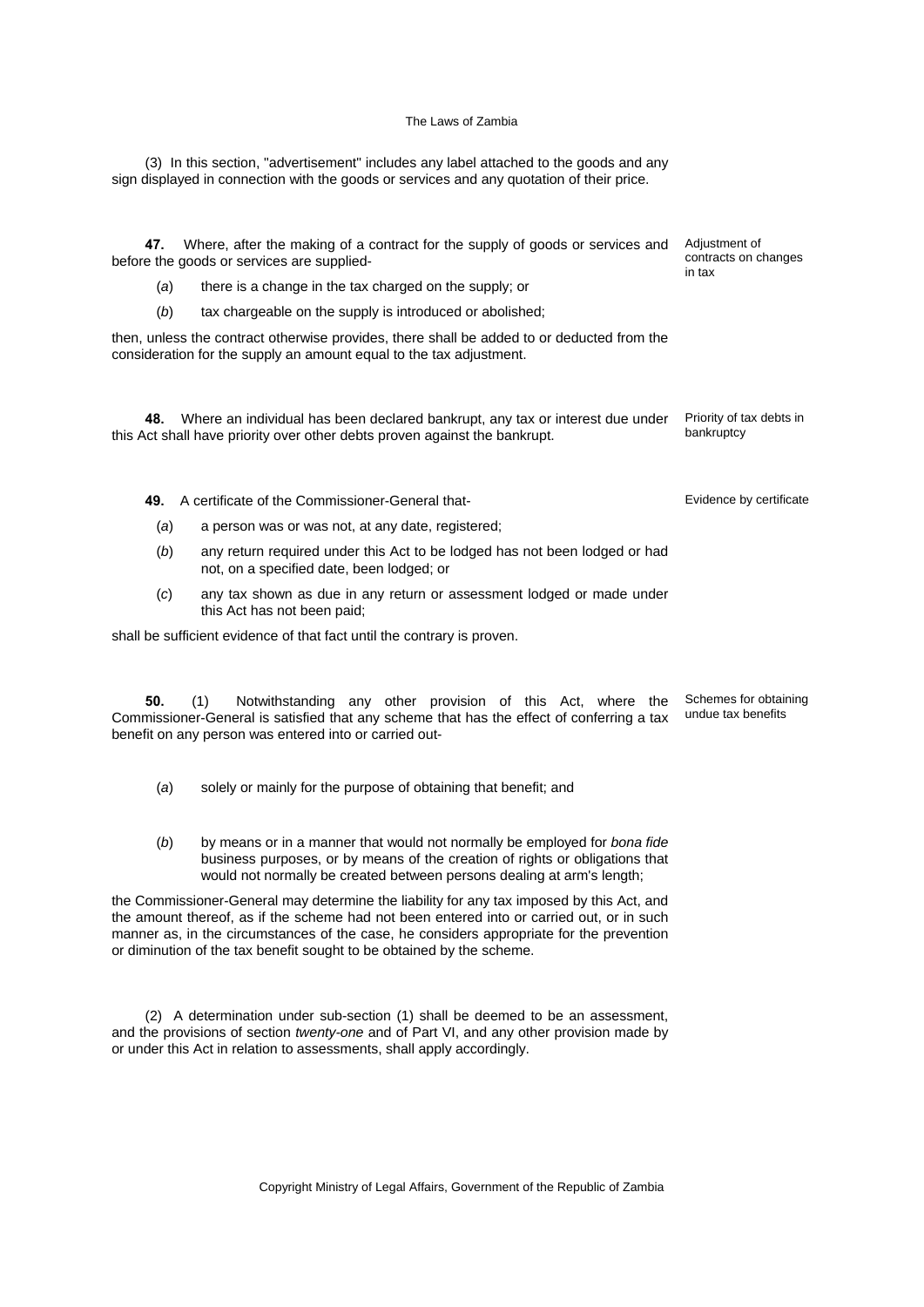(3) In this section, "advertisement" includes any label attached to the goods and any sign displayed in connection with the goods or services and any quotation of their price.

**47.** Where, after the making of a contract for the supply of goods or services and before the goods or services are supplied-

Adjustment of contracts on changes in tax

(*a*) there is a change in the tax charged on the supply; or

(*b*) tax chargeable on the supply is introduced or abolished;

then, unless the contract otherwise provides, there shall be added to or deducted from the consideration for the supply an amount equal to the tax adjustment.

**48.** Where an individual has been declared bankrupt, any tax or interest due under this Act shall have priority over other debts proven against the bankrupt.

Priority of tax debts in bankruptcy

**49.** A certificate of the Commissioner-General that-

Evidence by certificate

(*a*) a person was or was not, at any date, registered;

(*b*) any return required under this Act to be lodged has not been lodged or had not, on a specified date, been lodged; or

(*c*) any tax shown as due in any return or assessment lodged or made under this Act has not been paid;

shall be sufficient evidence of that fact until the contrary is proven.

**50.** (1) Notwithstanding any other provision of this Act, where the Commissioner-General is satisfied that any scheme that has the effect of conferring a tax benefit on any person was entered into or carried out-

Schemes for obtaining undue tax benefits

(*a*) solely or mainly for the purpose of obtaining that benefit; and

(*b*) by means or in a manner that would not normally be employed for *bona fide* business purposes, or by means of the creation of rights or obligations that would not normally be created between persons dealing at arm's length;

the Commissioner-General may determine the liability for any tax imposed by this Act, and the amount thereof, as if the scheme had not been entered into or carried out, or in such manner as, in the circumstances of the case, he considers appropriate for the prevention or diminution of the tax benefit sought to be obtained by the scheme.

(2) A determination under sub-section (1) shall be deemed to be an assessment, and the provisions of section *twenty-one* and of Part VI, and any other provision made by or under this Act in relation to assessments, shall apply accordingly.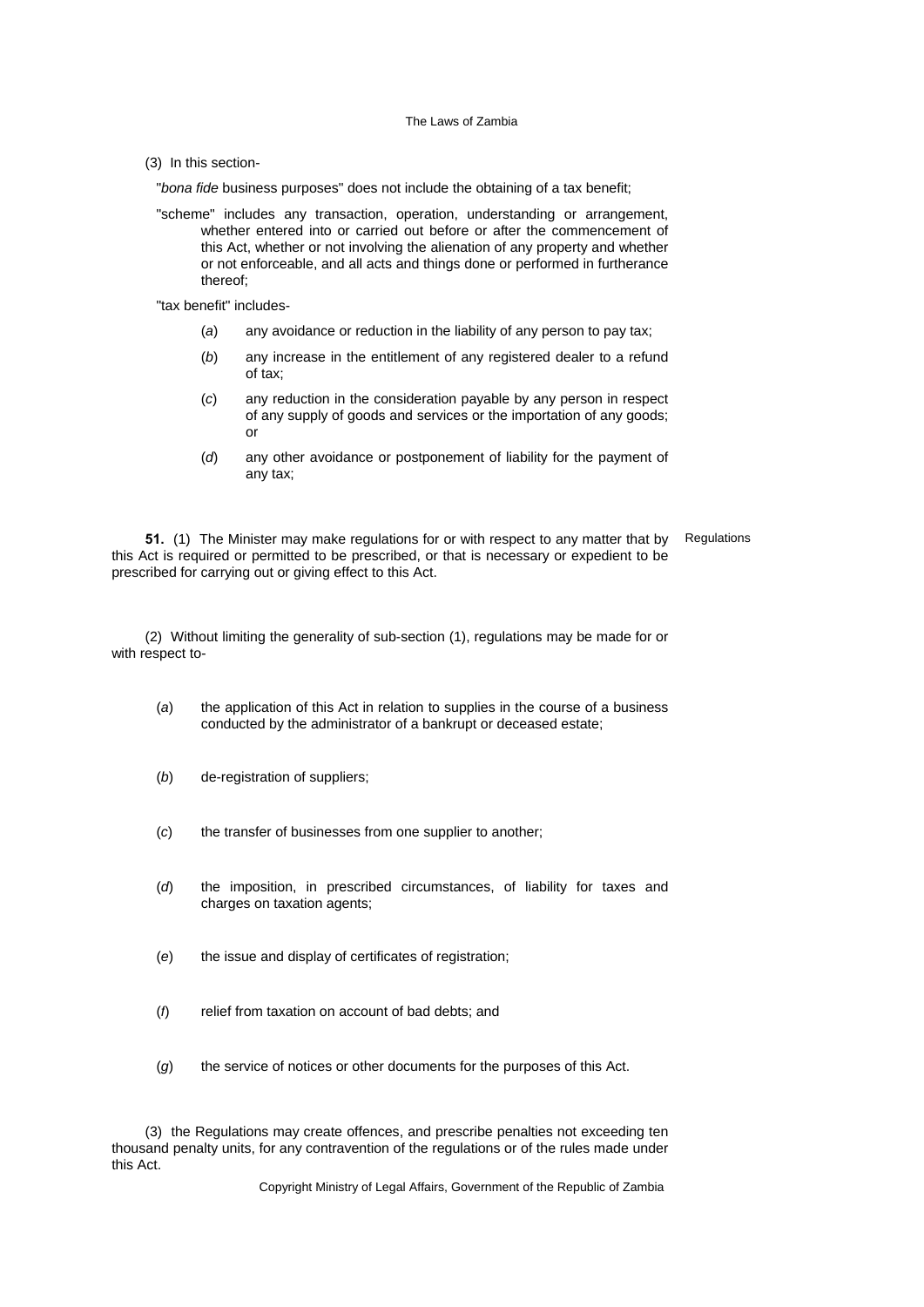(3) In this section-

"*bona fide* business purposes" does not include the obtaining of a tax benefit;

"scheme" includes any transaction, operation, understanding or arrangement, whether entered into or carried out before or after the commencement of this Act, whether or not involving the alienation of any property and whether or not enforceable, and all acts and things done or performed in furtherance thereof;

"tax benefit" includes-

(*a*) any avoidance or reduction in the liability of any person to pay tax;

(*b*) any increase in the entitlement of any registered dealer to a refund of tax;

(*c*) any reduction in the consideration payable by any person in respect of any supply of goods and services or the importation of any goods; or

(*d*) any other avoidance or postponement of liability for the payment of any tax;

Regulations

**51.** (1) The Minister may make regulations for or with respect to any matter that by this Act is required or permitted to be prescribed, or that is necessary or expedient to be prescribed for carrying out or giving effect to this Act.

(2) Without limiting the generality of sub-section (1), regulations may be made for or with respect to-

(*a*) the application of this Act in relation to supplies in the course of a business conducted by the administrator of a bankrupt or deceased estate;

(*b*) de-registration of suppliers;

(*c*) the transfer of businesses from one supplier to another;

(*d*) the imposition, in prescribed circumstances, of liability for taxes and charges on taxation agents;

(*e*) the issue and display of certificates of registration;

(*f*) relief from taxation on account of bad debts; and

(*g*) the service of notices or other documents for the purposes of this Act.

(3) the Regulations may create offences, and prescribe penalties not exceeding ten thousand penalty units, for any contravention of the regulations or of the rules made under this Act.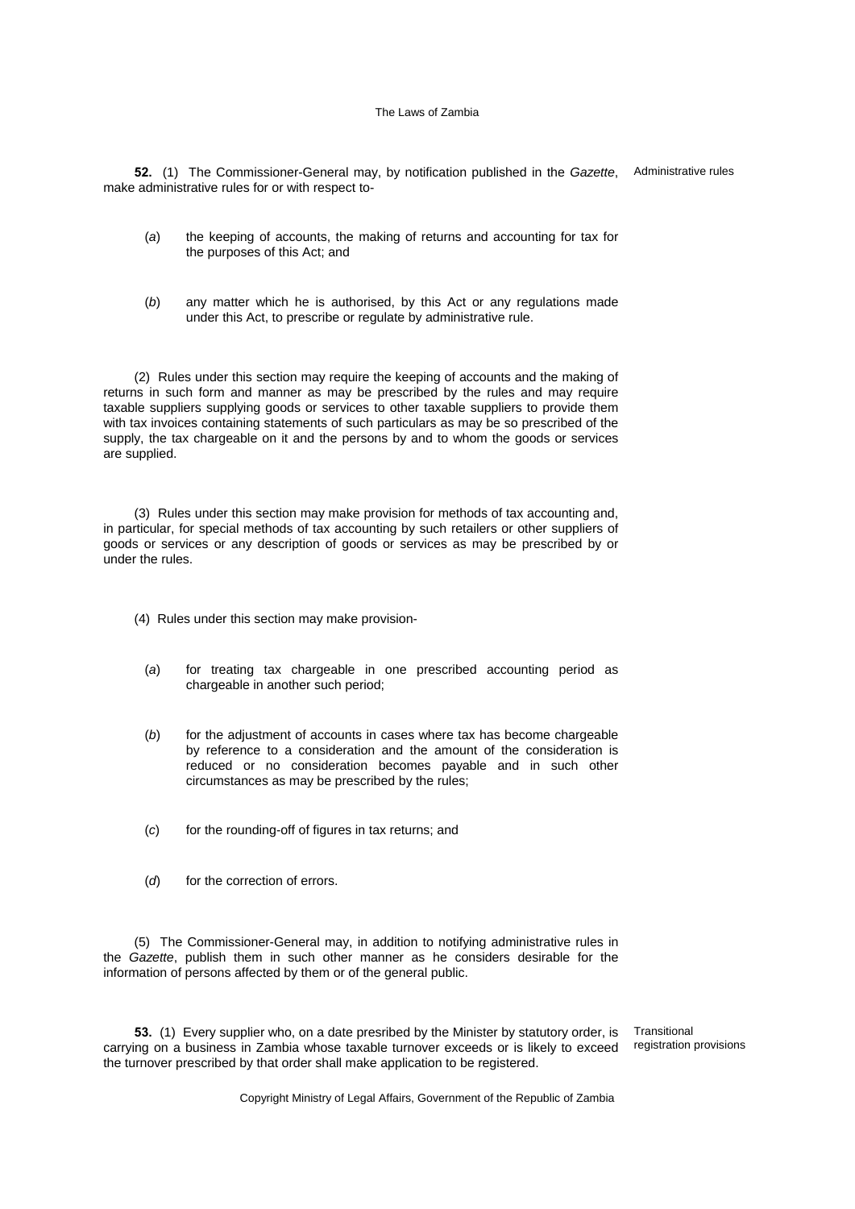**52.** (1) The Commissioner-General may, by notification published in the *Gazette*, make administrative rules for or with respect to-

Administrative rules

(*a*) the keeping of accounts, the making of returns and accounting for tax for the purposes of this Act; and

(*b*) any matter which he is authorised, by this Act or any regulations made under this Act, to prescribe or regulate by administrative rule.

(2) Rules under this section may require the keeping of accounts and the making of returns in such form and manner as may be prescribed by the rules and may require taxable suppliers supplying goods or services to other taxable suppliers to provide them with tax invoices containing statements of such particulars as may be so prescribed of the supply, the tax chargeable on it and the persons by and to whom the goods or services are supplied.

(3) Rules under this section may make provision for methods of tax accounting and, in particular, for special methods of tax accounting by such retailers or other suppliers of goods or services or any description of goods or services as may be prescribed by or under the rules.

(4) Rules under this section may make provision-

(*a*) for treating tax chargeable in one prescribed accounting period as chargeable in another such period;

(*b*) for the adjustment of accounts in cases where tax has become chargeable by reference to a consideration and the amount of the consideration is reduced or no consideration becomes payable and in such other circumstances as may be prescribed by the rules;

(*c*) for the rounding-off of figures in tax returns; and

(*d*) for the correction of errors.

(5) The Commissioner-General may, in addition to notifying administrative rules in the *Gazette*, publish them in such other manner as he considers desirable for the information of persons affected by them or of the general public.

**53.** (1) Every supplier who, on a date presribed by the Minister by statutory order, is carrying on a business in Zambia whose taxable turnover exceeds or is likely to exceed the turnover prescribed by that order shall make application to be registered.

Transitional registration provisions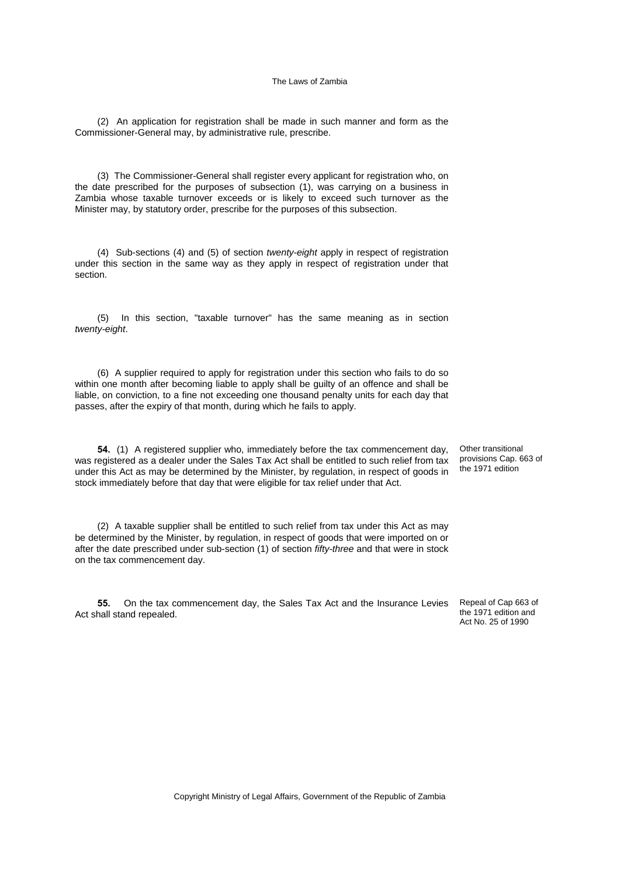(2) An application for registration shall be made in such manner and form as the Commissioner-General may, by administrative rule, prescribe.

(3) The Commissioner-General shall register every applicant for registration who, on the date prescribed for the purposes of subsection (1), was carrying on a business in Zambia whose taxable turnover exceeds or is likely to exceed such turnover as the Minister may, by statutory order, prescribe for the purposes of this subsection.

(4) Sub-sections (4) and (5) of section *twenty-eight* apply in respect of registration under this section in the same way as they apply in respect of registration under that section.

(5) In this section, "taxable turnover" has the same meaning as in section *twenty-eight*.

(6) A supplier required to apply for registration under this section who fails to do so within one month after becoming liable to apply shall be guilty of an offence and shall be liable, on conviction, to a fine not exceeding one thousand penalty units for each day that passes, after the expiry of that month, during which he fails to apply.

Other transitional provisions Cap. 663 of the 1971 edition

**54.** (1) A registered supplier who, immediately before the tax commencement day, was registered as a dealer under the Sales Tax Act shall be entitled to such relief from tax under this Act as may be determined by the Minister, by regulation, in respect of goods in stock immediately before that day that were eligible for tax relief under that Act.

(2) A taxable supplier shall be entitled to such relief from tax under this Act as may be determined by the Minister, by regulation, in respect of goods that were imported on or after the date prescribed under sub-section (1) of section *fifty-three* and that were in stock on the tax commencement day.

Repeal of Cap 663 of the 1971 edition and Act No. 25 of 1990

**55.** On the tax commencement day, the Sales Tax Act and the Insurance Levies Act shall stand repealed.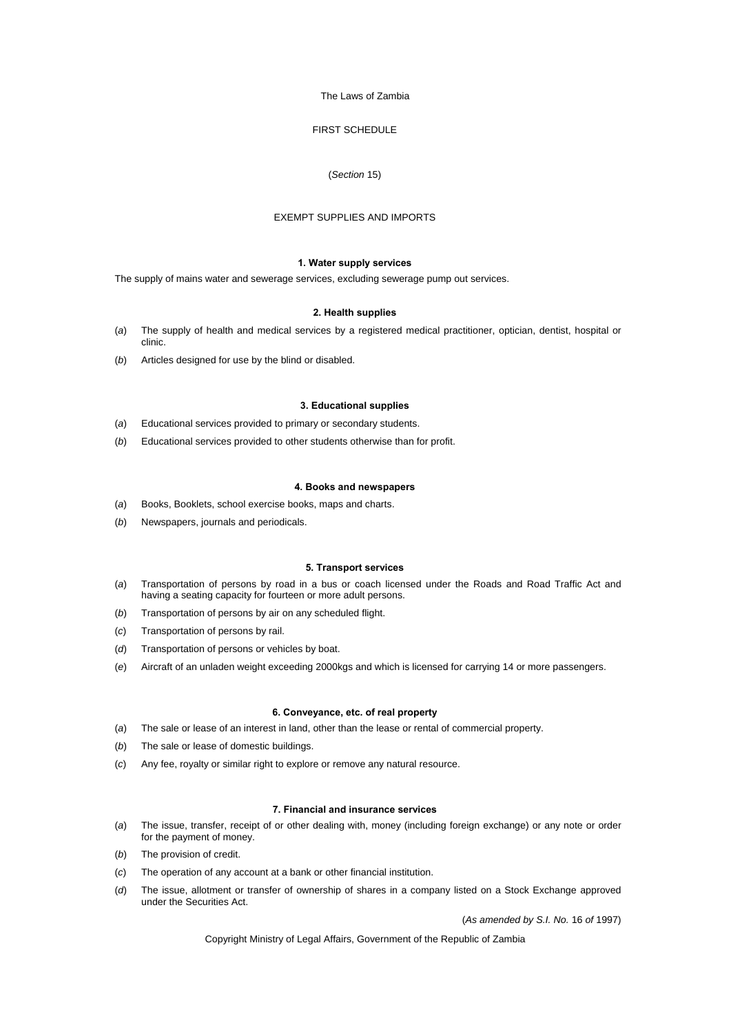## FIRST SCHEDULE

(*Section* 15)

### EXEMPT SUPPLIES AND IMPORTS

#### 1. Water supply services

The supply of mains water and sewerage services, excluding sewerage pump out services.

#### 2. Health supplies

(*a*) The supply of health and medical services by a registered medical practitioner, optician, dentist, hospital or clinic.

(*b*) Articles designed for use by the blind or disabled.

#### 3. Educational supplies

(*a*) Educational services provided to primary or secondary students.

(*b*) Educational services provided to other students otherwise than for profit.

#### 4. Books and newspapers

(*a*) Books, Booklets, school exercise books, maps and charts.

(*b*) Newspapers, journals and periodicals.

#### 5. Transport services

(*a*) Transportation of persons by road in a bus or coach licensed under the Roads and Road Traffic Act and having a seating capacity for fourteen or more adult persons.

(*b*) Transportation of persons by air on any scheduled flight.

(*c*) Transportation of persons by rail.

(*d*) Transportation of persons or vehicles by boat.

(*e*) Aircraft of an unladen weight exceeding 2000kgs and which is licensed for carrying 14 or more passengers.

#### 6. Conveyance, etc. of real property

(*a*) The sale or lease of an interest in land, other than the lease or rental of commercial property.

(*b*) The sale or lease of domestic buildings.

(*c*) Any fee, royalty or similar right to explore or remove any natural resource.

#### 7. Financial and insurance services

(*a*) The issue, transfer, receipt of or other dealing with, money (including foreign exchange) or any note or order for the payment of money.

(*b*) The provision of credit.

(*c*) The operation of any account at a bank or other financial institution.

(*d*) The issue, allotment or transfer of ownership of shares in a company listed on a Stock Exchange approved under the Securities Act.

(*As amended by S.I. No.* 16 *of* 1997)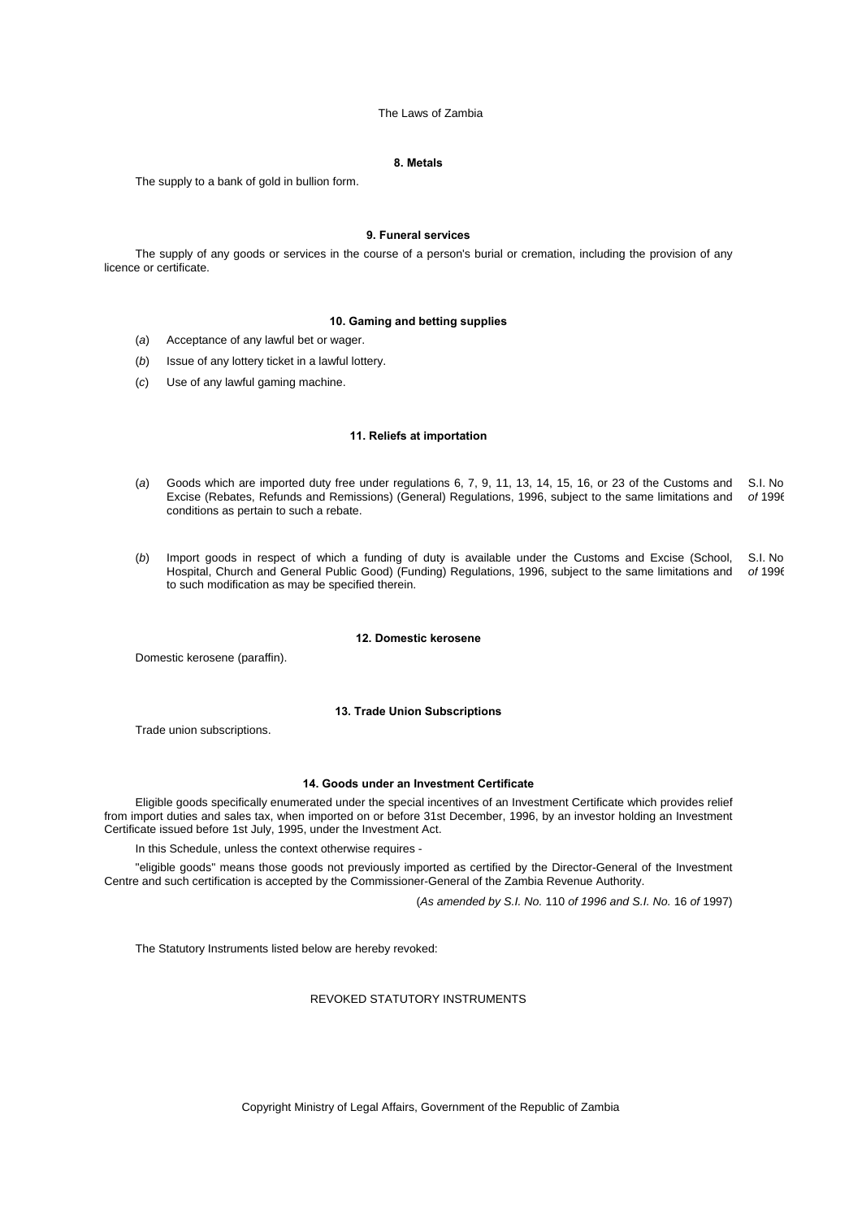#### 8. Metals

The supply to a bank of gold in bullion form.

#### 9. Funeral services

The supply of any goods or services in the course of a person's burial or cremation, including the provision of any licence or certificate.

#### 10. Gaming and betting supplies

(*a*) Acceptance of any lawful bet or wager.

(*b*) Issue of any lottery ticket in a lawful lottery.

(*c*) Use of any lawful gaming machine.

#### 11. Reliefs at importation

(*a*) Goods which are imported duty free under regulations 6, 7, 9, 11, 13, 14, 15, 16, or 23 of the Customs and Excise (Rebates, Refunds and Remissions) (General) Regulations, 1996, subject to the same limitations and conditions as pertain to such a rebate. S.I. No *of* 1996

(*b*) Import goods in respect of which a funding of duty is available under the Customs and Excise (School, Hospital, Church and General Public Good) (Funding) Regulations, 1996, subject to the same limitations and to such modification as may be specified therein. S.I. No *of* 1996

#### 12. Domestic kerosene

Domestic kerosene (paraffin).

#### 13. Trade Union Subscriptions

Trade union subscriptions.

#### 14. Goods under an Investment Certificate

Eligible goods specifically enumerated under the special incentives of an Investment Certificate which provides relief from import duties and sales tax, when imported on or before 31st December, 1996, by an investor holding an Investment Certificate issued before 1st July, 1995, under the Investment Act.

In this Schedule, unless the context otherwise requires -

"eligible goods" means those goods not previously imported as certified by the Director-General of the Investment Centre and such certification is accepted by the Commissioner-General of the Zambia Revenue Authority.

(*As amended by S.I. No.* 110 *of 1996 and S.I. No.* 16 *of* 1997)

The Statutory Instruments listed below are hereby revoked:

REVOKED STATUTORY INSTRUMENTS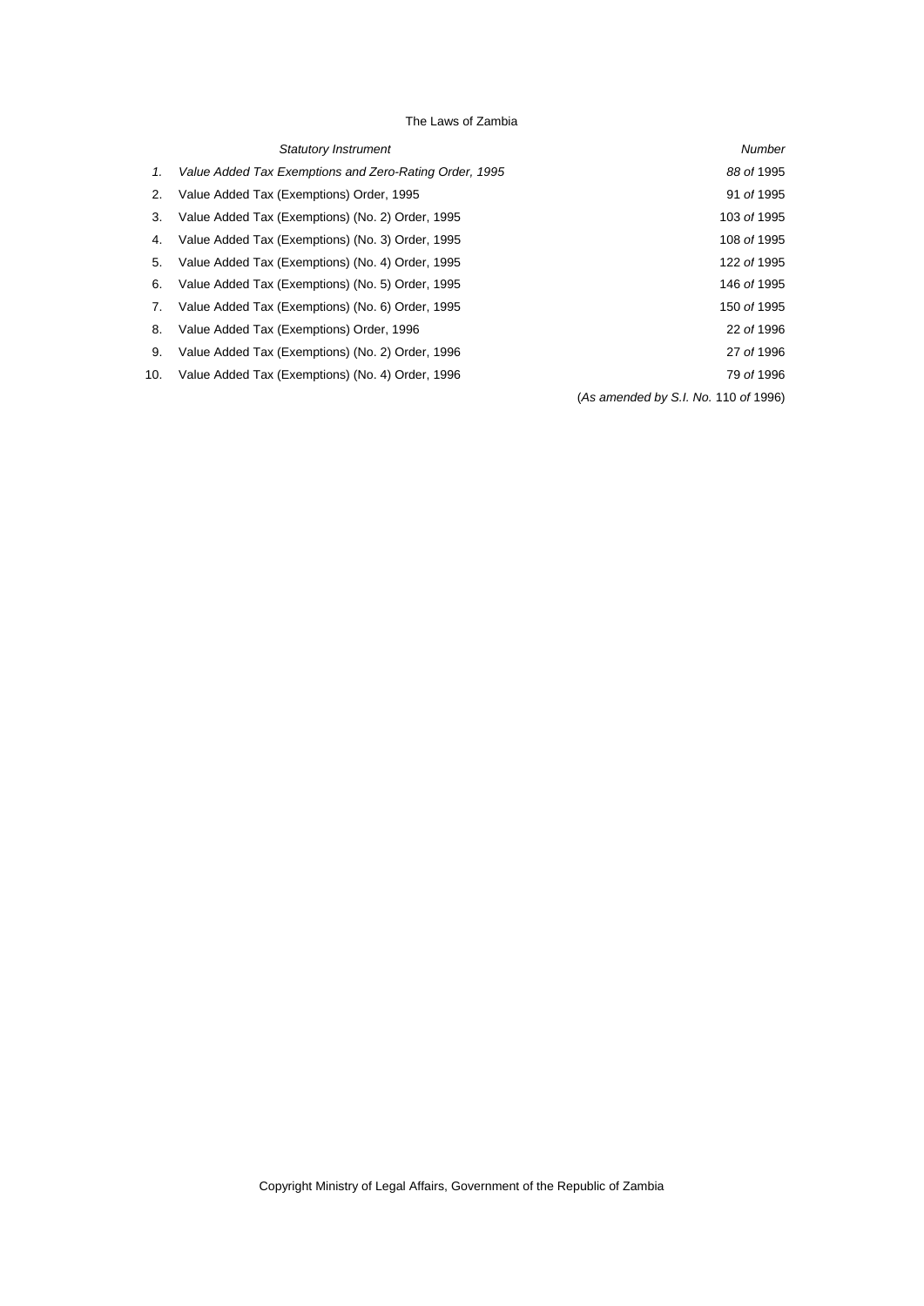| | *Statutory Instrument* | *Number* |
|---|---|---|
| *1.* | *Value Added Tax Exemptions and Zero-Rating Order, 1995* | *88 of* 1995 |
| 2. | Value Added Tax (Exemptions) Order, 1995 | 91 *of* 1995 |
| 3. | Value Added Tax (Exemptions) (No. 2) Order, 1995 | 103 *of* 1995 |
| 4. | Value Added Tax (Exemptions) (No. 3) Order, 1995 | 108 *of* 1995 |
| 5. | Value Added Tax (Exemptions) (No. 4) Order, 1995 | 122 *of* 1995 |
| 6. | Value Added Tax (Exemptions) (No. 5) Order, 1995 | 146 *of* 1995 |
| 7. | Value Added Tax (Exemptions) (No. 6) Order, 1995 | 150 *of* 1995 |
| 8. | Value Added Tax (Exemptions) Order, 1996 | 22 *of* 1996 |
| 9. | Value Added Tax (Exemptions) (No. 2) Order, 1996 | 27 *of* 1996 |
| 10. | Value Added Tax (Exemptions) (No. 4) Order, 1996 | 79 *of* 1996 |
| | | (*As amended by S.I. No.* 110 *of* 1996) |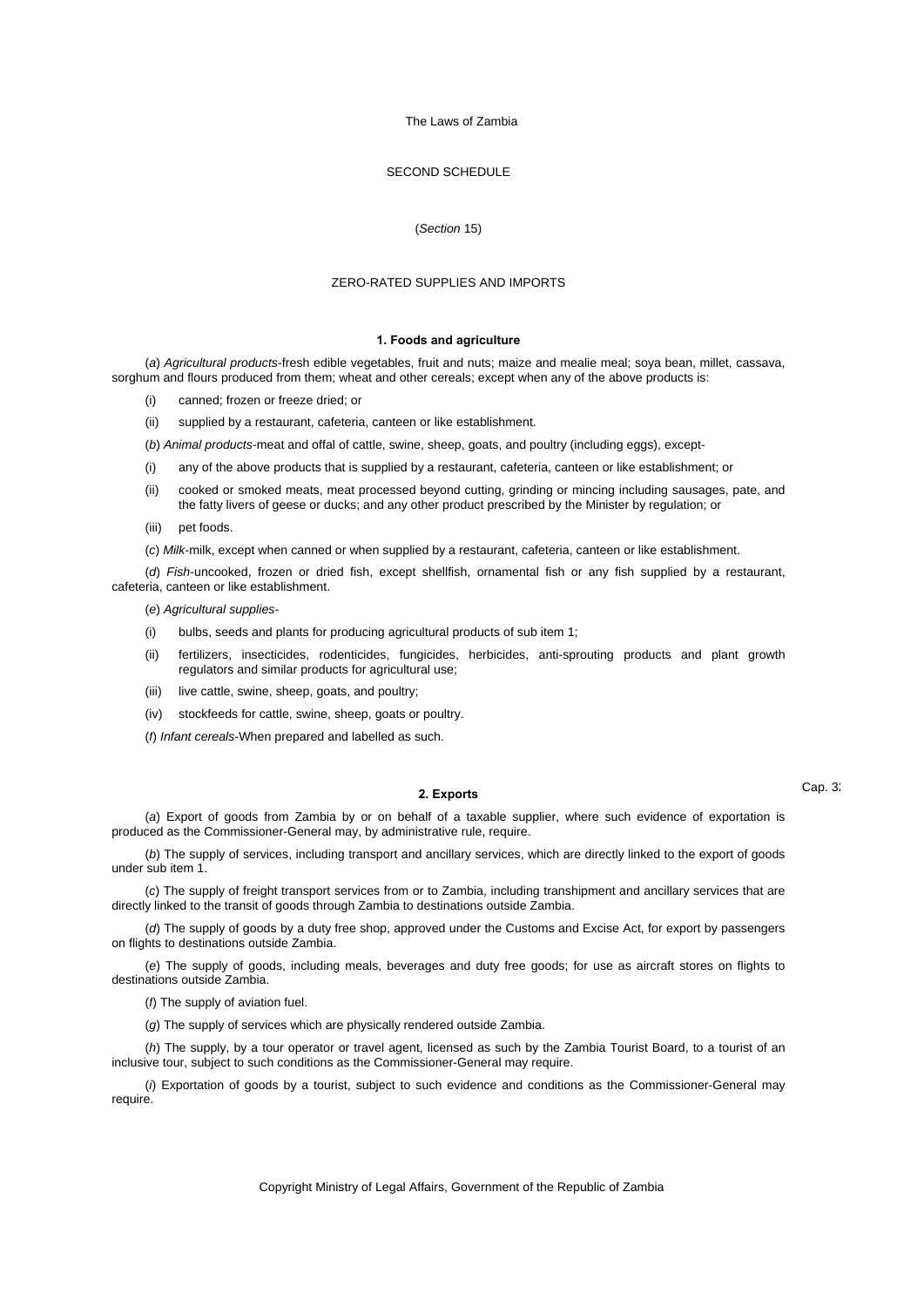## SECOND SCHEDULE

(*Section* 15)

## ZERO-RATED SUPPLIES AND IMPORTS

### 1. Foods and agriculture

(*a*) *Agricultural products*-fresh edible vegetables, fruit and nuts; maize and mealie meal; soya bean, millet, cassava, sorghum and flours produced from them; wheat and other cereals; except when any of the above products is:

(i) canned; frozen or freeze dried; or

(ii) supplied by a restaurant, cafeteria, canteen or like establishment.

(*b*) *Animal products*-meat and offal of cattle, swine, sheep, goats, and poultry (including eggs), except-

(i) any of the above products that is supplied by a restaurant, cafeteria, canteen or like establishment; or

(ii) cooked or smoked meats, meat processed beyond cutting, grinding or mincing including sausages, pate, and the fatty livers of geese or ducks; and any other product prescribed by the Minister by regulation; or

(iii) pet foods.

(*c*) *Milk*-milk, except when canned or when supplied by a restaurant, cafeteria, canteen or like establishment.

(*d*) *Fish*-uncooked, frozen or dried fish, except shellfish, ornamental fish or any fish supplied by a restaurant, cafeteria, canteen or like establishment.

(*e*) *Agricultural supplies*-

(i) bulbs, seeds and plants for producing agricultural products of sub item 1;

(ii) fertilizers, insecticides, rodenticides, fungicides, herbicides, anti-sprouting products and plant growth regulators and similar products for agricultural use;

(iii) live cattle, swine, sheep, goats, and poultry;

(iv) stockfeeds for cattle, swine, sheep, goats or poultry.

(*f*) *Infant cereals*-When prepared and labelled as such.

### 2. Exports

(*a*) Export of goods from Zambia by or on behalf of a taxable supplier, where such evidence of exportation is produced as the Commissioner-General may, by administrative rule, require.

(*b*) The supply of services, including transport and ancillary services, which are directly linked to the export of goods under sub item 1.

(*c*) The supply of freight transport services from or to Zambia, including transhipment and ancillary services that are directly linked to the transit of goods through Zambia to destinations outside Zambia.

(*d*) The supply of goods by a duty free shop, approved under the Customs and Excise Act, for export by passengers on flights to destinations outside Zambia.

(*e*) The supply of goods, including meals, beverages and duty free goods; for use as aircraft stores on flights to destinations outside Zambia.

(*f*) The supply of aviation fuel.

(*g*) The supply of services which are physically rendered outside Zambia.

(*h*) The supply, by a tour operator or travel agent, licensed as such by the Zambia Tourist Board, to a tourist of an inclusive tour, subject to such conditions as the Commissioner-General may require.

(*i*) Exportation of goods by a tourist, subject to such evidence and conditions as the Commissioner-General may require.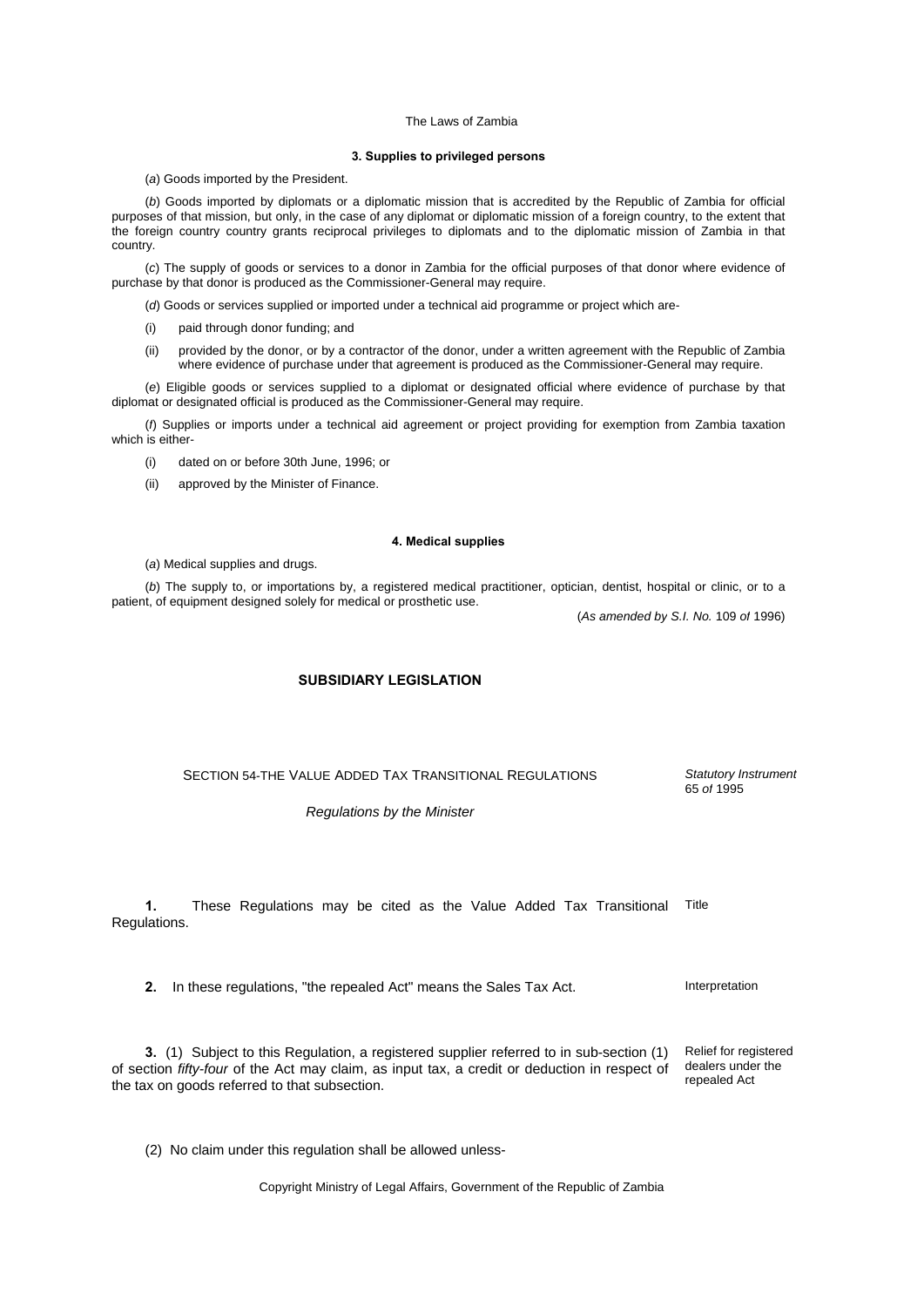### 3. Supplies to privileged persons

(*a*) Goods imported by the President.

(*b*) Goods imported by diplomats or a diplomatic mission that is accredited by the Republic of Zambia for official purposes of that mission, but only, in the case of any diplomat or diplomatic mission of a foreign country, to the extent that the foreign country country grants reciprocal privileges to diplomats and to the diplomatic mission of Zambia in that country.

(*c*) The supply of goods or services to a donor in Zambia for the official purposes of that donor where evidence of purchase by that donor is produced as the Commissioner-General may require.

(*d*) Goods or services supplied or imported under a technical aid programme or project which are-

(i) paid through donor funding; and

(ii) provided by the donor, or by a contractor of the donor, under a written agreement with the Republic of Zambia where evidence of purchase under that agreement is produced as the Commissioner-General may require.

(*e*) Eligible goods or services supplied to a diplomat or designated official where evidence of purchase by that diplomat or designated official is produced as the Commissioner-General may require.

(*f*) Supplies or imports under a technical aid agreement or project providing for exemption from Zambia taxation which is either-

(i) dated on or before 30th June, 1996; or

(ii) approved by the Minister of Finance.

### 4. Medical supplies

(*a*) Medical supplies and drugs.

(*b*) The supply to, or importations by, a registered medical practitioner, optician, dentist, hospital or clinic, or to a patient, of equipment designed solely for medical or prosthetic use.

(*As amended by S.I. No.* 109 *of* 1996)

## SUBSIDIARY LEGISLATION

SECTION 54-THE VALUE ADDED TAX TRANSITIONAL REGULATIONS — *Statutory Instrument* 65 *of* 1995

*Regulations by the Minister*

**1.** These Regulations may be cited as the Value Added Tax Transitional Regulations. — Title

**2.** In these regulations, "the repealed Act" means the Sales Tax Act. — Interpretation

**3.** (1) Subject to this Regulation, a registered supplier referred to in sub-section (1) of section *fifty-four* of the Act may claim, as input tax, a credit or deduction in respect of the tax on goods referred to that subsection. — Relief for registered dealers under the repealed Act

(2) No claim under this regulation shall be allowed unless-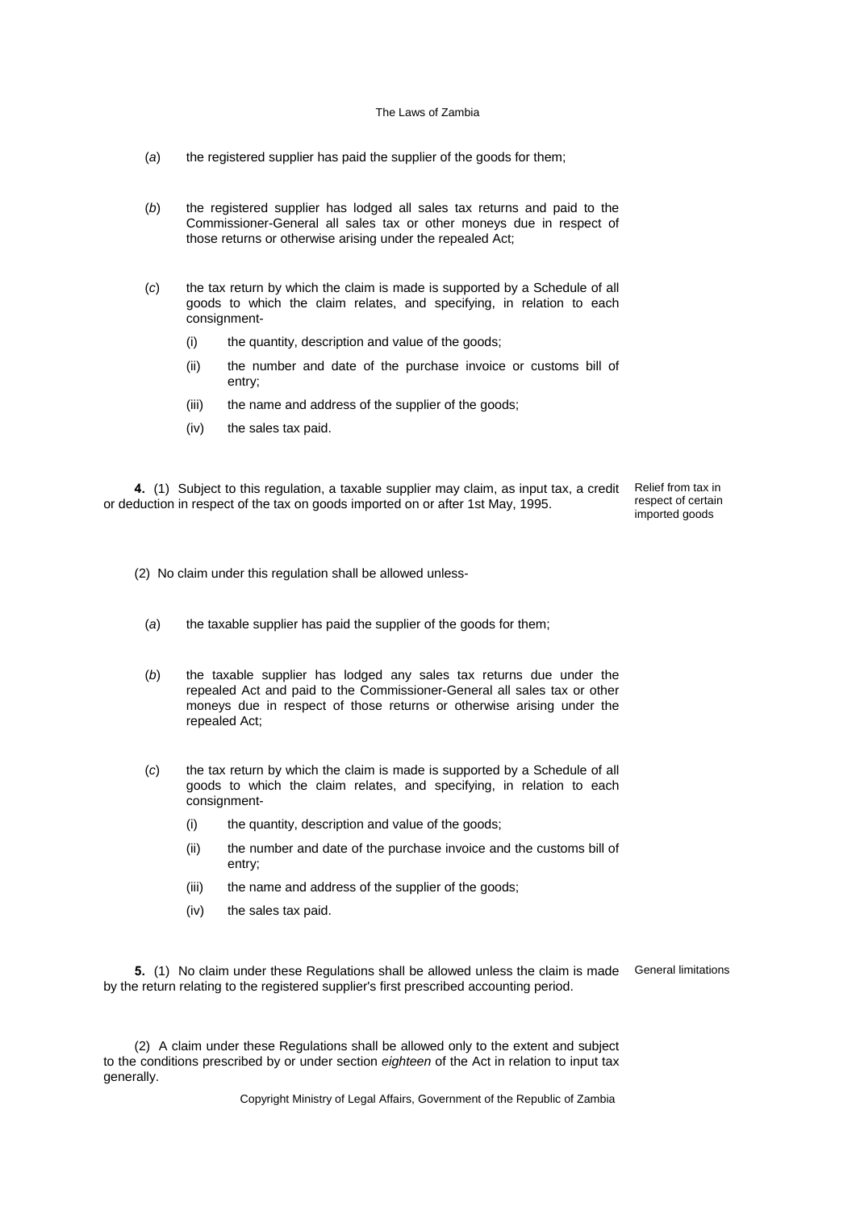(*a*) the registered supplier has paid the supplier of the goods for them;

(*b*) the registered supplier has lodged all sales tax returns and paid to the Commissioner-General all sales tax or other moneys due in respect of those returns or otherwise arising under the repealed Act;

(*c*) the tax return by which the claim is made is supported by a Schedule of all goods to which the claim relates, and specifying, in relation to each consignment-

(i) the quantity, description and value of the goods;

(ii) the number and date of the purchase invoice or customs bill of entry;

(iii) the name and address of the supplier of the goods;

(iv) the sales tax paid.

Relief from tax in respect of certain imported goods

**4.** (1) Subject to this regulation, a taxable supplier may claim, as input tax, a credit or deduction in respect of the tax on goods imported on or after 1st May, 1995.

(2) No claim under this regulation shall be allowed unless-

(*a*) the taxable supplier has paid the supplier of the goods for them;

(*b*) the taxable supplier has lodged any sales tax returns due under the repealed Act and paid to the Commissioner-General all sales tax or other moneys due in respect of those returns or otherwise arising under the repealed Act;

(*c*) the tax return by which the claim is made is supported by a Schedule of all goods to which the claim relates, and specifying, in relation to each consignment-

(i) the quantity, description and value of the goods;

(ii) the number and date of the purchase invoice and the customs bill of entry;

(iii) the name and address of the supplier of the goods;

(iv) the sales tax paid.

General limitations

**5.** (1) No claim under these Regulations shall be allowed unless the claim is made by the return relating to the registered supplier's first prescribed accounting period.

(2) A claim under these Regulations shall be allowed only to the extent and subject to the conditions prescribed by or under section *eighteen* of the Act in relation to input tax generally.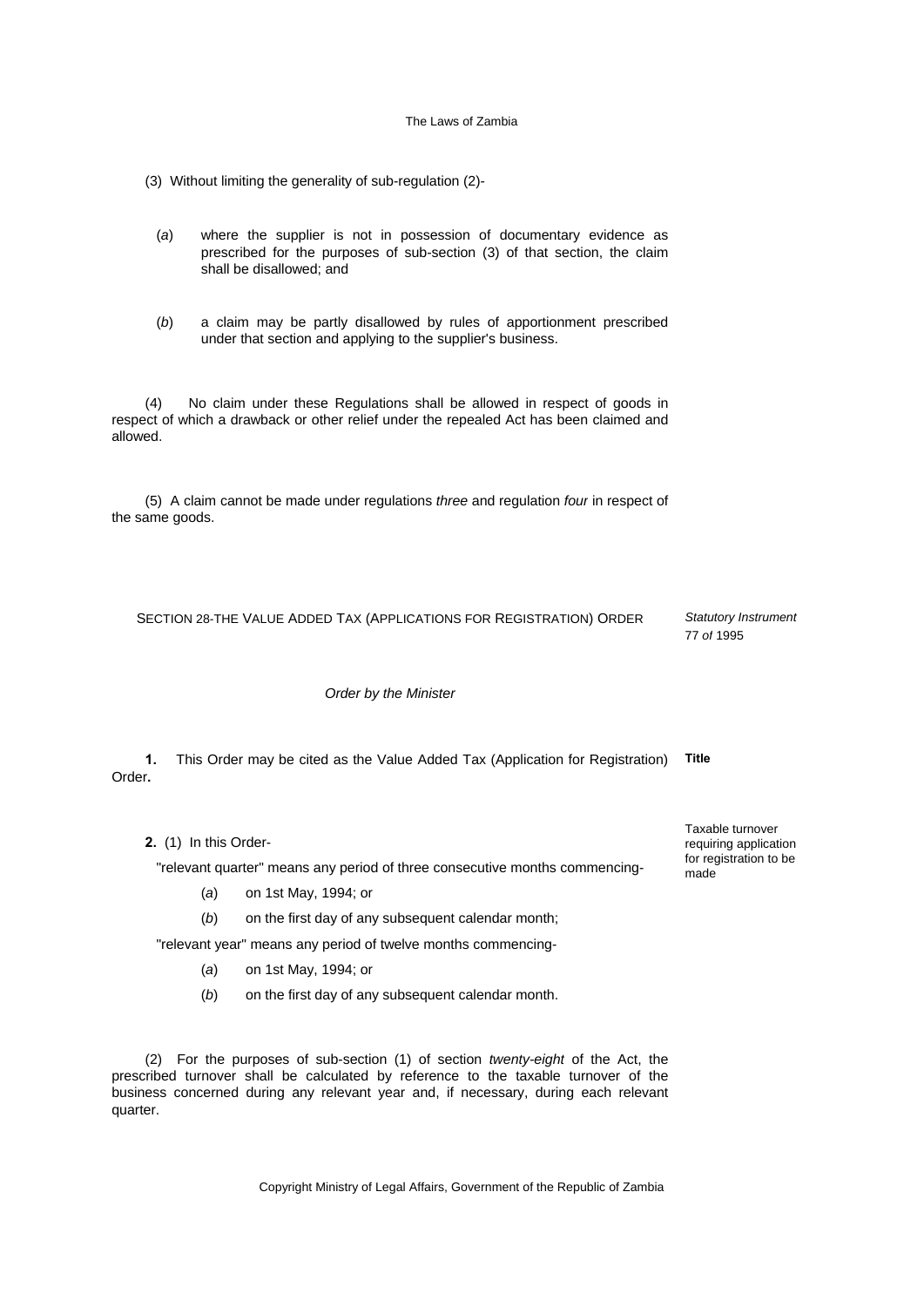(3) Without limiting the generality of sub-regulation (2)-

(*a*) where the supplier is not in possession of documentary evidence as prescribed for the purposes of sub-section (3) of that section, the claim shall be disallowed; and

(*b*) a claim may be partly disallowed by rules of apportionment prescribed under that section and applying to the supplier's business.

(4) No claim under these Regulations shall be allowed in respect of goods in respect of which a drawback or other relief under the repealed Act has been claimed and allowed.

(5) A claim cannot be made under regulations *three* and regulation *four* in respect of the same goods.

## SECTION 28-THE VALUE ADDED TAX (APPLICATIONS FOR REGISTRATION) ORDER

*Statutory Instrument* 77 *of* 1995

*Order by the Minister*

**Title**

**1.** This Order may be cited as the Value Added Tax (Application for Registration) Order**.**

Taxable turnover requiring application for registration to be made

**2.** (1) In this Order-

"relevant quarter" means any period of three consecutive months commencing-

(*a*) on 1st May, 1994; or

(*b*) on the first day of any subsequent calendar month;

"relevant year" means any period of twelve months commencing-

(*a*) on 1st May, 1994; or

(*b*) on the first day of any subsequent calendar month.

(2) For the purposes of sub-section (1) of section *twenty-eight* of the Act, the prescribed turnover shall be calculated by reference to the taxable turnover of the business concerned during any relevant year and, if necessary, during each relevant quarter.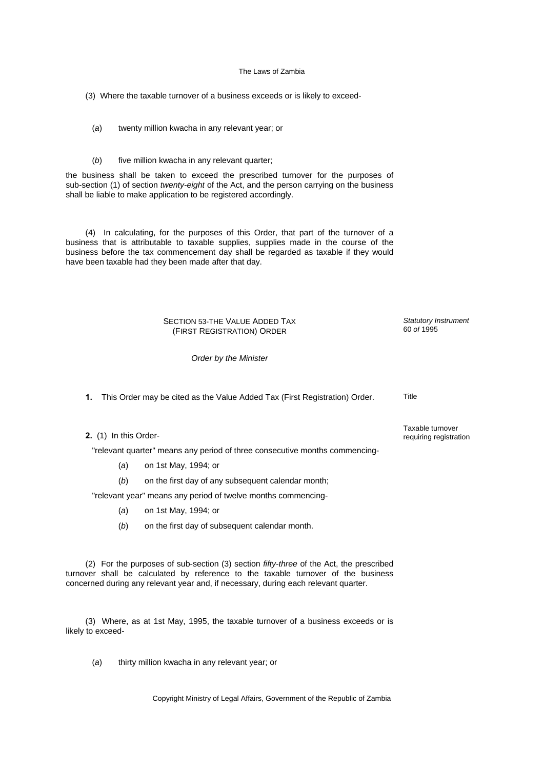(3) Where the taxable turnover of a business exceeds or is likely to exceed-

(*a*) twenty million kwacha in any relevant year; or

(*b*) five million kwacha in any relevant quarter;

the business shall be taken to exceed the prescribed turnover for the purposes of sub-section (1) of section *twenty-eight* of the Act, and the person carrying on the business shall be liable to make application to be registered accordingly.

(4) In calculating, for the purposes of this Order, that part of the turnover of a business that is attributable to taxable supplies, supplies made in the course of the business before the tax commencement day shall be regarded as taxable if they would have been taxable had they been made after that day.

## SECTION 53-THE VALUE ADDED TAX (FIRST REGISTRATION) ORDER

*Statutory Instrument 60 of 1995*

*Order by the Minister*

**1.** This Order may be cited as the Value Added Tax (First Registration) Order.

Title

**2.** (1) In this Order-

Taxable turnover requiring registration

"relevant quarter" means any period of three consecutive months commencing-

(*a*) on 1st May, 1994; or

(*b*) on the first day of any subsequent calendar month;

"relevant year" means any period of twelve months commencing-

(*a*) on 1st May, 1994; or

(*b*) on the first day of subsequent calendar month.

(2) For the purposes of sub-section (3) section *fifty-three* of the Act, the prescribed turnover shall be calculated by reference to the taxable turnover of the business concerned during any relevant year and, if necessary, during each relevant quarter.

(3) Where, as at 1st May, 1995, the taxable turnover of a business exceeds or is likely to exceed-

(*a*) thirty million kwacha in any relevant year; or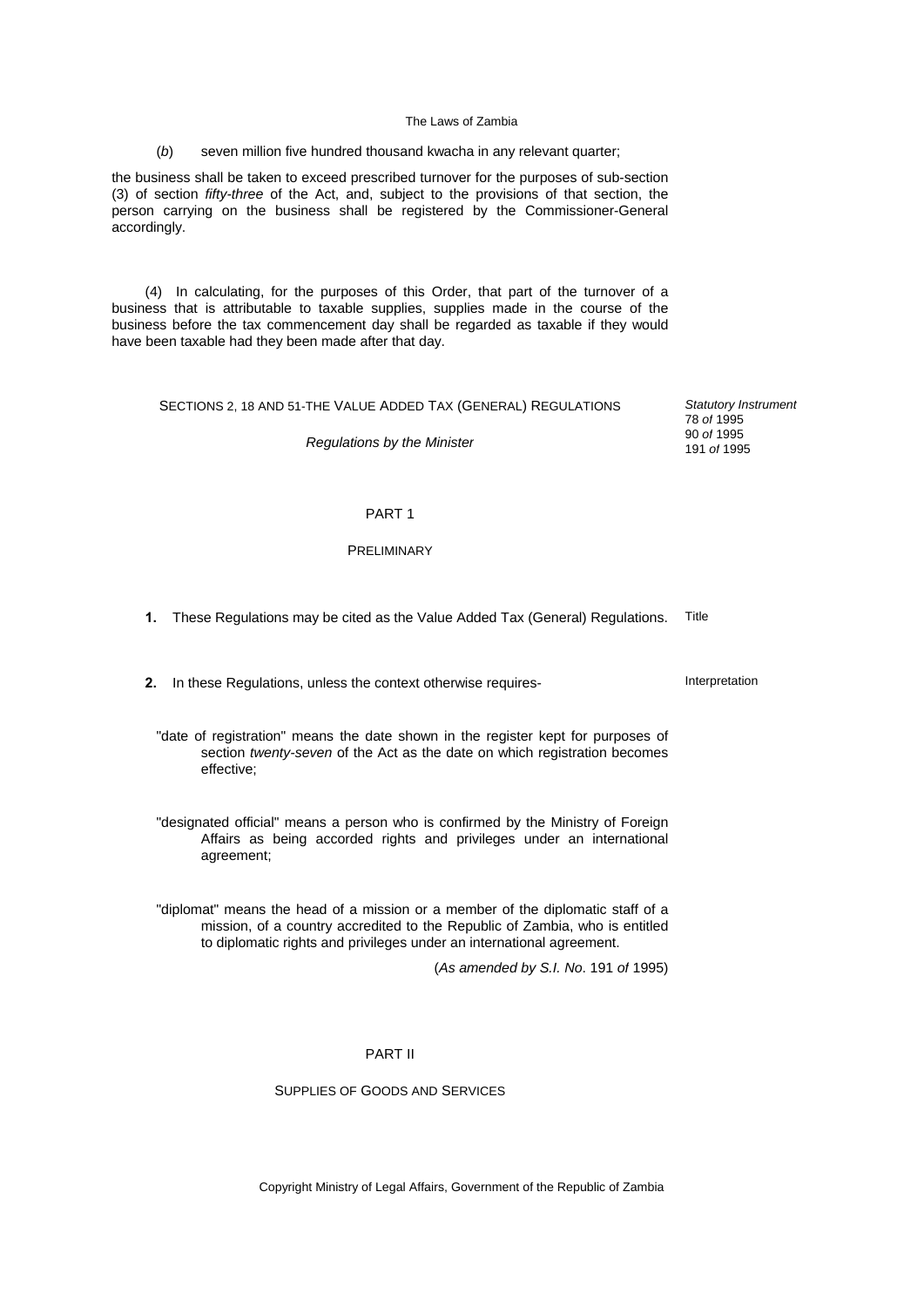(*b*) seven million five hundred thousand kwacha in any relevant quarter;

the business shall be taken to exceed prescribed turnover for the purposes of sub-section (3) of section *fifty-three* of the Act, and, subject to the provisions of that section, the person carrying on the business shall be registered by the Commissioner-General accordingly.

(4) In calculating, for the purposes of this Order, that part of the turnover of a business that is attributable to taxable supplies, supplies made in the course of the business before the tax commencement day shall be regarded as taxable if they would have been taxable had they been made after that day.

## SECTIONS 2, 18 AND 51-THE VALUE ADDED TAX (GENERAL) REGULATIONS

*Regulations by the Minister*

*Statutory Instrument* 78 *of* 1995 90 *of* 1995 191 *of* 1995

### PART 1

### PRELIMINARY

**1.** These Regulations may be cited as the Value Added Tax (General) Regulations. *Title*

**2.** In these Regulations, unless the context otherwise requires- *Interpretation*

"date of registration" means the date shown in the register kept for purposes of section *twenty-seven* of the Act as the date on which registration becomes effective;

"designated official" means a person who is confirmed by the Ministry of Foreign Affairs as being accorded rights and privileges under an international agreement;

"diplomat" means the head of a mission or a member of the diplomatic staff of a mission, of a country accredited to the Republic of Zambia, who is entitled to diplomatic rights and privileges under an international agreement.

(*As amended by S.I. No*. 191 *of* 1995)

### PART II

### SUPPLIES OF GOODS AND SERVICES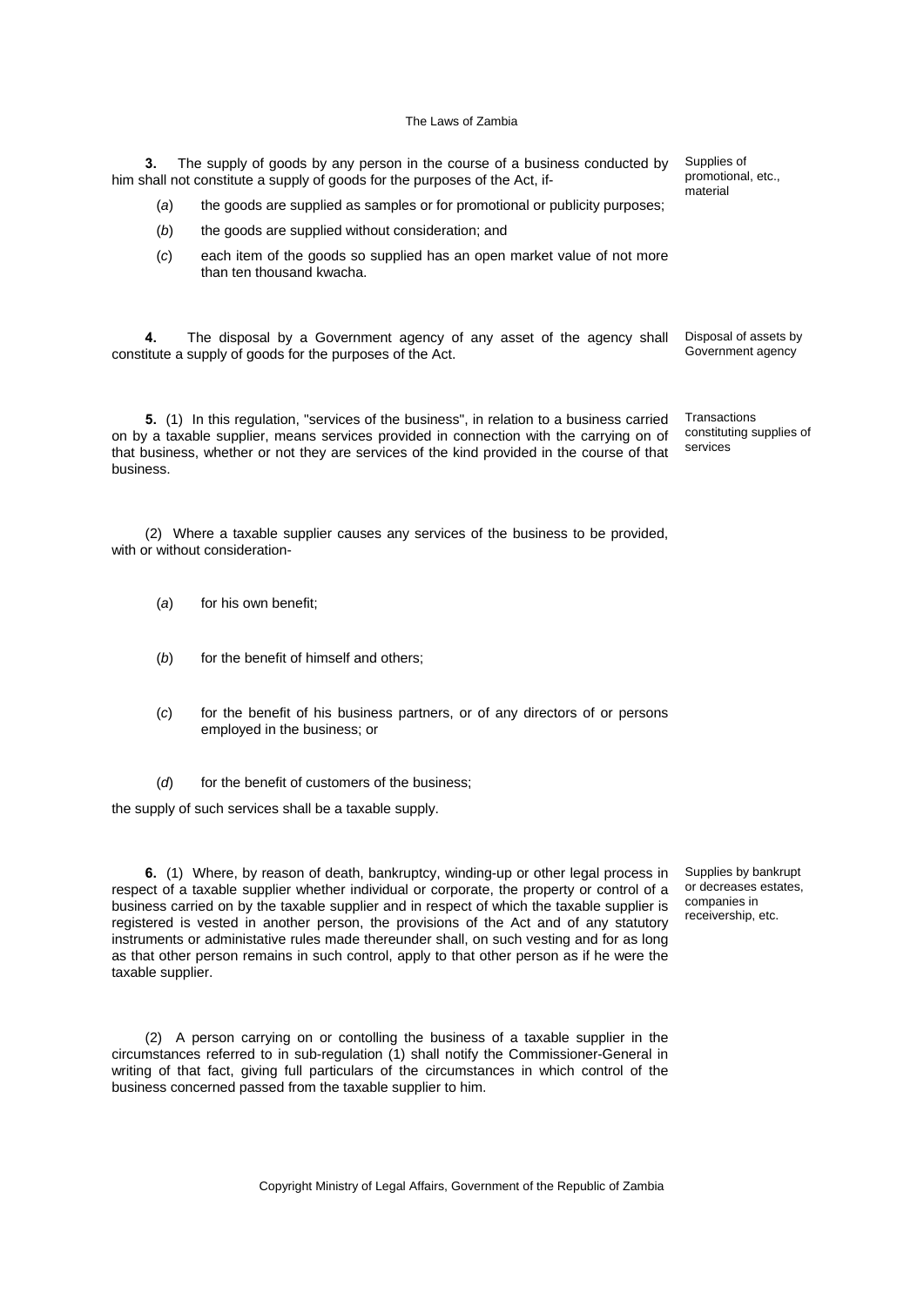**3.** The supply of goods by any person in the course of a business conducted by him shall not constitute a supply of goods for the purposes of the Act, if-

*Supplies of promotional, etc., material*

(*a*) the goods are supplied as samples or for promotional or publicity purposes;

(*b*) the goods are supplied without consideration; and

(*c*) each item of the goods so supplied has an open market value of not more than ten thousand kwacha.

**4.** The disposal by a Government agency of any asset of the agency shall constitute a supply of goods for the purposes of the Act.

*Disposal of assets by Government agency*

**5.** (1) In this regulation, "services of the business", in relation to a business carried on by a taxable supplier, means services provided in connection with the carrying on of that business, whether or not they are services of the kind provided in the course of that business.

*Transactions constituting supplies of services*

(2) Where a taxable supplier causes any services of the business to be provided, with or without consideration-

(*a*) for his own benefit;

(*b*) for the benefit of himself and others;

(*c*) for the benefit of his business partners, or of any directors of or persons employed in the business; or

(*d*) for the benefit of customers of the business;

the supply of such services shall be a taxable supply.

**6.** (1) Where, by reason of death, bankruptcy, winding-up or other legal process in respect of a taxable supplier whether individual or corporate, the property or control of a business carried on by the taxable supplier and in respect of which the taxable supplier is registered is vested in another person, the provisions of the Act and of any statutory instruments or administative rules made thereunder shall, on such vesting and for as long as that other person remains in such control, apply to that other person as if he were the taxable supplier.

*Supplies by bankrupt or decreases estates, companies in receivership, etc.*

(2) A person carrying on or contolling the business of a taxable supplier in the circumstances referred to in sub-regulation (1) shall notify the Commissioner-General in writing of that fact, giving full particulars of the circumstances in which control of the business concerned passed from the taxable supplier to him.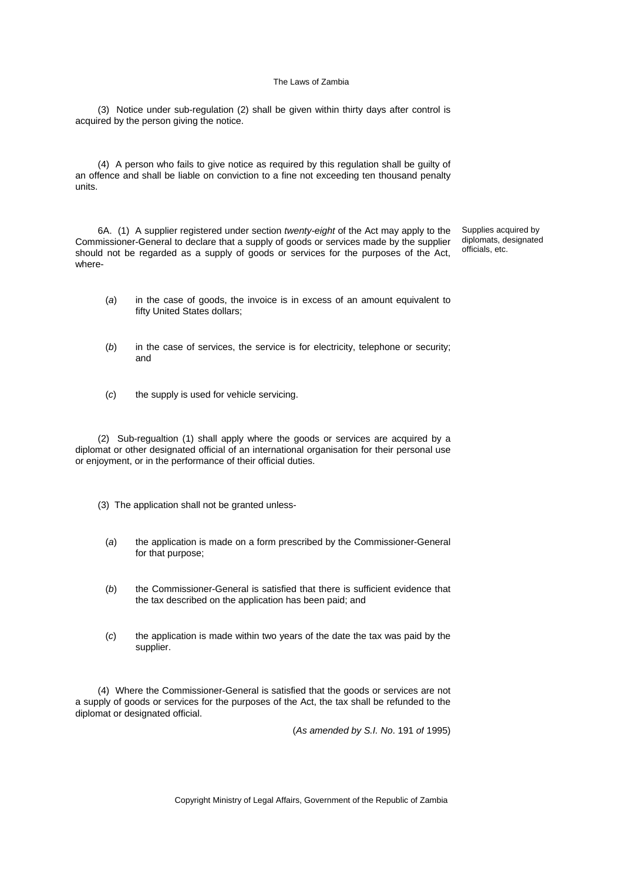(3) Notice under sub-regulation (2) shall be given within thirty days after control is acquired by the person giving the notice.

(4) A person who fails to give notice as required by this regulation shall be guilty of an offence and shall be liable on conviction to a fine not exceeding ten thousand penalty units.

Supplies acquired by diplomats, designated officials, etc.

6A. (1) A supplier registered under section *twenty-eight* of the Act may apply to the Commissioner-General to declare that a supply of goods or services made by the supplier should not be regarded as a supply of goods or services for the purposes of the Act, where-

(*a*) in the case of goods, the invoice is in excess of an amount equivalent to fifty United States dollars;

(*b*) in the case of services, the service is for electricity, telephone or security; and

(*c*) the supply is used for vehicle servicing.

(2) Sub-regualtion (1) shall apply where the goods or services are acquired by a diplomat or other designated official of an international organisation for their personal use or enjoyment, or in the performance of their official duties.

(3) The application shall not be granted unless-

(*a*) the application is made on a form prescribed by the Commissioner-General for that purpose;

(*b*) the Commissioner-General is satisfied that there is sufficient evidence that the tax described on the application has been paid; and

(*c*) the application is made within two years of the date the tax was paid by the supplier.

(4) Where the Commissioner-General is satisfied that the goods or services are not a supply of goods or services for the purposes of the Act, the tax shall be refunded to the diplomat or designated official.

(*As amended by S.I. No*. 191 *of* 1995)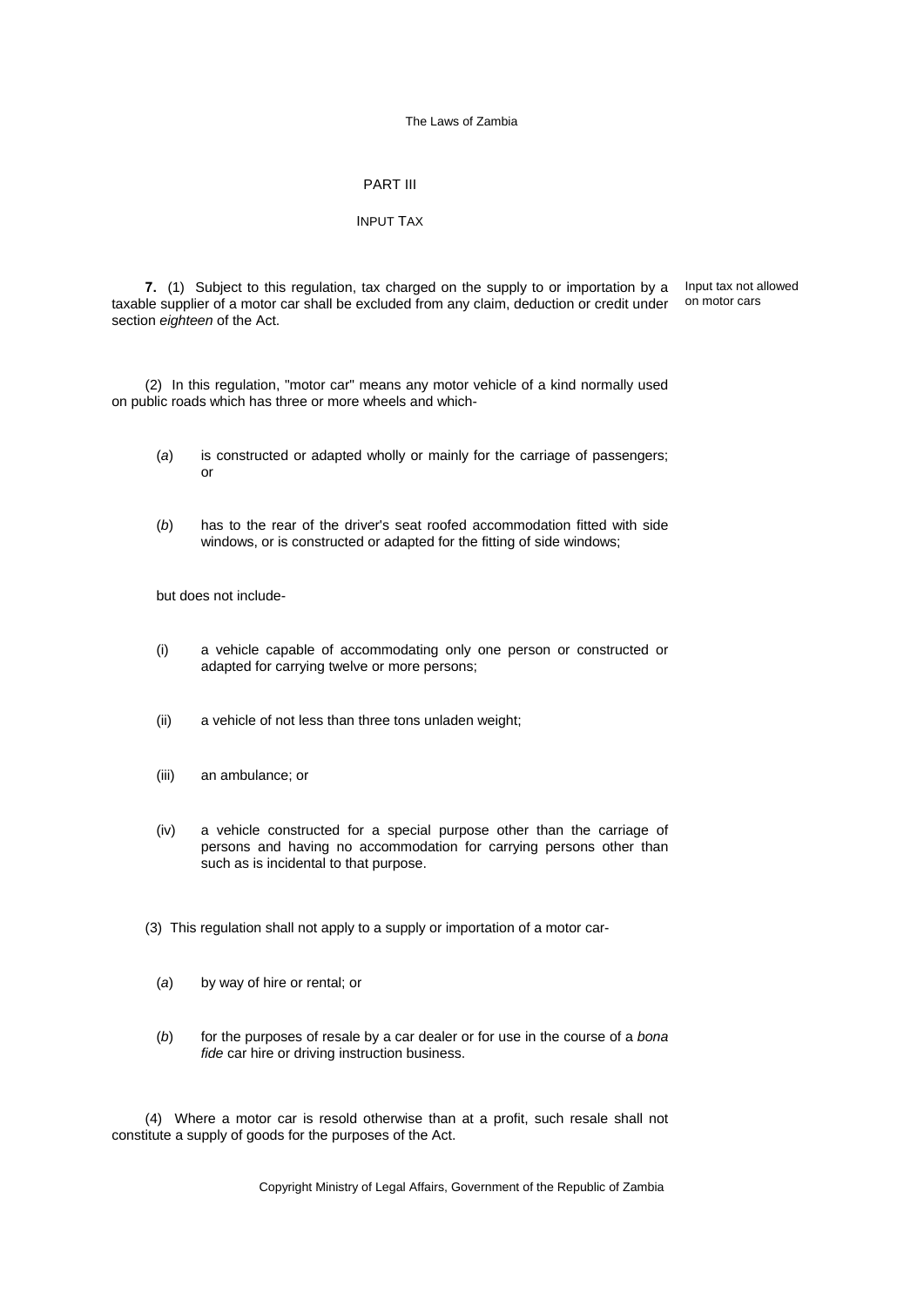## PART III

### INPUT TAX

**7.** (1) Subject to this regulation, tax charged on the supply to or importation by a taxable supplier of a motor car shall be excluded from any claim, deduction or credit under section *eighteen* of the Act.

Input tax not allowed on motor cars

(2) In this regulation, "motor car" means any motor vehicle of a kind normally used on public roads which has three or more wheels and which-

(*a*) is constructed or adapted wholly or mainly for the carriage of passengers; or

(*b*) has to the rear of the driver's seat roofed accommodation fitted with side windows, or is constructed or adapted for the fitting of side windows;

but does not include-

(i) a vehicle capable of accommodating only one person or constructed or adapted for carrying twelve or more persons;

(ii) a vehicle of not less than three tons unladen weight;

(iii) an ambulance; or

(iv) a vehicle constructed for a special purpose other than the carriage of persons and having no accommodation for carrying persons other than such as is incidental to that purpose.

(3) This regulation shall not apply to a supply or importation of a motor car-

(*a*) by way of hire or rental; or

(*b*) for the purposes of resale by a car dealer or for use in the course of a *bona fide* car hire or driving instruction business.

(4) Where a motor car is resold otherwise than at a profit, such resale shall not constitute a supply of goods for the purposes of the Act.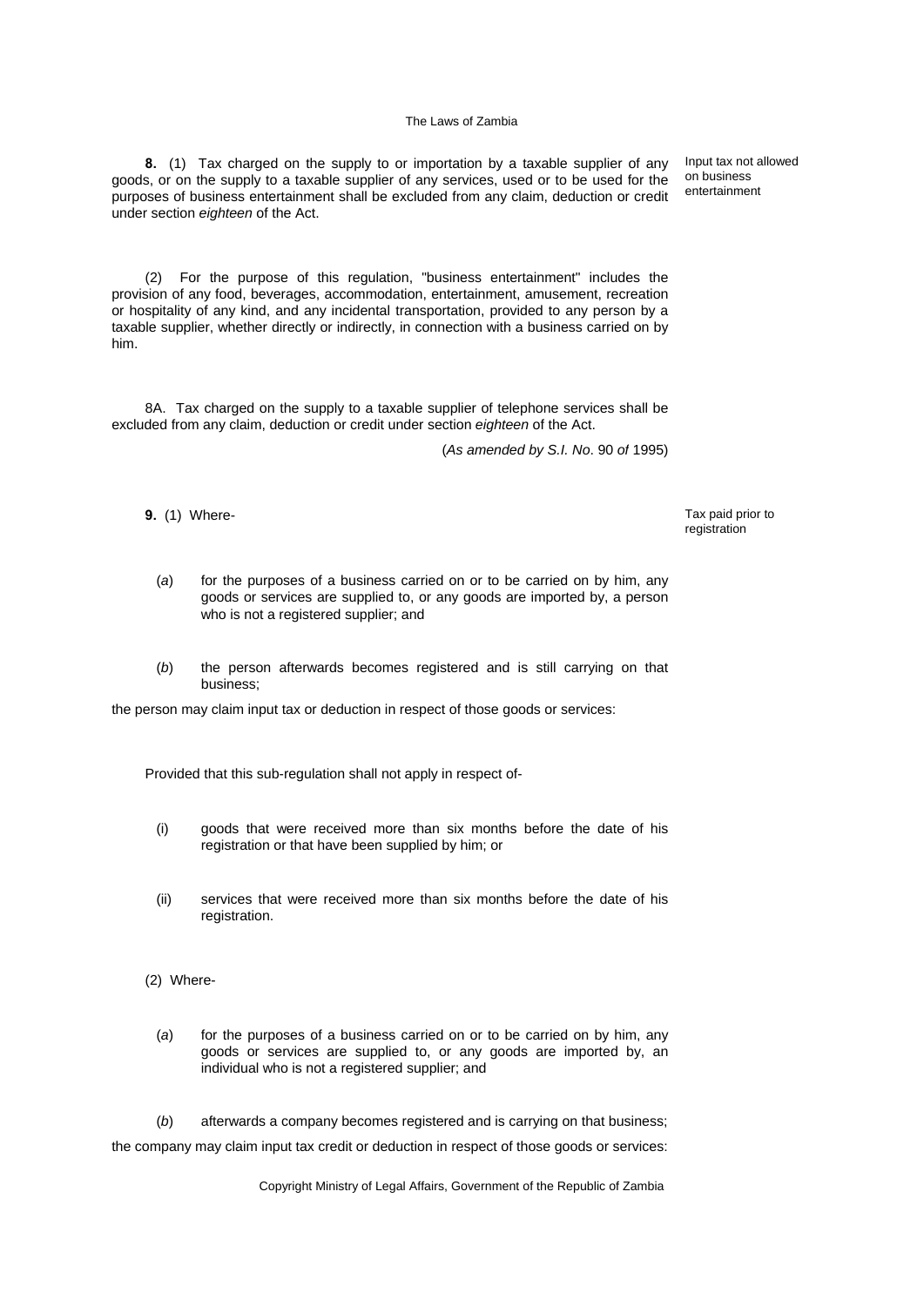**8.** (1) Tax charged on the supply to or importation by a taxable supplier of any goods, or on the supply to a taxable supplier of any services, used or to be used for the purposes of business entertainment shall be excluded from any claim, deduction or credit under section *eighteen* of the Act.

Input tax not allowed on business entertainment

(2) For the purpose of this regulation, "business entertainment" includes the provision of any food, beverages, accommodation, entertainment, amusement, recreation or hospitality of any kind, and any incidental transportation, provided to any person by a taxable supplier, whether directly or indirectly, in connection with a business carried on by him.

8A. Tax charged on the supply to a taxable supplier of telephone services shall be excluded from any claim, deduction or credit under section *eighteen* of the Act.

(*As amended by S.I. No*. 90 *of* 1995)

**9.** (1) Where-

Tax paid prior to registration

(*a*) for the purposes of a business carried on or to be carried on by him, any goods or services are supplied to, or any goods are imported by, a person who is not a registered supplier; and

(*b*) the person afterwards becomes registered and is still carrying on that business;

the person may claim input tax or deduction in respect of those goods or services:

Provided that this sub-regulation shall not apply in respect of-

(i) goods that were received more than six months before the date of his registration or that have been supplied by him; or

(ii) services that were received more than six months before the date of his registration.

(2) Where-

(*a*) for the purposes of a business carried on or to be carried on by him, any goods or services are supplied to, or any goods are imported by, an individual who is not a registered supplier; and

(*b*) afterwards a company becomes registered and is carrying on that business;

the company may claim input tax credit or deduction in respect of those goods or services: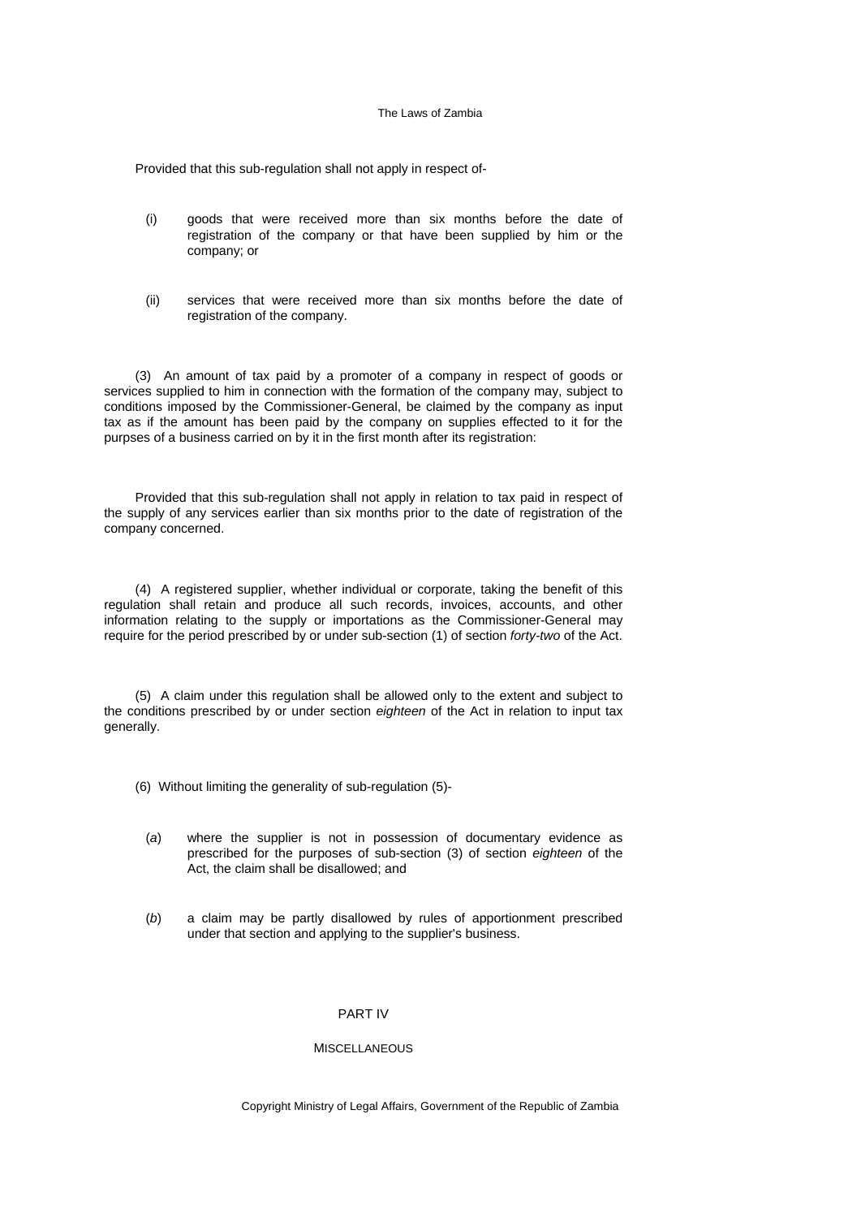Provided that this sub-regulation shall not apply in respect of-

(i) goods that were received more than six months before the date of registration of the company or that have been supplied by him or the company; or

(ii) services that were received more than six months before the date of registration of the company.

(3) An amount of tax paid by a promoter of a company in respect of goods or services supplied to him in connection with the formation of the company may, subject to conditions imposed by the Commissioner-General, be claimed by the company as input tax as if the amount has been paid by the company on supplies effected to it for the purpses of a business carried on by it in the first month after its registration:

Provided that this sub-regulation shall not apply in relation to tax paid in respect of the supply of any services earlier than six months prior to the date of registration of the company concerned.

(4) A registered supplier, whether individual or corporate, taking the benefit of this regulation shall retain and produce all such records, invoices, accounts, and other information relating to the supply or importations as the Commissioner-General may require for the period prescribed by or under sub-section (1) of section *forty-two* of the Act.

(5) A claim under this regulation shall be allowed only to the extent and subject to the conditions prescribed by or under section *eighteen* of the Act in relation to input tax generally.

(6) Without limiting the generality of sub-regulation (5)-

(*a*) where the supplier is not in possession of documentary evidence as prescribed for the purposes of sub-section (3) of section *eighteen* of the Act, the claim shall be disallowed; and

(*b*) a claim may be partly disallowed by rules of apportionment prescribed under that section and applying to the supplier's business.

## PART IV

## MISCELLANEOUS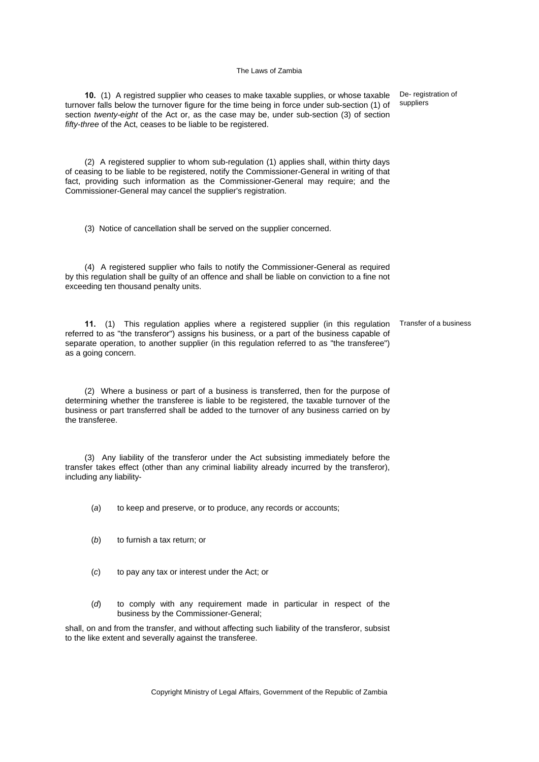**10.** (1) A registred supplier who ceases to make taxable supplies, or whose taxable turnover falls below the turnover figure for the time being in force under sub-section (1) of section *twenty-eight* of the Act or, as the case may be, under sub-section (3) of section *fifty-three* of the Act, ceases to be liable to be registered.

De- registration of suppliers

(2) A registered supplier to whom sub-regulation (1) applies shall, within thirty days of ceasing to be liable to be registered, notify the Commissioner-General in writing of that fact, providing such information as the Commissioner-General may require; and the Commissioner-General may cancel the supplier's registration.

(3) Notice of cancellation shall be served on the supplier concerned.

(4) A registered supplier who fails to notify the Commissioner-General as required by this regulation shall be guilty of an offence and shall be liable on conviction to a fine not exceeding ten thousand penalty units.

**11.** (1) This regulation applies where a registered supplier (in this regulation referred to as "the transferor") assigns his business, or a part of the business capable of separate operation, to another supplier (in this regulation referred to as "the transferee") as a going concern.

Transfer of a business

(2) Where a business or part of a business is transferred, then for the purpose of determining whether the transferee is liable to be registered, the taxable turnover of the business or part transferred shall be added to the turnover of any business carried on by the transferee.

(3) Any liability of the transferor under the Act subsisting immediately before the transfer takes effect (other than any criminal liability already incurred by the transferor), including any liability-

(*a*) to keep and preserve, or to produce, any records or accounts;

(*b*) to furnish a tax return; or

(*c*) to pay any tax or interest under the Act; or

(*d*) to comply with any requirement made in particular in respect of the business by the Commissioner-General;

shall, on and from the transfer, and without affecting such liability of the transferor, subsist to the like extent and severally against the transferee.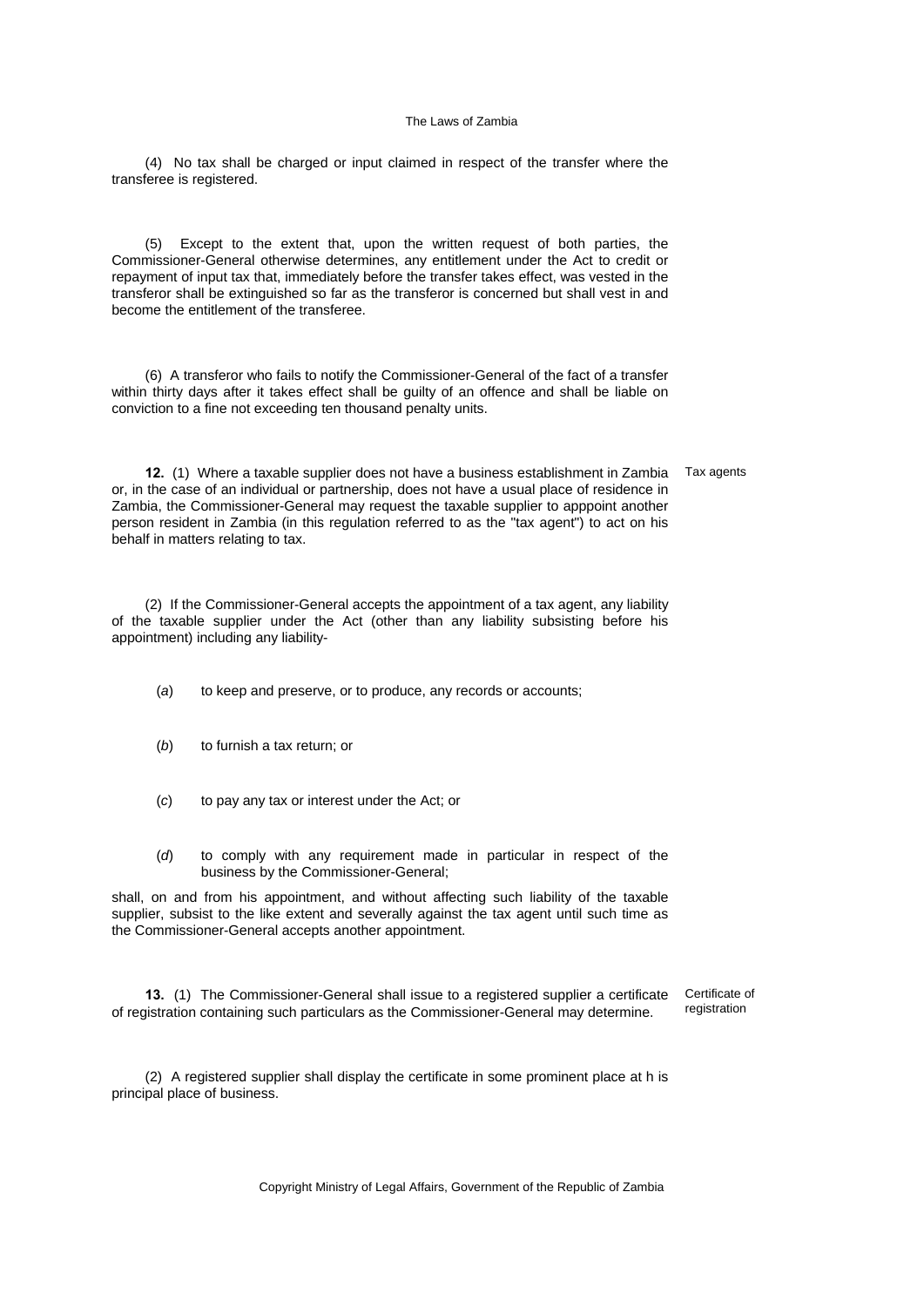(4) No tax shall be charged or input claimed in respect of the transfer where the transferee is registered.

(5) Except to the extent that, upon the written request of both parties, the Commissioner-General otherwise determines, any entitlement under the Act to credit or repayment of input tax that, immediately before the transfer takes effect, was vested in the transferor shall be extinguished so far as the transferor is concerned but shall vest in and become the entitlement of the transferee.

(6) A transferor who fails to notify the Commissioner-General of the fact of a transfer within thirty days after it takes effect shall be guilty of an offence and shall be liable on conviction to a fine not exceeding ten thousand penalty units.

Tax agents

**12.** (1) Where a taxable supplier does not have a business establishment in Zambia or, in the case of an individual or partnership, does not have a usual place of residence in Zambia, the Commissioner-General may request the taxable supplier to apppoint another person resident in Zambia (in this regulation referred to as the "tax agent") to act on his behalf in matters relating to tax.

(2) If the Commissioner-General accepts the appointment of a tax agent, any liability of the taxable supplier under the Act (other than any liability subsisting before his appointment) including any liability-

(*a*) to keep and preserve, or to produce, any records or accounts;

(*b*) to furnish a tax return; or

(*c*) to pay any tax or interest under the Act; or

(*d*) to comply with any requirement made in particular in respect of the business by the Commissioner-General;

shall, on and from his appointment, and without affecting such liability of the taxable supplier, subsist to the like extent and severally against the tax agent until such time as the Commissioner-General accepts another appointment.

Certificate of registration

**13.** (1) The Commissioner-General shall issue to a registered supplier a certificate of registration containing such particulars as the Commissioner-General may determine.

(2) A registered supplier shall display the certificate in some prominent place at h is principal place of business.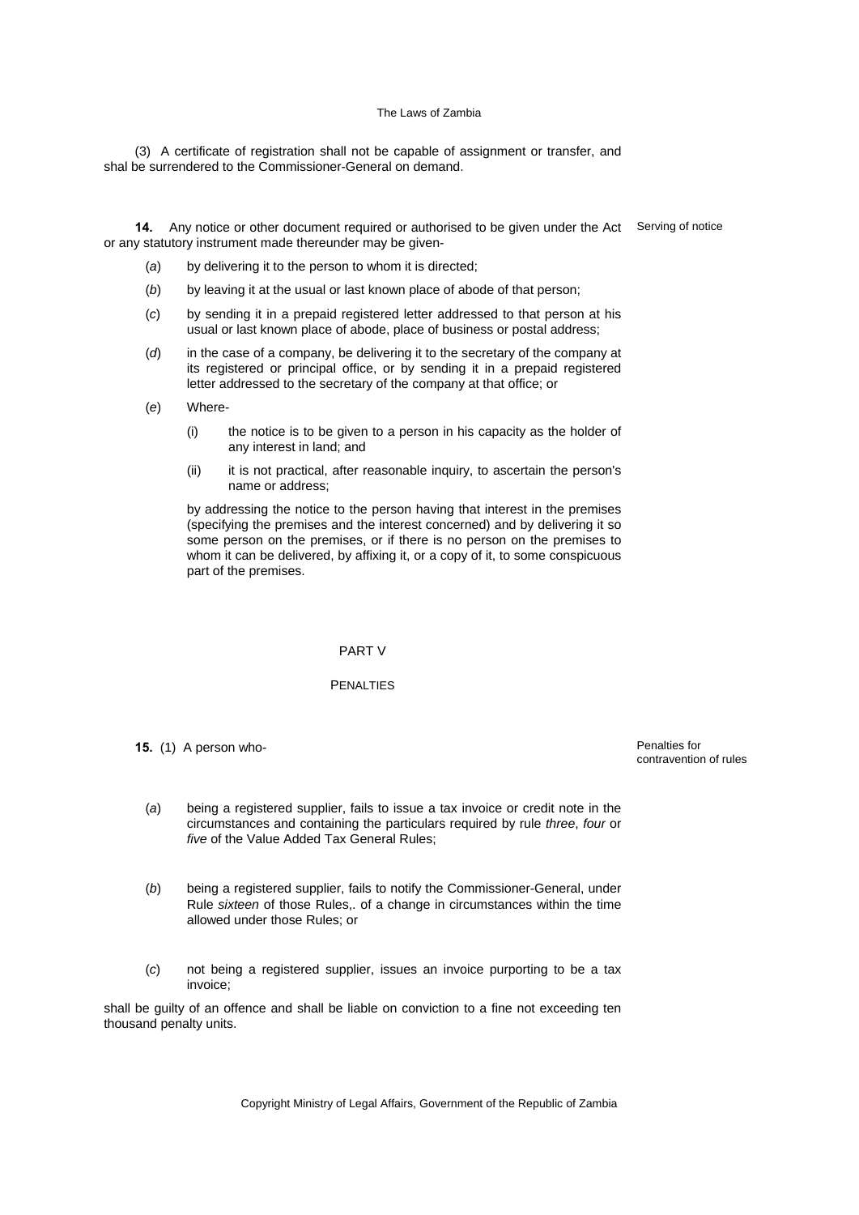(3) A certificate of registration shall not be capable of assignment or transfer, and shal be surrendered to the Commissioner-General on demand.

**14.** Any notice or other document required or authorised to be given under the Act or any statutory instrument made thereunder may be given-

Serving of notice

(*a*) by delivering it to the person to whom it is directed;

(*b*) by leaving it at the usual or last known place of abode of that person;

(*c*) by sending it in a prepaid registered letter addressed to that person at his usual or last known place of abode, place of business or postal address;

(*d*) in the case of a company, be delivering it to the secretary of the company at its registered or principal office, or by sending it in a prepaid registered letter addressed to the secretary of the company at that office; or

(*e*) Where-

(i) the notice is to be given to a person in his capacity as the holder of any interest in land; and

(ii) it is not practical, after reasonable inquiry, to ascertain the person's name or address;

by addressing the notice to the person having that interest in the premises (specifying the premises and the interest concerned) and by delivering it so some person on the premises, or if there is no person on the premises to whom it can be delivered, by affixing it, or a copy of it, to some conspicuous part of the premises.

PART V

PENALTIES

**15.** (1) A person who-

Penalties for contravention of rules

(*a*) being a registered supplier, fails to issue a tax invoice or credit note in the circumstances and containing the particulars required by rule *three*, *four* or *five* of the Value Added Tax General Rules;

(*b*) being a registered supplier, fails to notify the Commissioner-General, under Rule *sixteen* of those Rules,. of a change in circumstances within the time allowed under those Rules; or

(*c*) not being a registered supplier, issues an invoice purporting to be a tax invoice;

shall be guilty of an offence and shall be liable on conviction to a fine not exceeding ten thousand penalty units.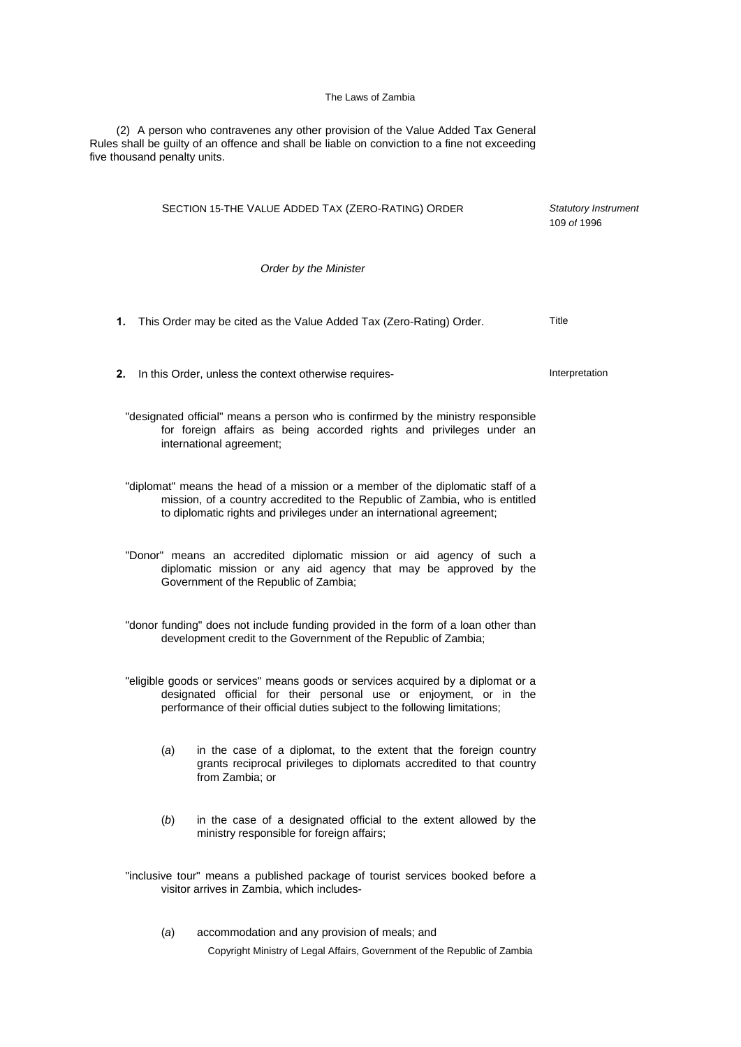(2) A person who contravenes any other provision of the Value Added Tax General Rules shall be guilty of an offence and shall be liable on conviction to a fine not exceeding five thousand penalty units.

## SECTION 15-THE VALUE ADDED TAX (ZERO-RATING) ORDER

*Statutory Instrument* 109 *of* 1996

*Order by the Minister*

**1.** This Order may be cited as the Value Added Tax (Zero-Rating) Order. — Title

**2.** In this Order, unless the context otherwise requires- — Interpretation

"designated official" means a person who is confirmed by the ministry responsible for foreign affairs as being accorded rights and privileges under an international agreement;

"diplomat" means the head of a mission or a member of the diplomatic staff of a mission, of a country accredited to the Republic of Zambia, who is entitled to diplomatic rights and privileges under an international agreement;

"Donor" means an accredited diplomatic mission or aid agency of such a diplomatic mission or any aid agency that may be approved by the Government of the Republic of Zambia;

"donor funding" does not include funding provided in the form of a loan other than development credit to the Government of the Republic of Zambia;

"eligible goods or services" means goods or services acquired by a diplomat or a designated official for their personal use or enjoyment, or in the performance of their official duties subject to the following limitations;

(*a*) in the case of a diplomat, to the extent that the foreign country grants reciprocal privileges to diplomats accredited to that country from Zambia; or

(*b*) in the case of a designated official to the extent allowed by the ministry responsible for foreign affairs;

"inclusive tour" means a published package of tourist services booked before a visitor arrives in Zambia, which includes-

(*a*) accommodation and any provision of meals; and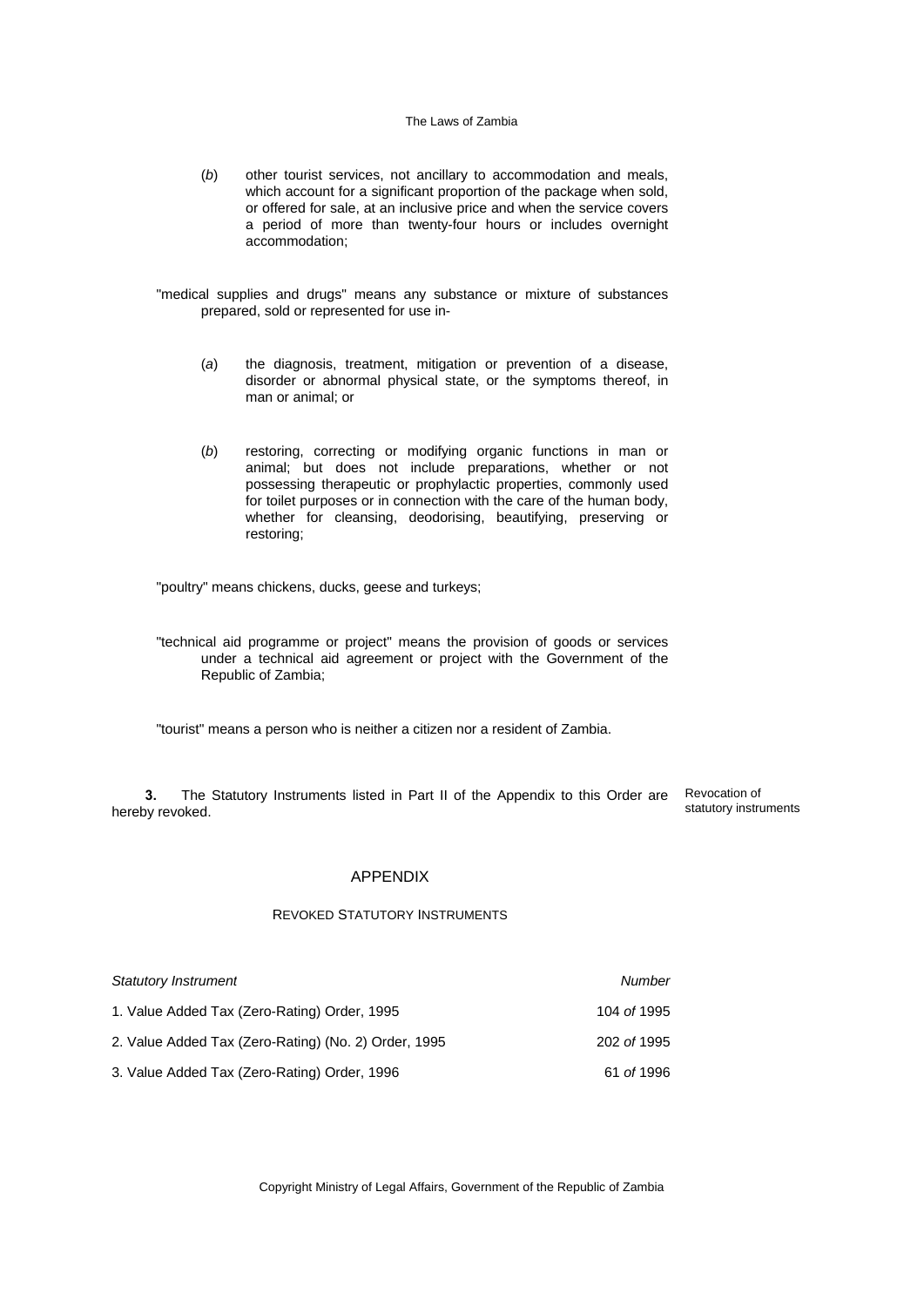(*b*) other tourist services, not ancillary to accommodation and meals, which account for a significant proportion of the package when sold, or offered for sale, at an inclusive price and when the service covers a period of more than twenty-four hours or includes overnight accommodation;

"medical supplies and drugs" means any substance or mixture of substances prepared, sold or represented for use in-

(*a*) the diagnosis, treatment, mitigation or prevention of a disease, disorder or abnormal physical state, or the symptoms thereof, in man or animal; or

(*b*) restoring, correcting or modifying organic functions in man or animal; but does not include preparations, whether or not possessing therapeutic or prophylactic properties, commonly used for toilet purposes or in connection with the care of the human body, whether for cleansing, deodorising, beautifying, preserving or restoring;

"poultry" means chickens, ducks, geese and turkeys;

"technical aid programme or project" means the provision of goods or services under a technical aid agreement or project with the Government of the Republic of Zambia;

"tourist" means a person who is neither a citizen nor a resident of Zambia.

**3.** The Statutory Instruments listed in Part II of the Appendix to this Order are hereby revoked.

Revocation of statutory instruments

## APPENDIX

### REVOKED STATUTORY INSTRUMENTS

| *Statutory Instrument* | *Number* |
|---|---|
| 1. Value Added Tax (Zero-Rating) Order, 1995 | 104 *of* 1995 |
| 2. Value Added Tax (Zero-Rating) (No. 2) Order, 1995 | 202 *of* 1995 |
| 3. Value Added Tax (Zero-Rating) Order, 1996 | 61 *of* 1996 |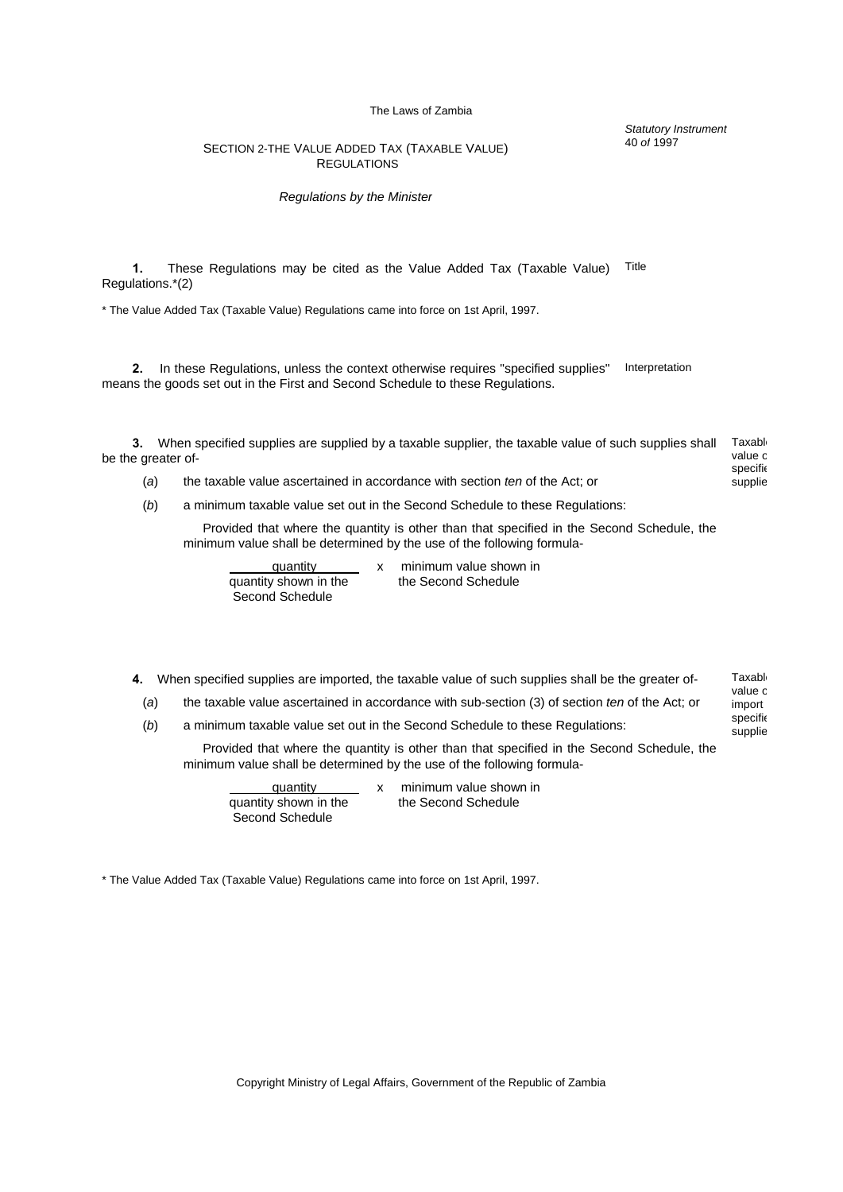The Laws of Zambia

*Statutory Instrument*
40 *of* 1997

## SECTION 2-THE VALUE ADDED TAX (TAXABLE VALUE) REGULATIONS

*Regulations by the Minister*

Title

**1.** These Regulations may be cited as the Value Added Tax (Taxable Value) Regulations.*(2)

\* The Value Added Tax (Taxable Value) Regulations came into force on 1st April, 1997.

Interpretation

**2.** In these Regulations, unless the context otherwise requires "specified supplies" means the goods set out in the First and Second Schedule to these Regulations.

Taxable value of specified supplies

**3.** When specified supplies are supplied by a taxable supplier, the taxable value of such supplies shall be the greater of-

(*a*) the taxable value ascertained in accordance with section *ten* of the Act; or

(*b*) a minimum taxable value set out in the Second Schedule to these Regulations:

Provided that where the quantity is other than that specified in the Second Schedule, the minimum value shall be determined by the use of the following formula-

$$\frac{\text{quantity}}{\text{quantity shown in the Second Schedule}} \times \text{minimum value shown in the Second Schedule}$$

Taxable value of import specified supplies

**4.** When specified supplies are imported, the taxable value of such supplies shall be the greater of-

(*a*) the taxable value ascertained in accordance with sub-section (3) of section *ten* of the Act; or

(*b*) a minimum taxable value set out in the Second Schedule to these Regulations:

Provided that where the quantity is other than that specified in the Second Schedule, the minimum value shall be determined by the use of the following formula-

$$\frac{\text{quantity}}{\text{quantity shown in the Second Schedule}} \times \text{minimum value shown in the Second Schedule}$$

\* The Value Added Tax (Taxable Value) Regulations came into force on 1st April, 1997.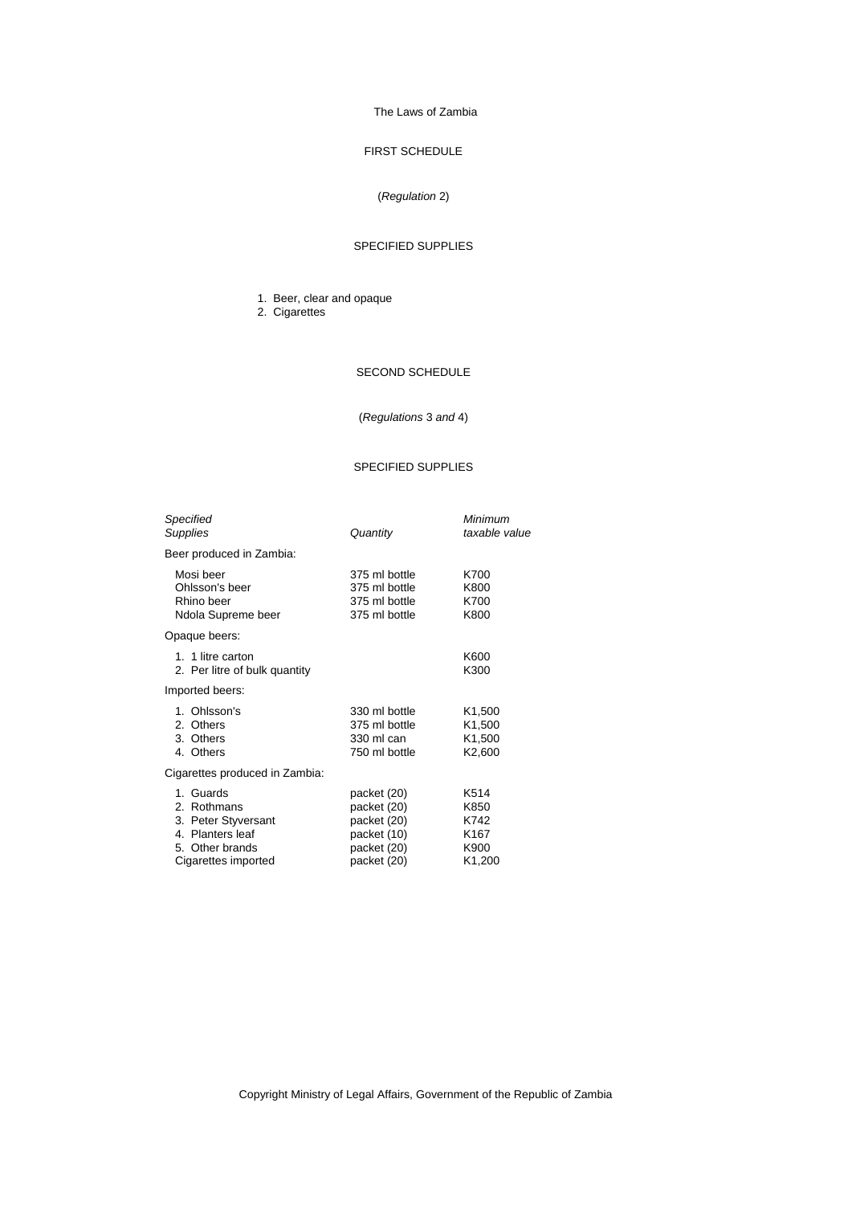# FIRST SCHEDULE

(*Regulation* 2)

## SPECIFIED SUPPLIES

1. Beer, clear and opaque
2. Cigarettes

# SECOND SCHEDULE

(*Regulations* 3 *and* 4)

## SPECIFIED SUPPLIES

| *Specified Supplies* | *Quantity* | *Minimum taxable value* |
|---|---|---|
| Beer produced in Zambia: | | |
| Mosi beer | 375 ml bottle | K700 |
| Ohlsson's beer | 375 ml bottle | K800 |
| Rhino beer | 375 ml bottle | K700 |
| Ndola Supreme beer | 375 ml bottle | K800 |
| Opaque beers: | | |
| 1. 1 litre carton | | K600 |
| 2. Per litre of bulk quantity | | K300 |
| Imported beers: | | |
| 1. Ohlsson's | 330 ml bottle | K1,500 |
| 2. Others | 375 ml bottle | K1,500 |
| 3. Others | 330 ml can | K1,500 |
| 4. Others | 750 ml bottle | K2,600 |
| Cigarettes produced in Zambia: | | |
| 1. Guards | packet (20) | K514 |
| 2. Rothmans | packet (20) | K850 |
| 3. Peter Styversant | packet (20) | K742 |
| 4. Planters leaf | packet (10) | K167 |
| 5. Other brands | packet (20) | K900 |
| Cigarettes imported | packet (20) | K1,200 |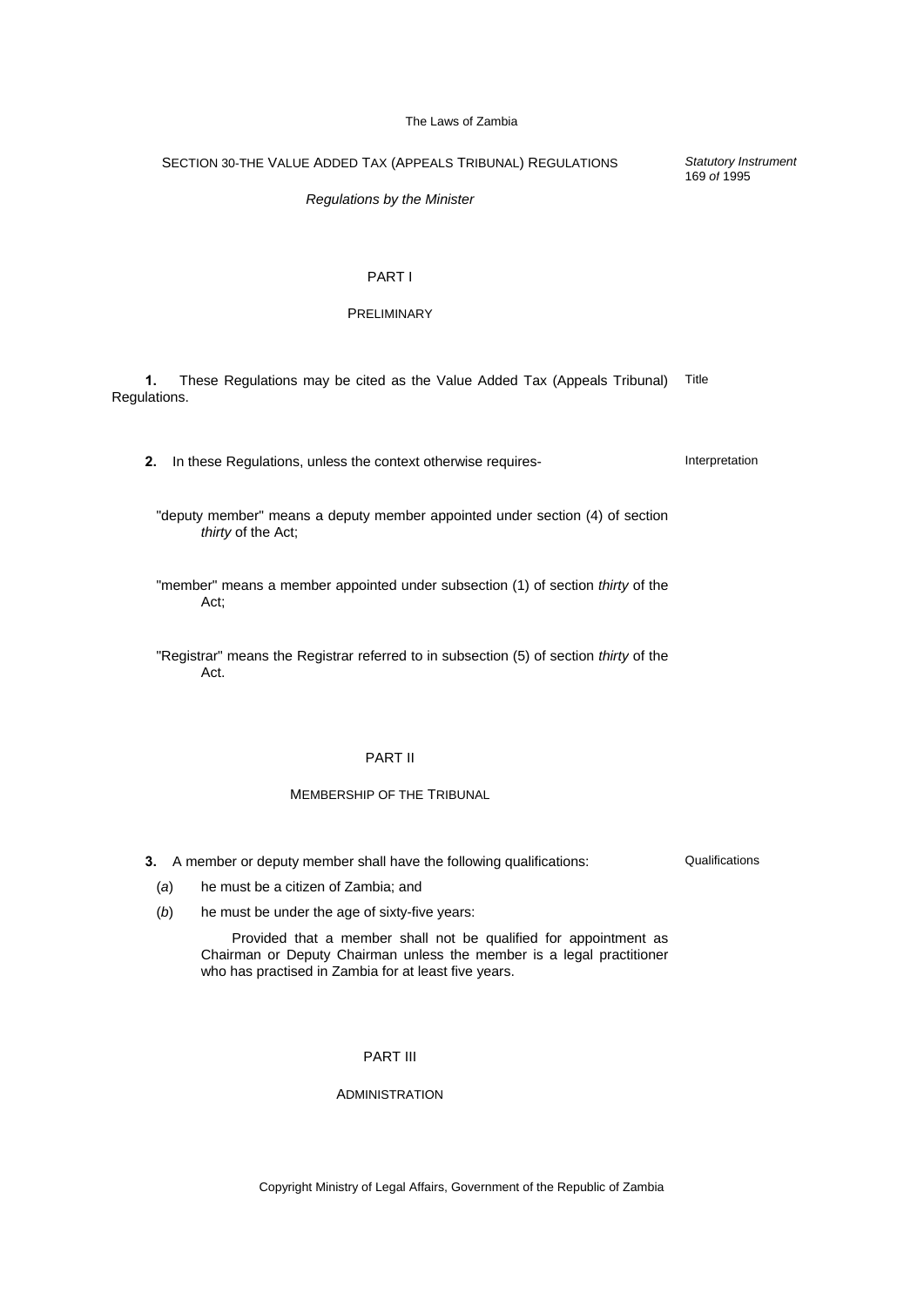## SECTION 30-THE VALUE ADDED TAX (APPEALS TRIBUNAL) REGULATIONS

*Statutory Instrument* 169 *of* 1995

*Regulations by the Minister*

### PART I

### PRELIMINARY

Title

**1.** These Regulations may be cited as the Value Added Tax (Appeals Tribunal) Regulations.

Interpretation

**2.** In these Regulations, unless the context otherwise requires-

"deputy member" means a deputy member appointed under section (4) of section *thirty* of the Act;

"member" means a member appointed under subsection (1) of section *thirty* of the Act;

"Registrar" means the Registrar referred to in subsection (5) of section *thirty* of the Act.

### PART II

### MEMBERSHIP OF THE TRIBUNAL

Qualifications

**3.** A member or deputy member shall have the following qualifications:

(*a*) he must be a citizen of Zambia; and

(*b*) he must be under the age of sixty-five years:

Provided that a member shall not be qualified for appointment as Chairman or Deputy Chairman unless the member is a legal practitioner who has practised in Zambia for at least five years.

### PART III

### ADMINISTRATION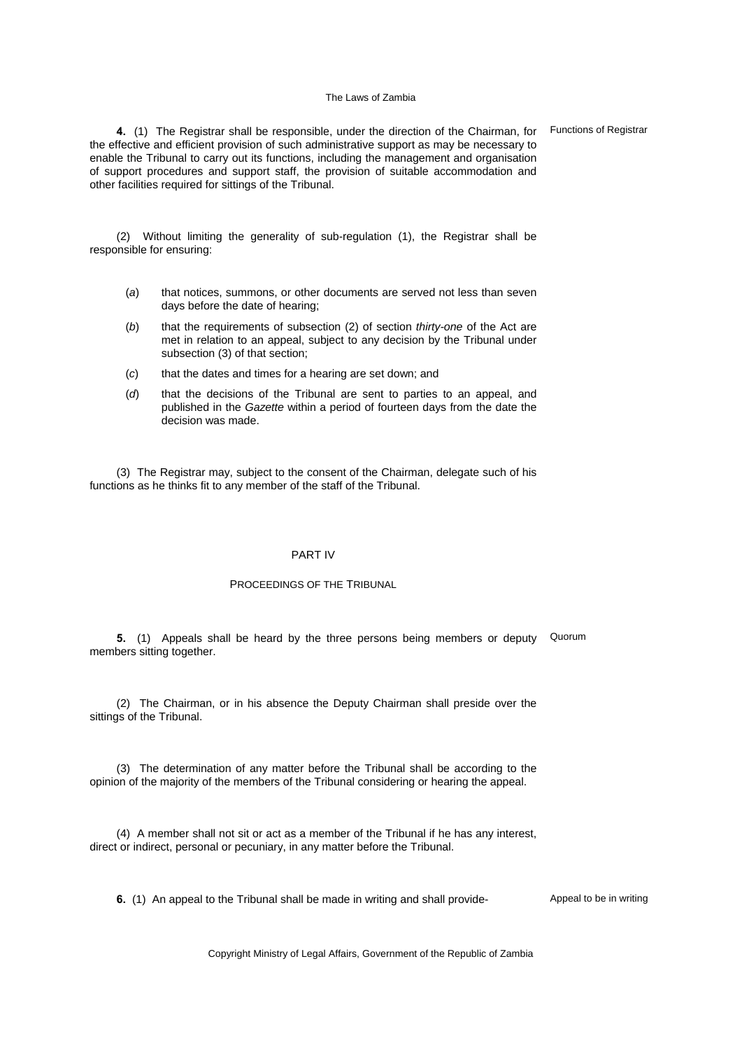**4.** (1) The Registrar shall be responsible, under the direction of the Chairman, for the effective and efficient provision of such administrative support as may be necessary to enable the Tribunal to carry out its functions, including the management and organisation of support procedures and support staff, the provision of suitable accommodation and other facilities required for sittings of the Tribunal.

Functions of Registrar

(2) Without limiting the generality of sub-regulation (1), the Registrar shall be responsible for ensuring:

(*a*) that notices, summons, or other documents are served not less than seven days before the date of hearing;

(*b*) that the requirements of subsection (2) of section *thirty-one* of the Act are met in relation to an appeal, subject to any decision by the Tribunal under subsection (3) of that section;

(*c*) that the dates and times for a hearing are set down; and

(*d*) that the decisions of the Tribunal are sent to parties to an appeal, and published in the *Gazette* within a period of fourteen days from the date the decision was made.

(3) The Registrar may, subject to the consent of the Chairman, delegate such of his functions as he thinks fit to any member of the staff of the Tribunal.

## PART IV

### PROCEEDINGS OF THE TRIBUNAL

**5.** (1) Appeals shall be heard by the three persons being members or deputy members sitting together.

Quorum

(2) The Chairman, or in his absence the Deputy Chairman shall preside over the sittings of the Tribunal.

(3) The determination of any matter before the Tribunal shall be according to the opinion of the majority of the members of the Tribunal considering or hearing the appeal.

(4) A member shall not sit or act as a member of the Tribunal if he has any interest, direct or indirect, personal or pecuniary, in any matter before the Tribunal.

**6.** (1) An appeal to the Tribunal shall be made in writing and shall provide-

Appeal to be in writing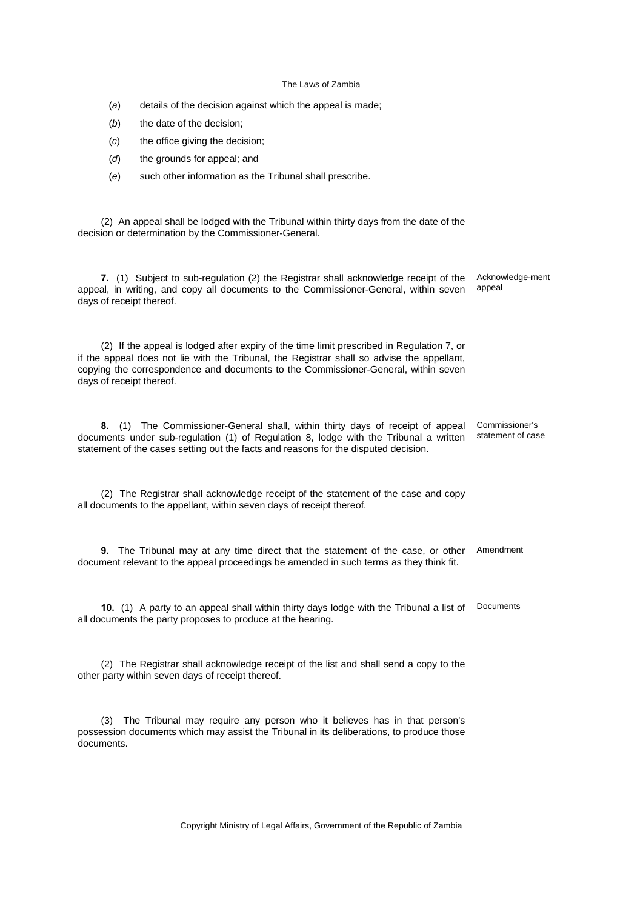(*a*) details of the decision against which the appeal is made;

(*b*) the date of the decision;

(*c*) the office giving the decision;

(*d*) the grounds for appeal; and

(*e*) such other information as the Tribunal shall prescribe.

(2) An appeal shall be lodged with the Tribunal within thirty days from the date of the decision or determination by the Commissioner-General.

Acknowledge-ment appeal

**7.** (1) Subject to sub-regulation (2) the Registrar shall acknowledge receipt of the appeal, in writing, and copy all documents to the Commissioner-General, within seven days of receipt thereof.

(2) If the appeal is lodged after expiry of the time limit prescribed in Regulation 7, or if the appeal does not lie with the Tribunal, the Registrar shall so advise the appellant, copying the correspondence and documents to the Commissioner-General, within seven days of receipt thereof.

Commissioner's statement of case

**8.** (1) The Commissioner-General shall, within thirty days of receipt of appeal documents under sub-regulation (1) of Regulation 8, lodge with the Tribunal a written statement of the cases setting out the facts and reasons for the disputed decision.

(2) The Registrar shall acknowledge receipt of the statement of the case and copy all documents to the appellant, within seven days of receipt thereof.

Amendment

**9.** The Tribunal may at any time direct that the statement of the case, or other document relevant to the appeal proceedings be amended in such terms as they think fit.

Documents

**10.** (1) A party to an appeal shall within thirty days lodge with the Tribunal a list of all documents the party proposes to produce at the hearing.

(2) The Registrar shall acknowledge receipt of the list and shall send a copy to the other party within seven days of receipt thereof.

(3) The Tribunal may require any person who it believes has in that person's possession documents which may assist the Tribunal in its deliberations, to produce those documents.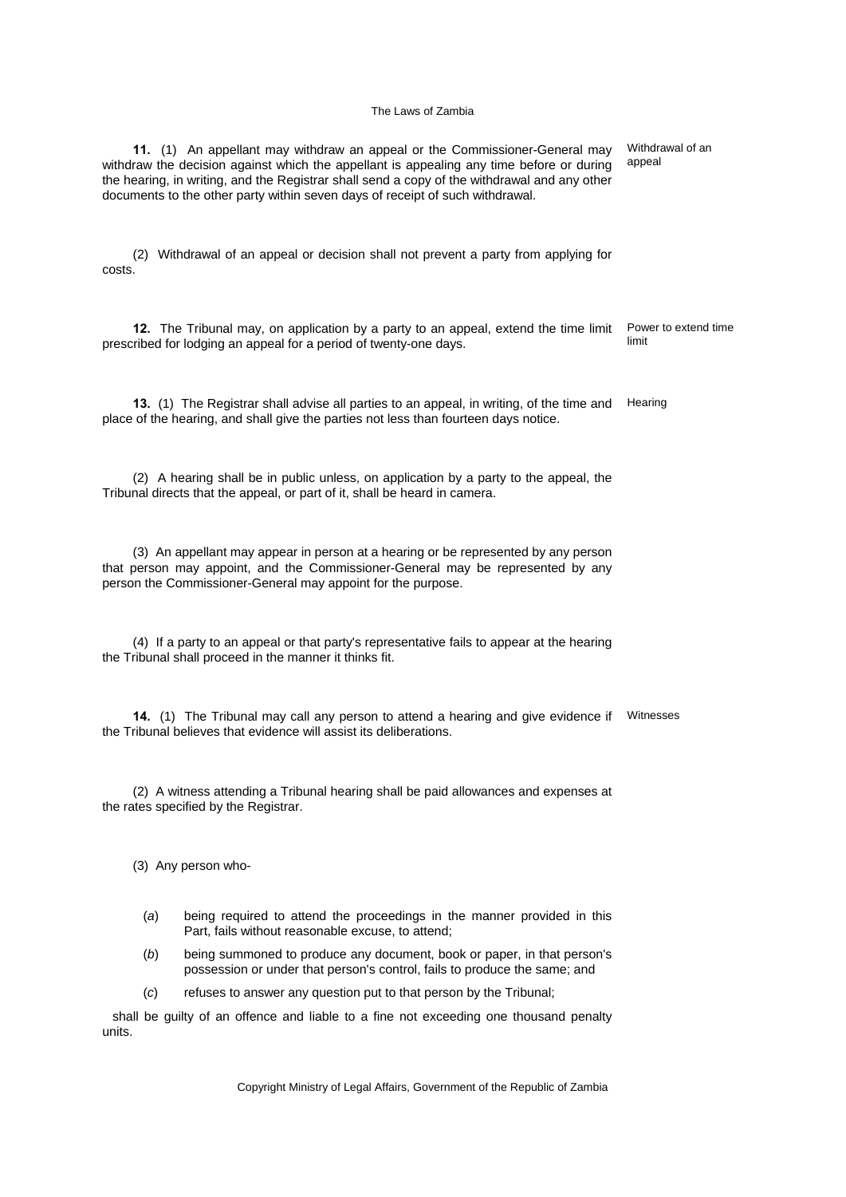**11.** (1) An appellant may withdraw an appeal or the Commissioner-General may withdraw the decision against which the appellant is appealing any time before or during the hearing, in writing, and the Registrar shall send a copy of the withdrawal and any other documents to the other party within seven days of receipt of such withdrawal.

*Withdrawal of an appeal*

(2) Withdrawal of an appeal or decision shall not prevent a party from applying for costs.

**12.** The Tribunal may, on application by a party to an appeal, extend the time limit prescribed for lodging an appeal for a period of twenty-one days.

*Power to extend time limit*

**13.** (1) The Registrar shall advise all parties to an appeal, in writing, of the time and place of the hearing, and shall give the parties not less than fourteen days notice.

*Hearing*

(2) A hearing shall be in public unless, on application by a party to the appeal, the Tribunal directs that the appeal, or part of it, shall be heard in camera.

(3) An appellant may appear in person at a hearing or be represented by any person that person may appoint, and the Commissioner-General may be represented by any person the Commissioner-General may appoint for the purpose.

(4) If a party to an appeal or that party's representative fails to appear at the hearing the Tribunal shall proceed in the manner it thinks fit.

**14.** (1) The Tribunal may call any person to attend a hearing and give evidence if the Tribunal believes that evidence will assist its deliberations.

*Witnesses*

(2) A witness attending a Tribunal hearing shall be paid allowances and expenses at the rates specified by the Registrar.

(3) Any person who-

(*a*) being required to attend the proceedings in the manner provided in this Part, fails without reasonable excuse, to attend;

(*b*) being summoned to produce any document, book or paper, in that person's possession or under that person's control, fails to produce the same; and

(*c*) refuses to answer any question put to that person by the Tribunal;

shall be guilty of an offence and liable to a fine not exceeding one thousand penalty units.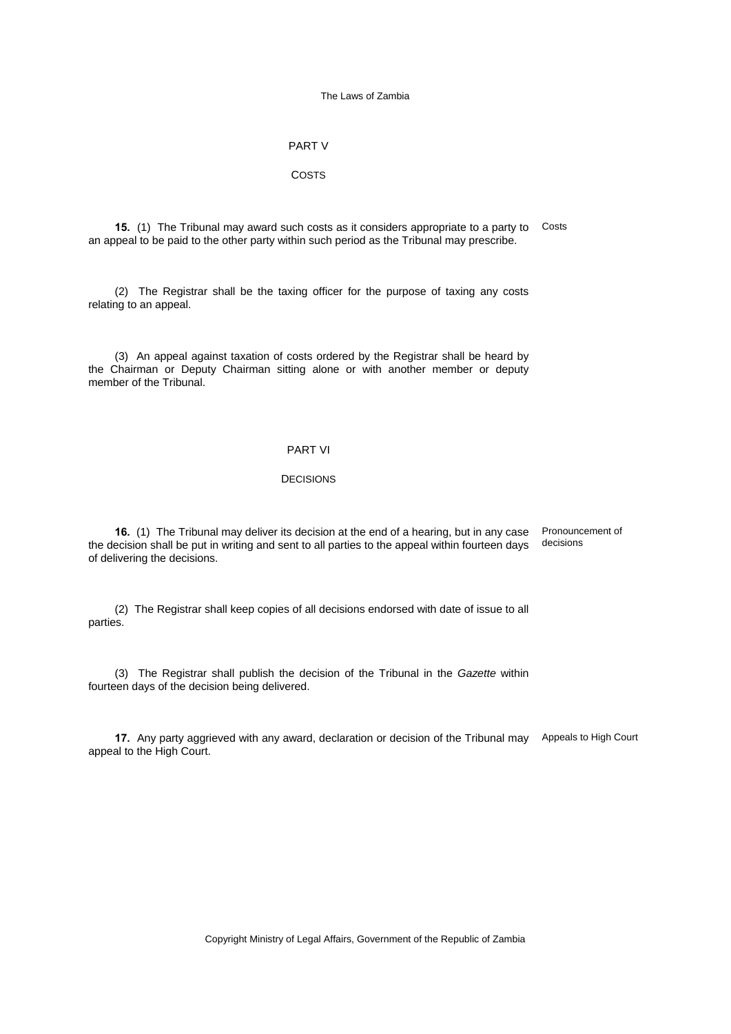## PART V

### COSTS

**15.** (1) The Tribunal may award such costs as it considers appropriate to a party to an appeal to be paid to the other party within such period as the Tribunal may prescribe.

Costs

(2) The Registrar shall be the taxing officer for the purpose of taxing any costs relating to an appeal.

(3) An appeal against taxation of costs ordered by the Registrar shall be heard by the Chairman or Deputy Chairman sitting alone or with another member or deputy member of the Tribunal.

## PART VI

### DECISIONS

**16.** (1) The Tribunal may deliver its decision at the end of a hearing, but in any case the decision shall be put in writing and sent to all parties to the appeal within fourteen days of delivering the decisions.

Pronouncement of decisions

(2) The Registrar shall keep copies of all decisions endorsed with date of issue to all parties.

(3) The Registrar shall publish the decision of the Tribunal in the *Gazette* within fourteen days of the decision being delivered.

**17.** Any party aggrieved with any award, declaration or decision of the Tribunal may appeal to the High Court.

Appeals to High Court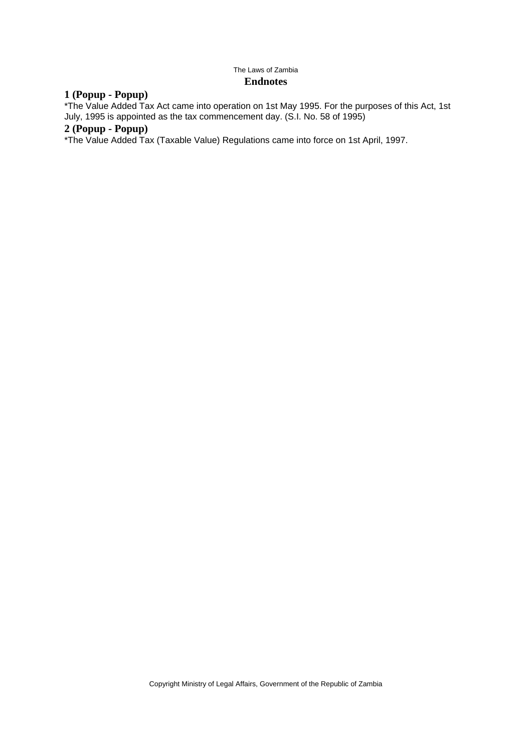## Endnotes

### 1 (Popup - Popup)

*The Value Added Tax Act came into operation on 1st May 1995. For the purposes of this Act, 1st July, 1995 is appointed as the tax commencement day. (S.I. No. 58 of 1995)

### 2 (Popup - Popup)

*The Value Added Tax (Taxable Value) Regulations came into force on 1st April, 1997.